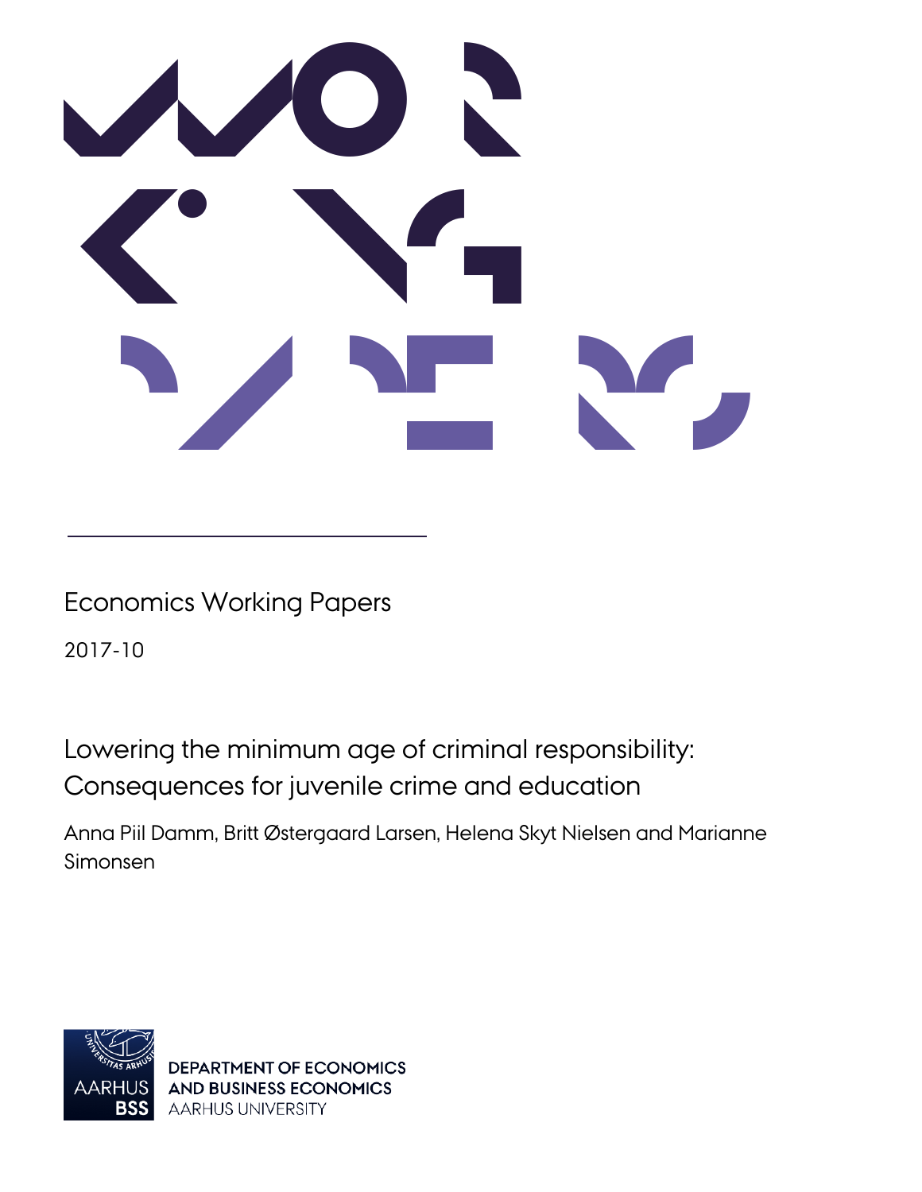Economics Working Papers

2017-10

# Lowering the minimum age of criminal responsibility: Consequences for juvenile crime and education

Anna Piil Damm, Britt Østergaard Larsen, Helena Skyt Nielsen and Marianne Simonsen

DEPARTMENT OF ECONOMICS AND BUSINESS ECONOMICS
AARHUS UNIVERSITY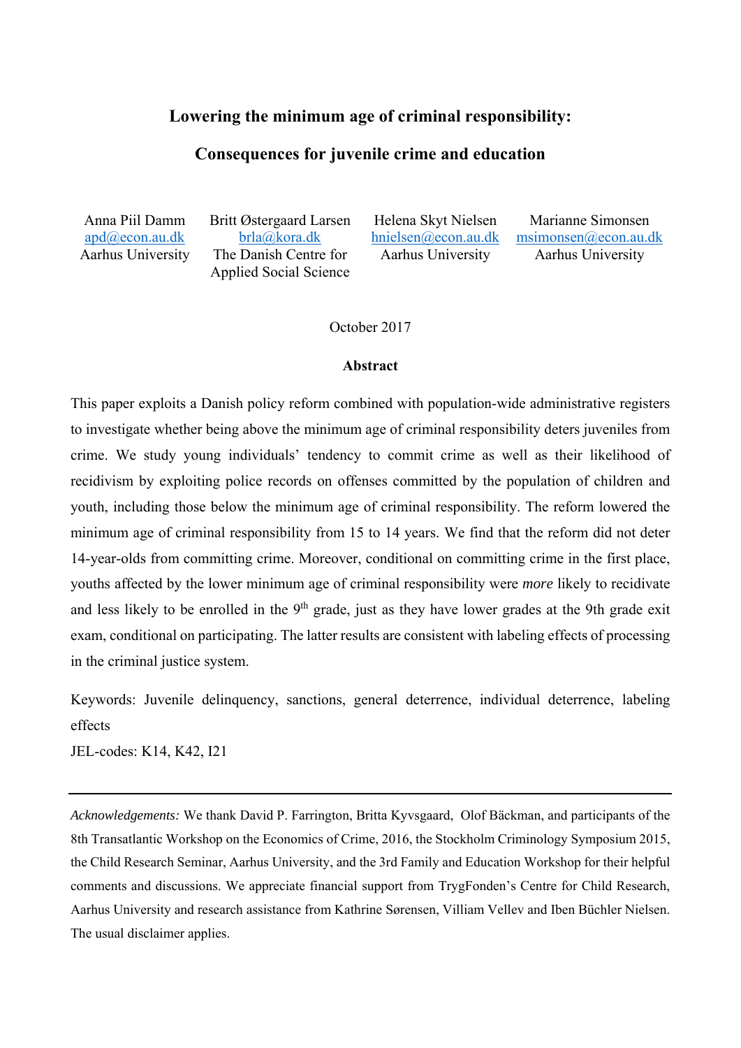# Lowering the minimum age of criminal responsibility:

# Consequences for juvenile crime and education

| Anna Piil Damm | Britt Østergaard Larsen | Helena Skyt Nielsen | Marianne Simonsen |
|---|---|---|---|
| apd@econ.au.dk | brla@kora.dk | hnielsen@econ.au.dk | msimonsen@econ.au.dk |
| Aarhus University | The Danish Centre for Applied Social Science | Aarhus University | Aarhus University |

October 2017

### Abstract

This paper exploits a Danish policy reform combined with population-wide administrative registers to investigate whether being above the minimum age of criminal responsibility deters juveniles from crime. We study young individuals' tendency to commit crime as well as their likelihood of recidivism by exploiting police records on offenses committed by the population of children and youth, including those below the minimum age of criminal responsibility. The reform lowered the minimum age of criminal responsibility from 15 to 14 years. We find that the reform did not deter 14-year-olds from committing crime. Moreover, conditional on committing crime in the first place, youths affected by the lower minimum age of criminal responsibility were *more* likely to recidivate and less likely to be enrolled in the 9th grade, just as they have lower grades at the 9th grade exit exam, conditional on participating. The latter results are consistent with labeling effects of processing in the criminal justice system.

Keywords: Juvenile delinquency, sanctions, general deterrence, individual deterrence, labeling effects

JEL-codes: K14, K42, I21

---

*Acknowledgements:* We thank David P. Farrington, Britta Kyvsgaard, Olof Bäckman, and participants of the 8th Transatlantic Workshop on the Economics of Crime, 2016, the Stockholm Criminology Symposium 2015, the Child Research Seminar, Aarhus University, and the 3rd Family and Education Workshop for their helpful comments and discussions. We appreciate financial support from TrygFonden's Centre for Child Research, Aarhus University and research assistance from Kathrine Sørensen, Villiam Vellev and Iben Büchler Nielsen. The usual disclaimer applies.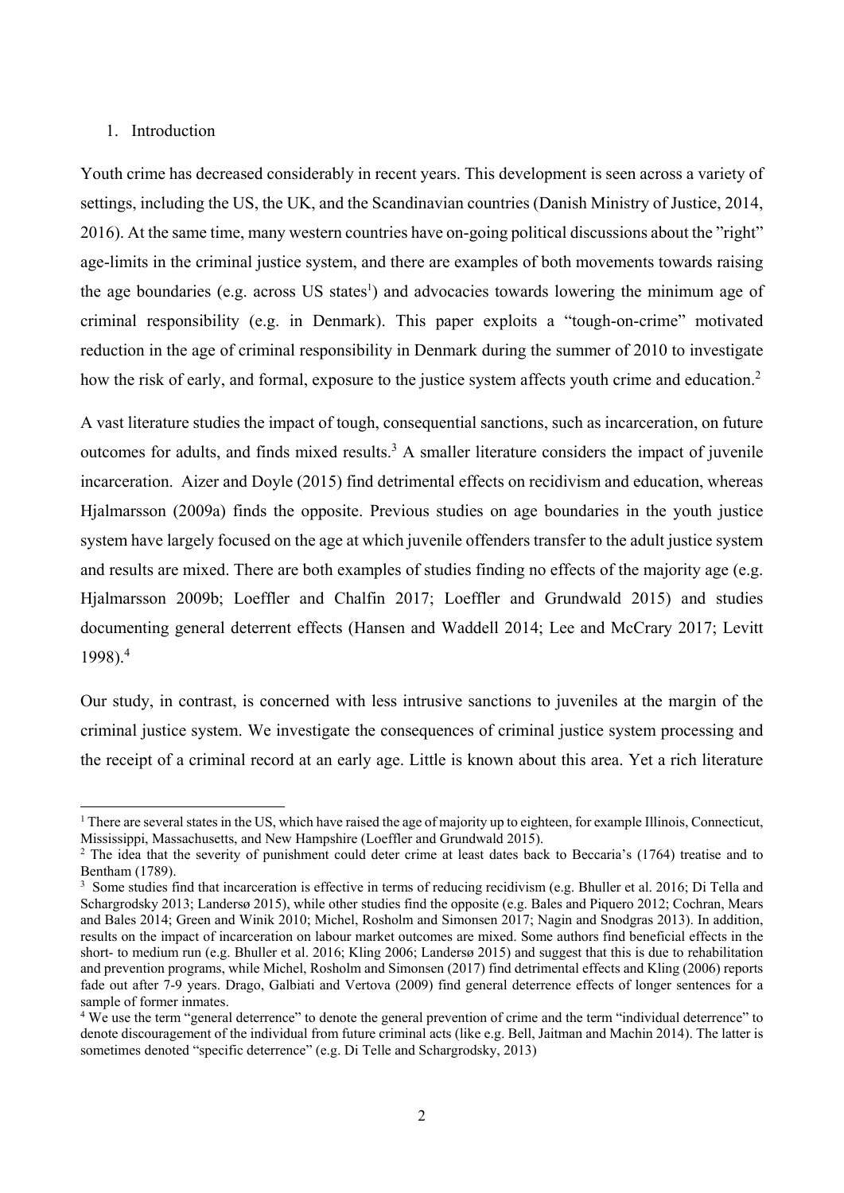## 1. Introduction

Youth crime has decreased considerably in recent years. This development is seen across a variety of settings, including the US, the UK, and the Scandinavian countries (Danish Ministry of Justice, 2014, 2016). At the same time, many western countries have on-going political discussions about the "right" age-limits in the criminal justice system, and there are examples of both movements towards raising the age boundaries (e.g. across US states[1]) and advocacies towards lowering the minimum age of criminal responsibility (e.g. in Denmark). This paper exploits a "tough-on-crime" motivated reduction in the age of criminal responsibility in Denmark during the summer of 2010 to investigate how the risk of early, and formal, exposure to the justice system affects youth crime and education.[2]

A vast literature studies the impact of tough, consequential sanctions, such as incarceration, on future outcomes for adults, and finds mixed results.[3] A smaller literature considers the impact of juvenile incarceration. Aizer and Doyle (2015) find detrimental effects on recidivism and education, whereas Hjalmarsson (2009a) finds the opposite. Previous studies on age boundaries in the youth justice system have largely focused on the age at which juvenile offenders transfer to the adult justice system and results are mixed. There are both examples of studies finding no effects of the majority age (e.g. Hjalmarsson 2009b; Loeffler and Chalfin 2017; Loeffler and Grundwald 2015) and studies documenting general deterrent effects (Hansen and Waddell 2014; Lee and McCrary 2017; Levitt 1998).[4]

Our study, in contrast, is concerned with less intrusive sanctions to juveniles at the margin of the criminal justice system. We investigate the consequences of criminal justice system processing and the receipt of a criminal record at an early age. Little is known about this area. Yet a rich literature

---

[1] There are several states in the US, which have raised the age of majority up to eighteen, for example Illinois, Connecticut, Mississippi, Massachusetts, and New Hampshire (Loeffler and Grundwald 2015).

[2] The idea that the severity of punishment could deter crime at least dates back to Beccaria's (1764) treatise and to Bentham (1789).

[3] Some studies find that incarceration is effective in terms of reducing recidivism (e.g. Bhuller et al. 2016; Di Tella and Schargrodsky 2013; Landersø 2015), while other studies find the opposite (e.g. Bales and Piquero 2012; Cochran, Mears and Bales 2014; Green and Winik 2010; Michel, Rosholm and Simonsen 2017; Nagin and Snodgras 2013). In addition, results on the impact of incarceration on labour market outcomes are mixed. Some authors find beneficial effects in the short- to medium run (e.g. Bhuller et al. 2016; Kling 2006; Landersø 2015) and suggest that this is due to rehabilitation and prevention programs, while Michel, Rosholm and Simonsen (2017) find detrimental effects and Kling (2006) reports fade out after 7-9 years. Drago, Galbiati and Vertova (2009) find general deterrence effects of longer sentences for a sample of former inmates.

[4] We use the term "general deterrence" to denote the general prevention of crime and the term "individual deterrence" to denote discouragement of the individual from future criminal acts (like e.g. Bell, Jaitman and Machin 2014). The latter is sometimes denoted "specific deterrence" (e.g. Di Telle and Schargrodsky, 2013)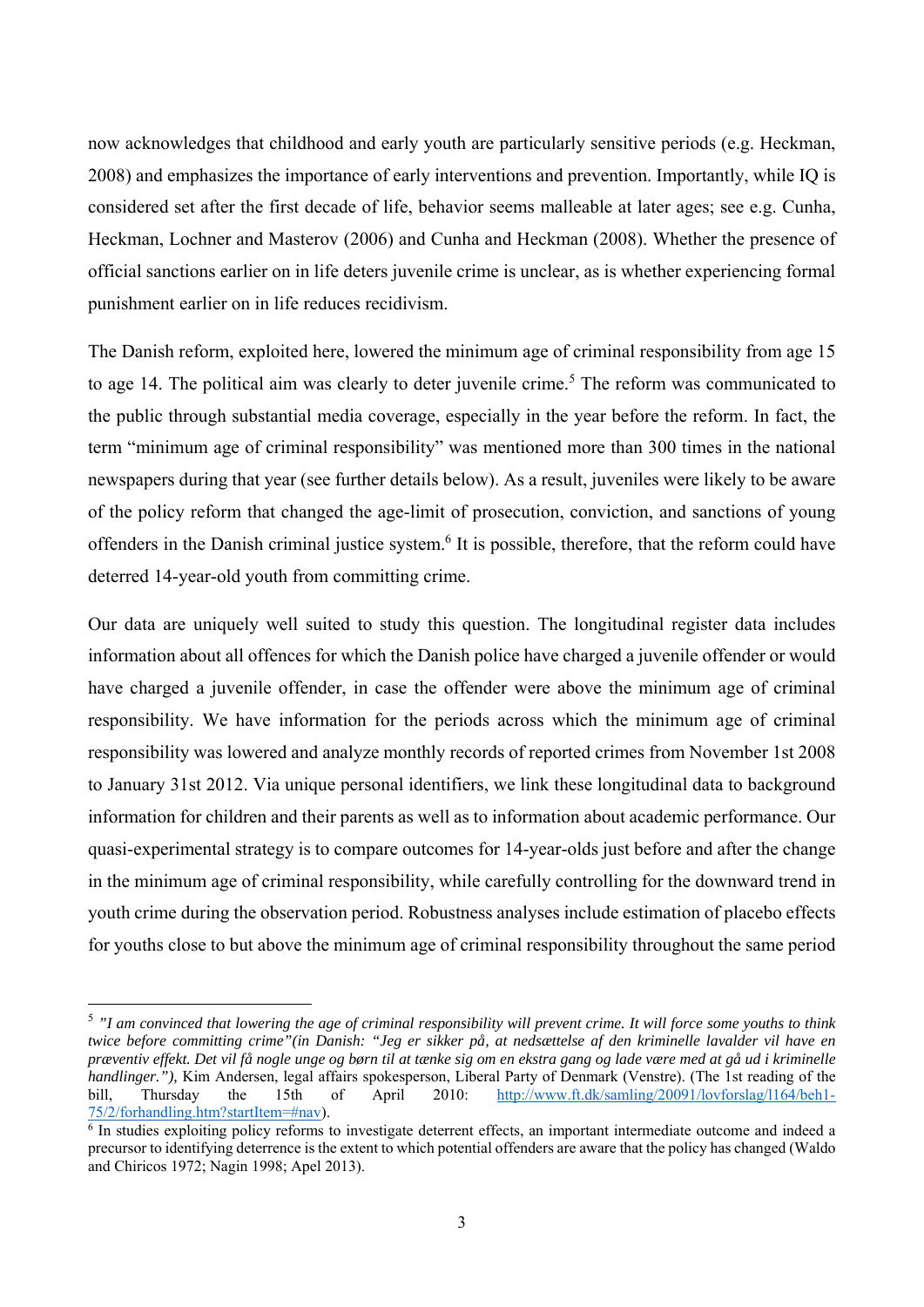now acknowledges that childhood and early youth are particularly sensitive periods (e.g. Heckman, 2008) and emphasizes the importance of early interventions and prevention. Importantly, while IQ is considered set after the first decade of life, behavior seems malleable at later ages; see e.g. Cunha, Heckman, Lochner and Masterov (2006) and Cunha and Heckman (2008). Whether the presence of official sanctions earlier on in life deters juvenile crime is unclear, as is whether experiencing formal punishment earlier on in life reduces recidivism.

The Danish reform, exploited here, lowered the minimum age of criminal responsibility from age 15 to age 14. The political aim was clearly to deter juvenile crime.[5] The reform was communicated to the public through substantial media coverage, especially in the year before the reform. In fact, the term "minimum age of criminal responsibility" was mentioned more than 300 times in the national newspapers during that year (see further details below). As a result, juveniles were likely to be aware of the policy reform that changed the age-limit of prosecution, conviction, and sanctions of young offenders in the Danish criminal justice system.[6] It is possible, therefore, that the reform could have deterred 14-year-old youth from committing crime.

Our data are uniquely well suited to study this question. The longitudinal register data includes information about all offences for which the Danish police have charged a juvenile offender or would have charged a juvenile offender, in case the offender were above the minimum age of criminal responsibility. We have information for the periods across which the minimum age of criminal responsibility was lowered and analyze monthly records of reported crimes from November 1st 2008 to January 31st 2012. Via unique personal identifiers, we link these longitudinal data to background information for children and their parents as well as to information about academic performance. Our quasi-experimental strategy is to compare outcomes for 14-year-olds just before and after the change in the minimum age of criminal responsibility, while carefully controlling for the downward trend in youth crime during the observation period. Robustness analyses include estimation of placebo effects for youths close to but above the minimum age of criminal responsibility throughout the same period

---

[5] *"I am convinced that lowering the age of criminal responsibility will prevent crime. It will force some youths to think twice before committing crime"(in Danish: "Jeg er sikker på, at nedsættelse af den kriminelle lavalder vil have en præventiv effekt. Det vil få nogle unge og børn til at tænke sig om en ekstra gang og lade være med at gå ud i kriminelle handlinger."),* Kim Andersen, legal affairs spokesperson, Liberal Party of Denmark (Venstre). (The 1st reading of the bill, Thursday the 15th of April 2010: http://www.ft.dk/samling/20091/lovforslag/l164/beh1-75/2/forhandling.htm?startItem=#nav).

[6] In studies exploiting policy reforms to investigate deterrent effects, an important intermediate outcome and indeed a precursor to identifying deterrence is the extent to which potential offenders are aware that the policy has changed (Waldo and Chiricos 1972; Nagin 1998; Apel 2013).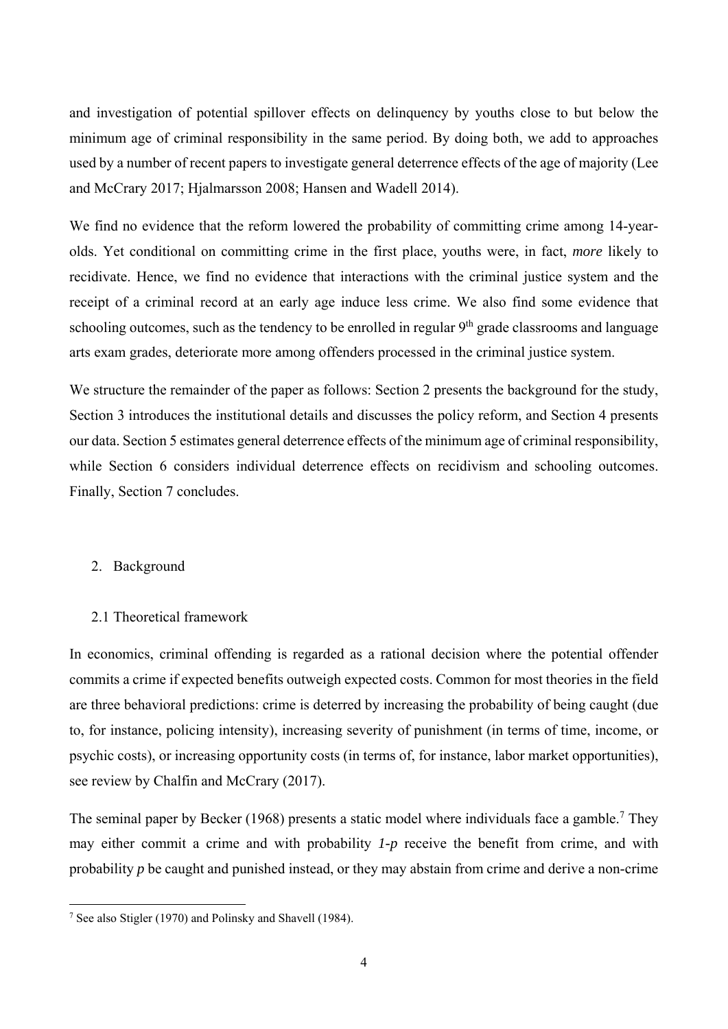and investigation of potential spillover effects on delinquency by youths close to but below the minimum age of criminal responsibility in the same period. By doing both, we add to approaches used by a number of recent papers to investigate general deterrence effects of the age of majority (Lee and McCrary 2017; Hjalmarsson 2008; Hansen and Wadell 2014).

We find no evidence that the reform lowered the probability of committing crime among 14-year-olds. Yet conditional on committing crime in the first place, youths were, in fact, *more* likely to recidivate. Hence, we find no evidence that interactions with the criminal justice system and the receipt of a criminal record at an early age induce less crime. We also find some evidence that schooling outcomes, such as the tendency to be enrolled in regular 9th grade classrooms and language arts exam grades, deteriorate more among offenders processed in the criminal justice system.

We structure the remainder of the paper as follows: Section 2 presents the background for the study, Section 3 introduces the institutional details and discusses the policy reform, and Section 4 presents our data. Section 5 estimates general deterrence effects of the minimum age of criminal responsibility, while Section 6 considers individual deterrence effects on recidivism and schooling outcomes. Finally, Section 7 concludes.

## 2. Background

### 2.1 Theoretical framework

In economics, criminal offending is regarded as a rational decision where the potential offender commits a crime if expected benefits outweigh expected costs. Common for most theories in the field are three behavioral predictions: crime is deterred by increasing the probability of being caught (due to, for instance, policing intensity), increasing severity of punishment (in terms of time, income, or psychic costs), or increasing opportunity costs (in terms of, for instance, labor market opportunities), see review by Chalfin and McCrary (2017).

The seminal paper by Becker (1968) presents a static model where individuals face a gamble.[7] They may either commit a crime and with probability $1-p$ receive the benefit from crime, and with probability $p$ be caught and punished instead, or they may abstain from crime and derive a non-crime

[7] See also Stigler (1970) and Polinsky and Shavell (1984).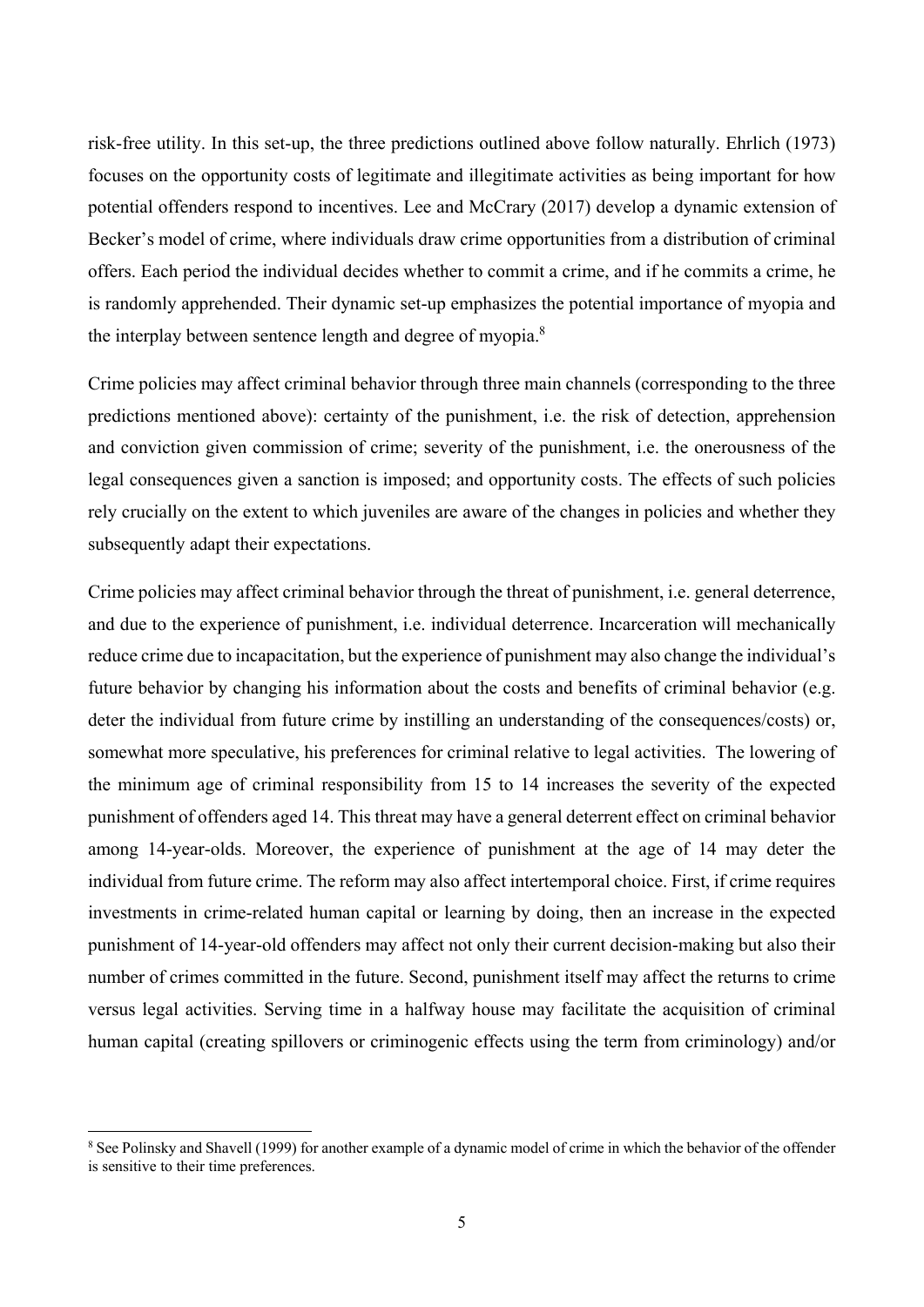risk-free utility. In this set-up, the three predictions outlined above follow naturally. Ehrlich (1973) focuses on the opportunity costs of legitimate and illegitimate activities as being important for how potential offenders respond to incentives. Lee and McCrary (2017) develop a dynamic extension of Becker's model of crime, where individuals draw crime opportunities from a distribution of criminal offers. Each period the individual decides whether to commit a crime, and if he commits a crime, he is randomly apprehended. Their dynamic set-up emphasizes the potential importance of myopia and the interplay between sentence length and degree of myopia.[8]

Crime policies may affect criminal behavior through three main channels (corresponding to the three predictions mentioned above): certainty of the punishment, i.e. the risk of detection, apprehension and conviction given commission of crime; severity of the punishment, i.e. the onerousness of the legal consequences given a sanction is imposed; and opportunity costs. The effects of such policies rely crucially on the extent to which juveniles are aware of the changes in policies and whether they subsequently adapt their expectations.

Crime policies may affect criminal behavior through the threat of punishment, i.e. general deterrence, and due to the experience of punishment, i.e. individual deterrence. Incarceration will mechanically reduce crime due to incapacitation, but the experience of punishment may also change the individual's future behavior by changing his information about the costs and benefits of criminal behavior (e.g. deter the individual from future crime by instilling an understanding of the consequences/costs) or, somewhat more speculative, his preferences for criminal relative to legal activities. The lowering of the minimum age of criminal responsibility from 15 to 14 increases the severity of the expected punishment of offenders aged 14. This threat may have a general deterrent effect on criminal behavior among 14-year-olds. Moreover, the experience of punishment at the age of 14 may deter the individual from future crime. The reform may also affect intertemporal choice. First, if crime requires investments in crime-related human capital or learning by doing, then an increase in the expected punishment of 14-year-old offenders may affect not only their current decision-making but also their number of crimes committed in the future. Second, punishment itself may affect the returns to crime versus legal activities. Serving time in a halfway house may facilitate the acquisition of criminal human capital (creating spillovers or criminogenic effects using the term from criminology) and/or

[8] See Polinsky and Shavell (1999) for another example of a dynamic model of crime in which the behavior of the offender is sensitive to their time preferences.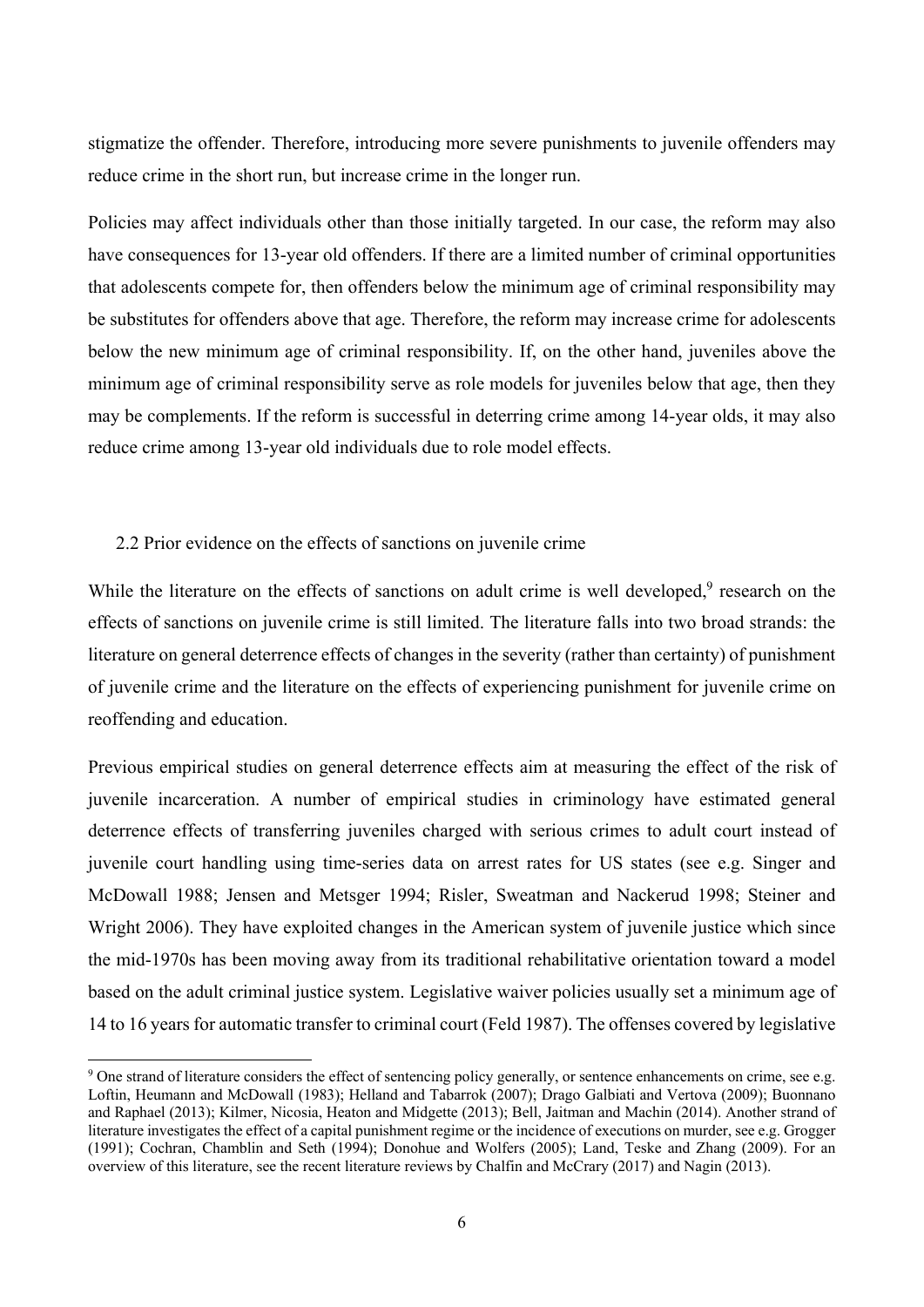stigmatize the offender. Therefore, introducing more severe punishments to juvenile offenders may reduce crime in the short run, but increase crime in the longer run.

Policies may affect individuals other than those initially targeted. In our case, the reform may also have consequences for 13-year old offenders. If there are a limited number of criminal opportunities that adolescents compete for, then offenders below the minimum age of criminal responsibility may be substitutes for offenders above that age. Therefore, the reform may increase crime for adolescents below the new minimum age of criminal responsibility. If, on the other hand, juveniles above the minimum age of criminal responsibility serve as role models for juveniles below that age, then they may be complements. If the reform is successful in deterring crime among 14-year olds, it may also reduce crime among 13-year old individuals due to role model effects.

## 2.2 Prior evidence on the effects of sanctions on juvenile crime

While the literature on the effects of sanctions on adult crime is well developed,[9] research on the effects of sanctions on juvenile crime is still limited. The literature falls into two broad strands: the literature on general deterrence effects of changes in the severity (rather than certainty) of punishment of juvenile crime and the literature on the effects of experiencing punishment for juvenile crime on reoffending and education.

Previous empirical studies on general deterrence effects aim at measuring the effect of the risk of juvenile incarceration. A number of empirical studies in criminology have estimated general deterrence effects of transferring juveniles charged with serious crimes to adult court instead of juvenile court handling using time-series data on arrest rates for US states (see e.g. Singer and McDowall 1988; Jensen and Metsger 1994; Risler, Sweatman and Nackerud 1998; Steiner and Wright 2006). They have exploited changes in the American system of juvenile justice which since the mid-1970s has been moving away from its traditional rehabilitative orientation toward a model based on the adult criminal justice system. Legislative waiver policies usually set a minimum age of 14 to 16 years for automatic transfer to criminal court (Feld 1987). The offenses covered by legislative

[9] One strand of literature considers the effect of sentencing policy generally, or sentence enhancements on crime, see e.g. Loftin, Heumann and McDowall (1983); Helland and Tabarrok (2007); Drago Galbiati and Vertova (2009); Buonnano and Raphael (2013); Kilmer, Nicosia, Heaton and Midgette (2013); Bell, Jaitman and Machin (2014). Another strand of literature investigates the effect of a capital punishment regime or the incidence of executions on murder, see e.g. Grogger (1991); Cochran, Chamblin and Seth (1994); Donohue and Wolfers (2005); Land, Teske and Zhang (2009). For an overview of this literature, see the recent literature reviews by Chalfin and McCrary (2017) and Nagin (2013).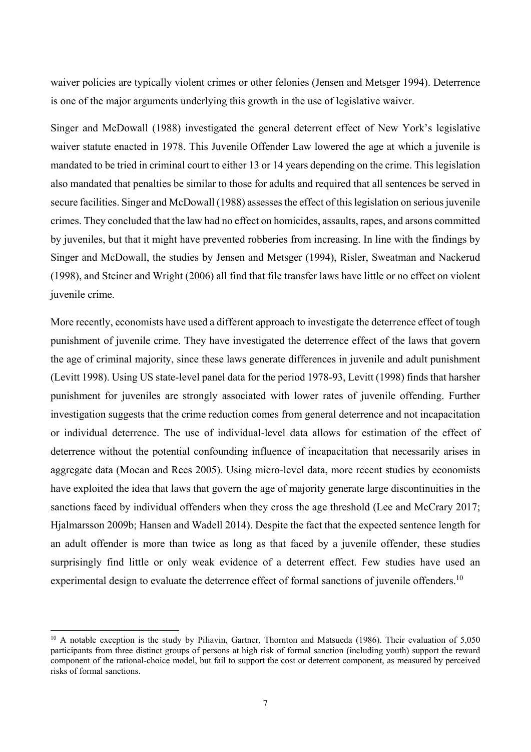waiver policies are typically violent crimes or other felonies (Jensen and Metsger 1994). Deterrence is one of the major arguments underlying this growth in the use of legislative waiver.

Singer and McDowall (1988) investigated the general deterrent effect of New York's legislative waiver statute enacted in 1978. This Juvenile Offender Law lowered the age at which a juvenile is mandated to be tried in criminal court to either 13 or 14 years depending on the crime. This legislation also mandated that penalties be similar to those for adults and required that all sentences be served in secure facilities. Singer and McDowall (1988) assesses the effect of this legislation on serious juvenile crimes. They concluded that the law had no effect on homicides, assaults, rapes, and arsons committed by juveniles, but that it might have prevented robberies from increasing. In line with the findings by Singer and McDowall, the studies by Jensen and Metsger (1994), Risler, Sweatman and Nackerud (1998), and Steiner and Wright (2006) all find that file transfer laws have little or no effect on violent juvenile crime.

More recently, economists have used a different approach to investigate the deterrence effect of tough punishment of juvenile crime. They have investigated the deterrence effect of the laws that govern the age of criminal majority, since these laws generate differences in juvenile and adult punishment (Levitt 1998). Using US state-level panel data for the period 1978-93, Levitt (1998) finds that harsher punishment for juveniles are strongly associated with lower rates of juvenile offending. Further investigation suggests that the crime reduction comes from general deterrence and not incapacitation or individual deterrence. The use of individual-level data allows for estimation of the effect of deterrence without the potential confounding influence of incapacitation that necessarily arises in aggregate data (Mocan and Rees 2005). Using micro-level data, more recent studies by economists have exploited the idea that laws that govern the age of majority generate large discontinuities in the sanctions faced by individual offenders when they cross the age threshold (Lee and McCrary 2017; Hjalmarsson 2009b; Hansen and Wadell 2014). Despite the fact that the expected sentence length for an adult offender is more than twice as long as that faced by a juvenile offender, these studies surprisingly find little or only weak evidence of a deterrent effect. Few studies have used an experimental design to evaluate the deterrence effect of formal sanctions of juvenile offenders.[10]

[10] A notable exception is the study by Piliavin, Gartner, Thornton and Matsueda (1986). Their evaluation of 5,050 participants from three distinct groups of persons at high risk of formal sanction (including youth) support the reward component of the rational-choice model, but fail to support the cost or deterrent component, as measured by perceived risks of formal sanctions.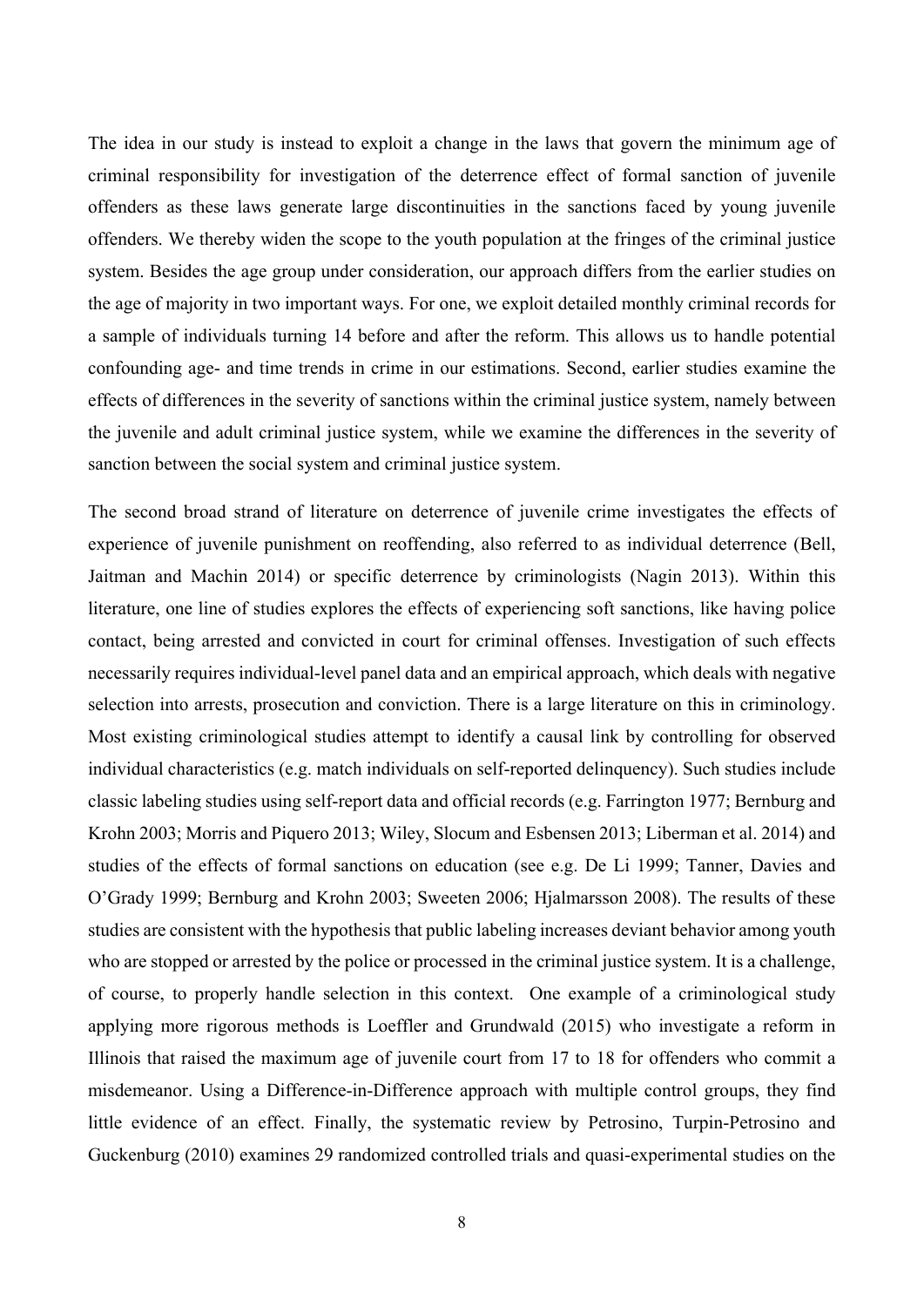The idea in our study is instead to exploit a change in the laws that govern the minimum age of criminal responsibility for investigation of the deterrence effect of formal sanction of juvenile offenders as these laws generate large discontinuities in the sanctions faced by young juvenile offenders. We thereby widen the scope to the youth population at the fringes of the criminal justice system. Besides the age group under consideration, our approach differs from the earlier studies on the age of majority in two important ways. For one, we exploit detailed monthly criminal records for a sample of individuals turning 14 before and after the reform. This allows us to handle potential confounding age- and time trends in crime in our estimations. Second, earlier studies examine the effects of differences in the severity of sanctions within the criminal justice system, namely between the juvenile and adult criminal justice system, while we examine the differences in the severity of sanction between the social system and criminal justice system.

The second broad strand of literature on deterrence of juvenile crime investigates the effects of experience of juvenile punishment on reoffending, also referred to as individual deterrence (Bell, Jaitman and Machin 2014) or specific deterrence by criminologists (Nagin 2013). Within this literature, one line of studies explores the effects of experiencing soft sanctions, like having police contact, being arrested and convicted in court for criminal offenses. Investigation of such effects necessarily requires individual-level panel data and an empirical approach, which deals with negative selection into arrests, prosecution and conviction. There is a large literature on this in criminology. Most existing criminological studies attempt to identify a causal link by controlling for observed individual characteristics (e.g. match individuals on self-reported delinquency). Such studies include classic labeling studies using self-report data and official records (e.g. Farrington 1977; Bernburg and Krohn 2003; Morris and Piquero 2013; Wiley, Slocum and Esbensen 2013; Liberman et al. 2014) and studies of the effects of formal sanctions on education (see e.g. De Li 1999; Tanner, Davies and O'Grady 1999; Bernburg and Krohn 2003; Sweeten 2006; Hjalmarsson 2008). The results of these studies are consistent with the hypothesis that public labeling increases deviant behavior among youth who are stopped or arrested by the police or processed in the criminal justice system. It is a challenge, of course, to properly handle selection in this context. One example of a criminological study applying more rigorous methods is Loeffler and Grundwald (2015) who investigate a reform in Illinois that raised the maximum age of juvenile court from 17 to 18 for offenders who commit a misdemeanor. Using a Difference-in-Difference approach with multiple control groups, they find little evidence of an effect. Finally, the systematic review by Petrosino, Turpin-Petrosino and Guckenburg (2010) examines 29 randomized controlled trials and quasi-experimental studies on the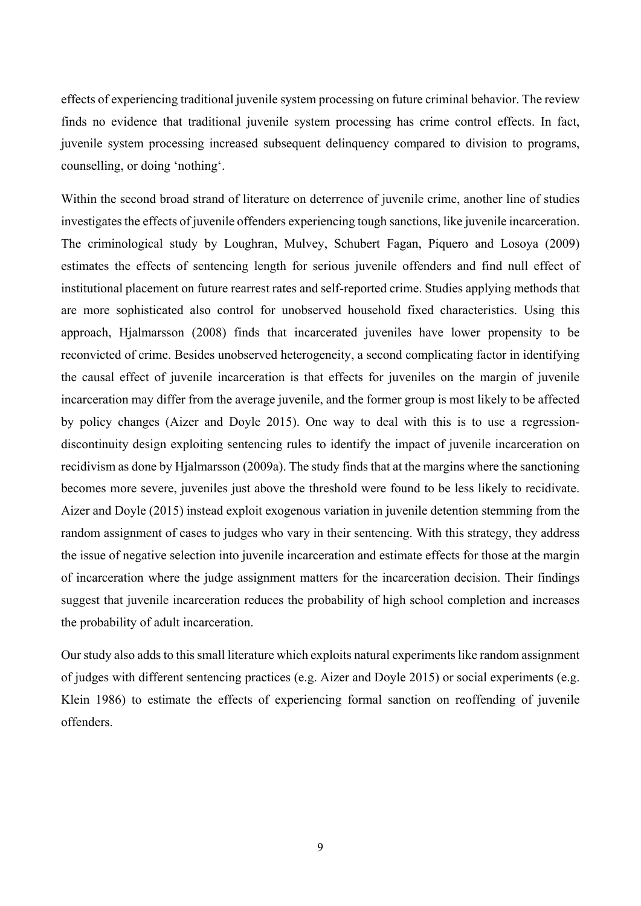effects of experiencing traditional juvenile system processing on future criminal behavior. The review finds no evidence that traditional juvenile system processing has crime control effects. In fact, juvenile system processing increased subsequent delinquency compared to division to programs, counselling, or doing 'nothing'.

Within the second broad strand of literature on deterrence of juvenile crime, another line of studies investigates the effects of juvenile offenders experiencing tough sanctions, like juvenile incarceration. The criminological study by Loughran, Mulvey, Schubert Fagan, Piquero and Losoya (2009) estimates the effects of sentencing length for serious juvenile offenders and find null effect of institutional placement on future rearrest rates and self-reported crime. Studies applying methods that are more sophisticated also control for unobserved household fixed characteristics. Using this approach, Hjalmarsson (2008) finds that incarcerated juveniles have lower propensity to be reconvicted of crime. Besides unobserved heterogeneity, a second complicating factor in identifying the causal effect of juvenile incarceration is that effects for juveniles on the margin of juvenile incarceration may differ from the average juvenile, and the former group is most likely to be affected by policy changes (Aizer and Doyle 2015). One way to deal with this is to use a regression-discontinuity design exploiting sentencing rules to identify the impact of juvenile incarceration on recidivism as done by Hjalmarsson (2009a). The study finds that at the margins where the sanctioning becomes more severe, juveniles just above the threshold were found to be less likely to recidivate. Aizer and Doyle (2015) instead exploit exogenous variation in juvenile detention stemming from the random assignment of cases to judges who vary in their sentencing. With this strategy, they address the issue of negative selection into juvenile incarceration and estimate effects for those at the margin of incarceration where the judge assignment matters for the incarceration decision. Their findings suggest that juvenile incarceration reduces the probability of high school completion and increases the probability of adult incarceration.

Our study also adds to this small literature which exploits natural experiments like random assignment of judges with different sentencing practices (e.g. Aizer and Doyle 2015) or social experiments (e.g. Klein 1986) to estimate the effects of experiencing formal sanction on reoffending of juvenile offenders.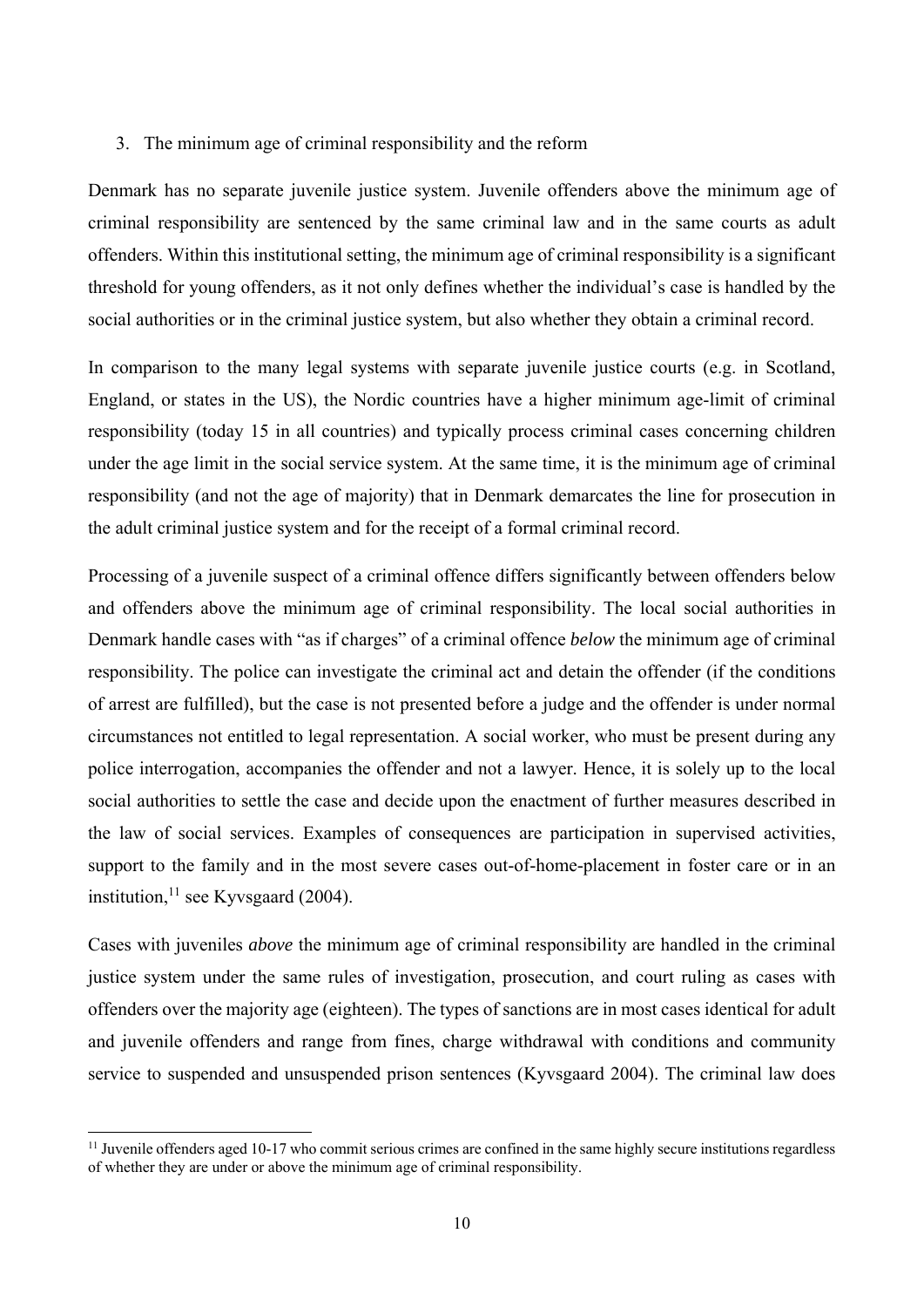## 3. The minimum age of criminal responsibility and the reform

Denmark has no separate juvenile justice system. Juvenile offenders above the minimum age of criminal responsibility are sentenced by the same criminal law and in the same courts as adult offenders. Within this institutional setting, the minimum age of criminal responsibility is a significant threshold for young offenders, as it not only defines whether the individual's case is handled by the social authorities or in the criminal justice system, but also whether they obtain a criminal record.

In comparison to the many legal systems with separate juvenile justice courts (e.g. in Scotland, England, or states in the US), the Nordic countries have a higher minimum age-limit of criminal responsibility (today 15 in all countries) and typically process criminal cases concerning children under the age limit in the social service system. At the same time, it is the minimum age of criminal responsibility (and not the age of majority) that in Denmark demarcates the line for prosecution in the adult criminal justice system and for the receipt of a formal criminal record.

Processing of a juvenile suspect of a criminal offence differs significantly between offenders below and offenders above the minimum age of criminal responsibility. The local social authorities in Denmark handle cases with "as if charges" of a criminal offence *below* the minimum age of criminal responsibility. The police can investigate the criminal act and detain the offender (if the conditions of arrest are fulfilled), but the case is not presented before a judge and the offender is under normal circumstances not entitled to legal representation. A social worker, who must be present during any police interrogation, accompanies the offender and not a lawyer. Hence, it is solely up to the local social authorities to settle the case and decide upon the enactment of further measures described in the law of social services. Examples of consequences are participation in supervised activities, support to the family and in the most severe cases out-of-home-placement in foster care or in an institution,[11] see Kyvsgaard (2004).

Cases with juveniles *above* the minimum age of criminal responsibility are handled in the criminal justice system under the same rules of investigation, prosecution, and court ruling as cases with offenders over the majority age (eighteen). The types of sanctions are in most cases identical for adult and juvenile offenders and range from fines, charge withdrawal with conditions and community service to suspended and unsuspended prison sentences (Kyvsgaard 2004). The criminal law does

[11] Juvenile offenders aged 10-17 who commit serious crimes are confined in the same highly secure institutions regardless of whether they are under or above the minimum age of criminal responsibility.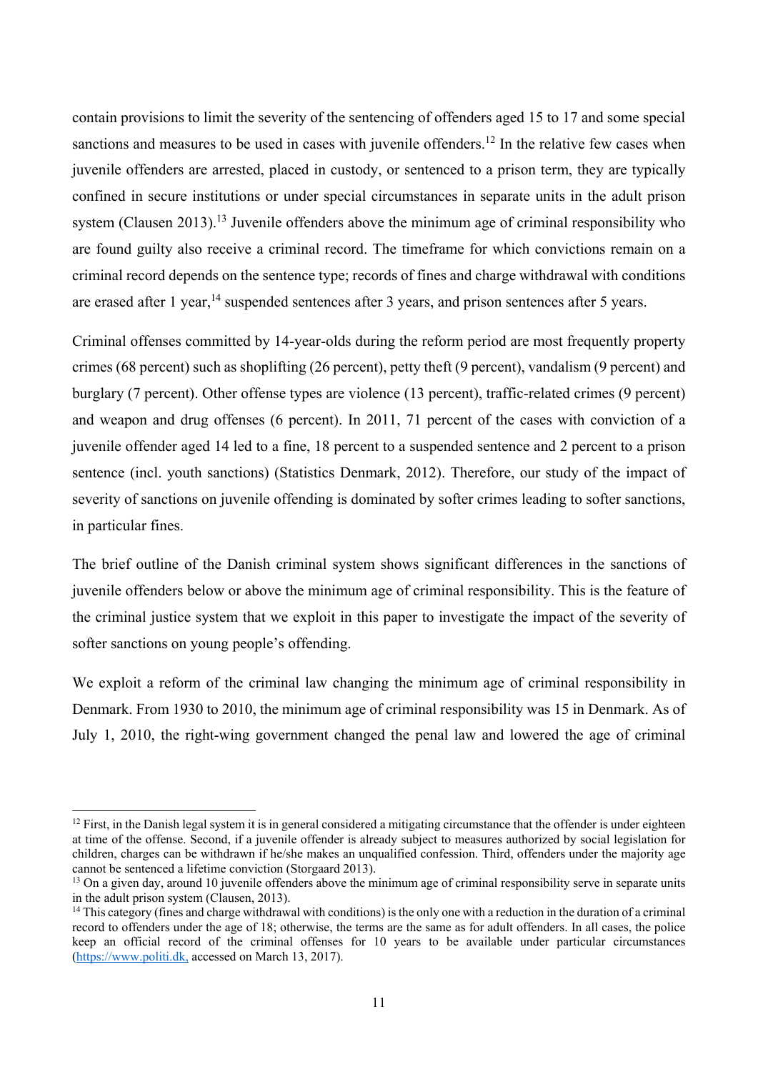contain provisions to limit the severity of the sentencing of offenders aged 15 to 17 and some special sanctions and measures to be used in cases with juvenile offenders.[12] In the relative few cases when juvenile offenders are arrested, placed in custody, or sentenced to a prison term, they are typically confined in secure institutions or under special circumstances in separate units in the adult prison system (Clausen 2013).[13] Juvenile offenders above the minimum age of criminal responsibility who are found guilty also receive a criminal record. The timeframe for which convictions remain on a criminal record depends on the sentence type; records of fines and charge withdrawal with conditions are erased after 1 year,[14] suspended sentences after 3 years, and prison sentences after 5 years.

Criminal offenses committed by 14-year-olds during the reform period are most frequently property crimes (68 percent) such as shoplifting (26 percent), petty theft (9 percent), vandalism (9 percent) and burglary (7 percent). Other offense types are violence (13 percent), traffic-related crimes (9 percent) and weapon and drug offenses (6 percent). In 2011, 71 percent of the cases with conviction of a juvenile offender aged 14 led to a fine, 18 percent to a suspended sentence and 2 percent to a prison sentence (incl. youth sanctions) (Statistics Denmark, 2012). Therefore, our study of the impact of severity of sanctions on juvenile offending is dominated by softer crimes leading to softer sanctions, in particular fines.

The brief outline of the Danish criminal system shows significant differences in the sanctions of juvenile offenders below or above the minimum age of criminal responsibility. This is the feature of the criminal justice system that we exploit in this paper to investigate the impact of the severity of softer sanctions on young people's offending.

We exploit a reform of the criminal law changing the minimum age of criminal responsibility in Denmark. From 1930 to 2010, the minimum age of criminal responsibility was 15 in Denmark. As of July 1, 2010, the right-wing government changed the penal law and lowered the age of criminal

---

[12] First, in the Danish legal system it is in general considered a mitigating circumstance that the offender is under eighteen at time of the offense. Second, if a juvenile offender is already subject to measures authorized by social legislation for children, charges can be withdrawn if he/she makes an unqualified confession. Third, offenders under the majority age cannot be sentenced a lifetime conviction (Storgaard 2013).

[13] On a given day, around 10 juvenile offenders above the minimum age of criminal responsibility serve in separate units in the adult prison system (Clausen, 2013).

[14] This category (fines and charge withdrawal with conditions) is the only one with a reduction in the duration of a criminal record to offenders under the age of 18; otherwise, the terms are the same as for adult offenders. In all cases, the police keep an official record of the criminal offenses for 10 years to be available under particular circumstances (https://www.politi.dk, accessed on March 13, 2017).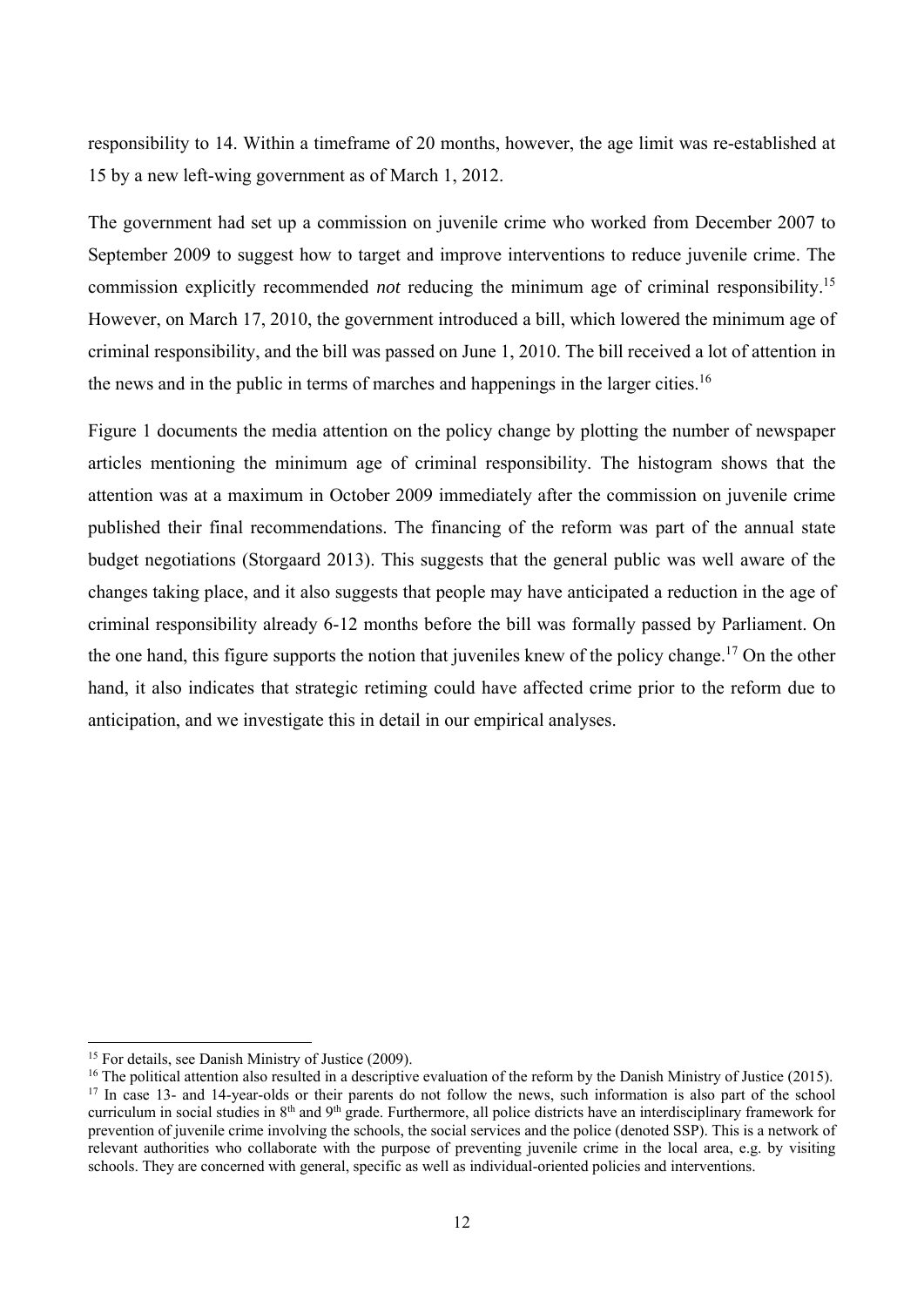responsibility to 14. Within a timeframe of 20 months, however, the age limit was re-established at 15 by a new left-wing government as of March 1, 2012.

The government had set up a commission on juvenile crime who worked from December 2007 to September 2009 to suggest how to target and improve interventions to reduce juvenile crime. The commission explicitly recommended *not* reducing the minimum age of criminal responsibility.[15] However, on March 17, 2010, the government introduced a bill, which lowered the minimum age of criminal responsibility, and the bill was passed on June 1, 2010. The bill received a lot of attention in the news and in the public in terms of marches and happenings in the larger cities.[16]

Figure 1 documents the media attention on the policy change by plotting the number of newspaper articles mentioning the minimum age of criminal responsibility. The histogram shows that the attention was at a maximum in October 2009 immediately after the commission on juvenile crime published their final recommendations. The financing of the reform was part of the annual state budget negotiations (Storgaard 2013). This suggests that the general public was well aware of the changes taking place, and it also suggests that people may have anticipated a reduction in the age of criminal responsibility already 6-12 months before the bill was formally passed by Parliament. On the one hand, this figure supports the notion that juveniles knew of the policy change.[17] On the other hand, it also indicates that strategic retiming could have affected crime prior to the reform due to anticipation, and we investigate this in detail in our empirical analyses.

---

[15] For details, see Danish Ministry of Justice (2009).

[16] The political attention also resulted in a descriptive evaluation of the reform by the Danish Ministry of Justice (2015).

[17] In case 13- and 14-year-olds or their parents do not follow the news, such information is also part of the school curriculum in social studies in 8th and 9th grade. Furthermore, all police districts have an interdisciplinary framework for prevention of juvenile crime involving the schools, the social services and the police (denoted SSP). This is a network of relevant authorities who collaborate with the purpose of preventing juvenile crime in the local area, e.g. by visiting schools. They are concerned with general, specific as well as individual-oriented policies and interventions.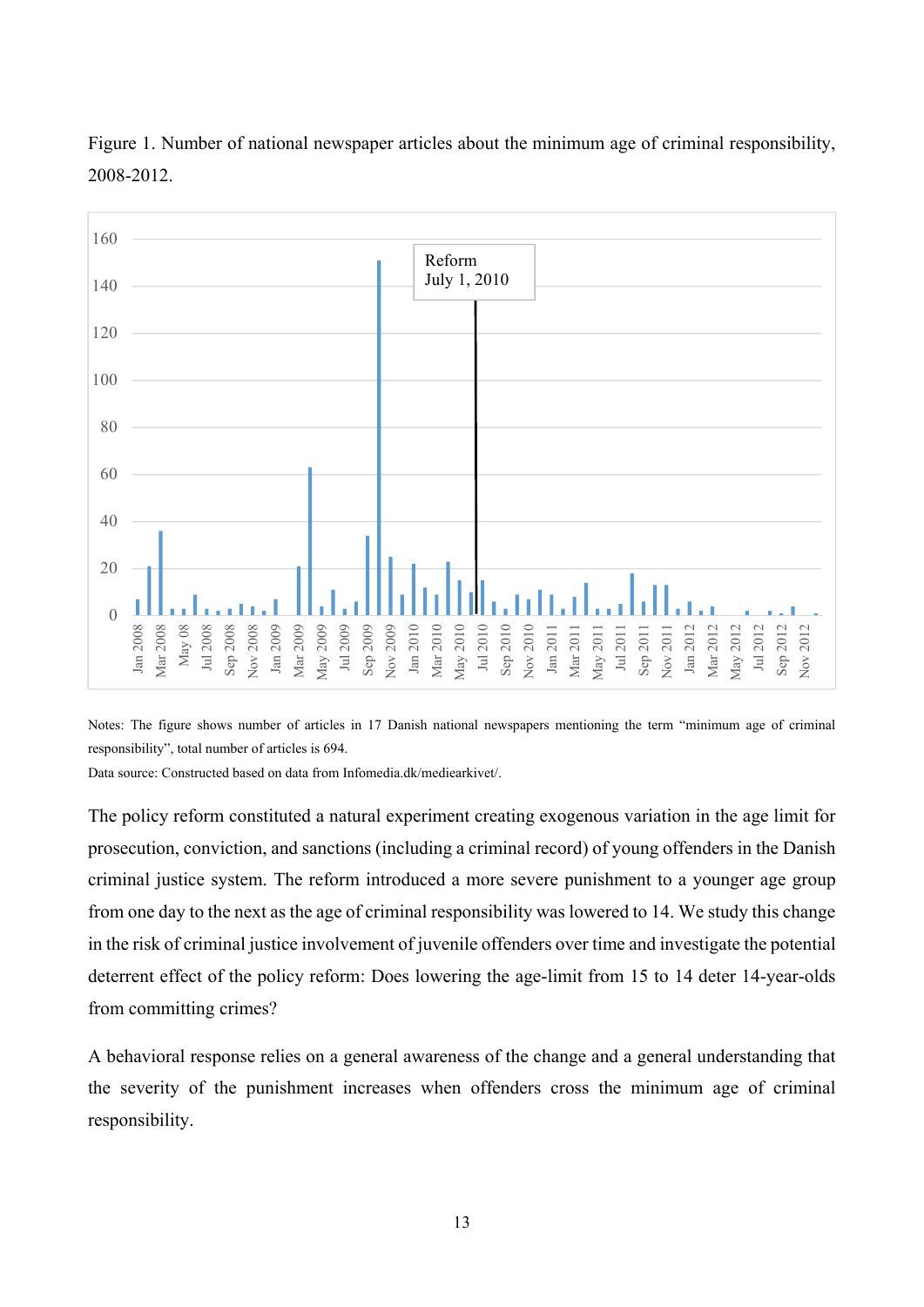Figure 1. Number of national newspaper articles about the minimum age of criminal responsibility, 2008-2012.

Notes: The figure shows number of articles in 17 Danish national newspapers mentioning the term “minimum age of criminal responsibility”, total number of articles is 694.

Data source: Constructed based on data from Infomedia.dk/mediearkivet/.

The policy reform constituted a natural experiment creating exogenous variation in the age limit for prosecution, conviction, and sanctions (including a criminal record) of young offenders in the Danish criminal justice system. The reform introduced a more severe punishment to a younger age group from one day to the next as the age of criminal responsibility was lowered to 14. We study this change in the risk of criminal justice involvement of juvenile offenders over time and investigate the potential deterrent effect of the policy reform: Does lowering the age-limit from 15 to 14 deter 14-year-olds from committing crimes?

A behavioral response relies on a general awareness of the change and a general understanding that the severity of the punishment increases when offenders cross the minimum age of criminal responsibility.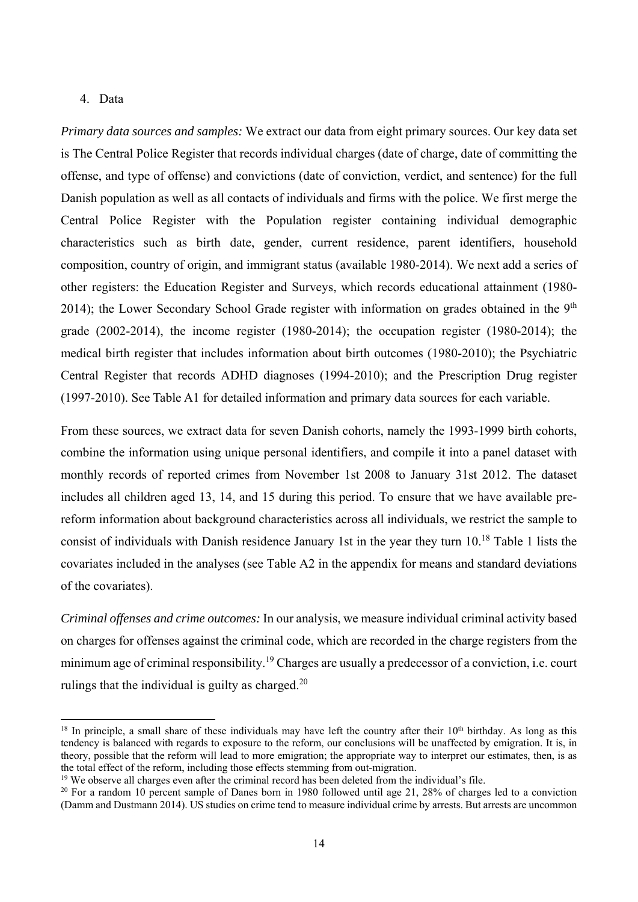## 4. Data

*Primary data sources and samples:* We extract our data from eight primary sources. Our key data set is The Central Police Register that records individual charges (date of charge, date of committing the offense, and type of offense) and convictions (date of conviction, verdict, and sentence) for the full Danish population as well as all contacts of individuals and firms with the police. We first merge the Central Police Register with the Population register containing individual demographic characteristics such as birth date, gender, current residence, parent identifiers, household composition, country of origin, and immigrant status (available 1980-2014). We next add a series of other registers: the Education Register and Surveys, which records educational attainment (1980-2014); the Lower Secondary School Grade register with information on grades obtained in the 9th grade (2002-2014), the income register (1980-2014); the occupation register (1980-2014); the medical birth register that includes information about birth outcomes (1980-2010); the Psychiatric Central Register that records ADHD diagnoses (1994-2010); and the Prescription Drug register (1997-2010). See Table A1 for detailed information and primary data sources for each variable.

From these sources, we extract data for seven Danish cohorts, namely the 1993-1999 birth cohorts, combine the information using unique personal identifiers, and compile it into a panel dataset with monthly records of reported crimes from November 1st 2008 to January 31st 2012. The dataset includes all children aged 13, 14, and 15 during this period. To ensure that we have available pre-reform information about background characteristics across all individuals, we restrict the sample to consist of individuals with Danish residence January 1st in the year they turn 10.[18] Table 1 lists the covariates included in the analyses (see Table A2 in the appendix for means and standard deviations of the covariates).

*Criminal offenses and crime outcomes:* In our analysis, we measure individual criminal activity based on charges for offenses against the criminal code, which are recorded in the charge registers from the minimum age of criminal responsibility.[19] Charges are usually a predecessor of a conviction, i.e. court rulings that the individual is guilty as charged.[20]

---

[18] In principle, a small share of these individuals may have left the country after their 10th birthday. As long as this tendency is balanced with regards to exposure to the reform, our conclusions will be unaffected by emigration. It is, in theory, possible that the reform will lead to more emigration; the appropriate way to interpret our estimates, then, is as the total effect of the reform, including those effects stemming from out-migration.

[19] We observe all charges even after the criminal record has been deleted from the individual's file.

[20] For a random 10 percent sample of Danes born in 1980 followed until age 21, 28% of charges led to a conviction (Damm and Dustmann 2014). US studies on crime tend to measure individual crime by arrests. But arrests are uncommon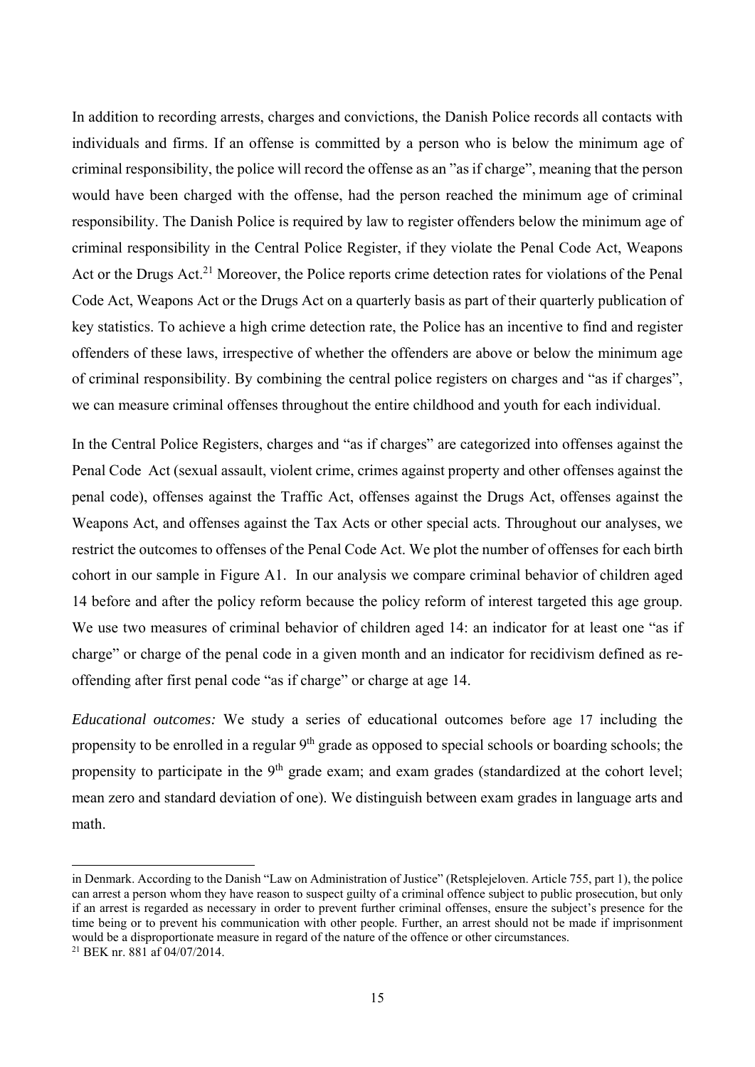In addition to recording arrests, charges and convictions, the Danish Police records all contacts with individuals and firms. If an offense is committed by a person who is below the minimum age of criminal responsibility, the police will record the offense as an "as if charge", meaning that the person would have been charged with the offense, had the person reached the minimum age of criminal responsibility. The Danish Police is required by law to register offenders below the minimum age of criminal responsibility in the Central Police Register, if they violate the Penal Code Act, Weapons Act or the Drugs Act.[21] Moreover, the Police reports crime detection rates for violations of the Penal Code Act, Weapons Act or the Drugs Act on a quarterly basis as part of their quarterly publication of key statistics. To achieve a high crime detection rate, the Police has an incentive to find and register offenders of these laws, irrespective of whether the offenders are above or below the minimum age of criminal responsibility. By combining the central police registers on charges and "as if charges", we can measure criminal offenses throughout the entire childhood and youth for each individual.

In the Central Police Registers, charges and "as if charges" are categorized into offenses against the Penal Code Act (sexual assault, violent crime, crimes against property and other offenses against the penal code), offenses against the Traffic Act, offenses against the Drugs Act, offenses against the Weapons Act, and offenses against the Tax Acts or other special acts. Throughout our analyses, we restrict the outcomes to offenses of the Penal Code Act. We plot the number of offenses for each birth cohort in our sample in Figure A1. In our analysis we compare criminal behavior of children aged 14 before and after the policy reform because the policy reform of interest targeted this age group. We use two measures of criminal behavior of children aged 14: an indicator for at least one "as if charge" or charge of the penal code in a given month and an indicator for recidivism defined as re-offending after first penal code "as if charge" or charge at age 14.

*Educational outcomes:* We study a series of educational outcomes before age 17 including the propensity to be enrolled in a regular 9th grade as opposed to special schools or boarding schools; the propensity to participate in the 9th grade exam; and exam grades (standardized at the cohort level; mean zero and standard deviation of one). We distinguish between exam grades in language arts and math.

---

in Denmark. According to the Danish "Law on Administration of Justice" (Retsplejeloven. Article 755, part 1), the police can arrest a person whom they have reason to suspect guilty of a criminal offence subject to public prosecution, but only if an arrest is regarded as necessary in order to prevent further criminal offenses, ensure the subject's presence for the time being or to prevent his communication with other people. Further, an arrest should not be made if imprisonment would be a disproportionate measure in regard of the nature of the offence or other circumstances.

[21] BEK nr. 881 af 04/07/2014.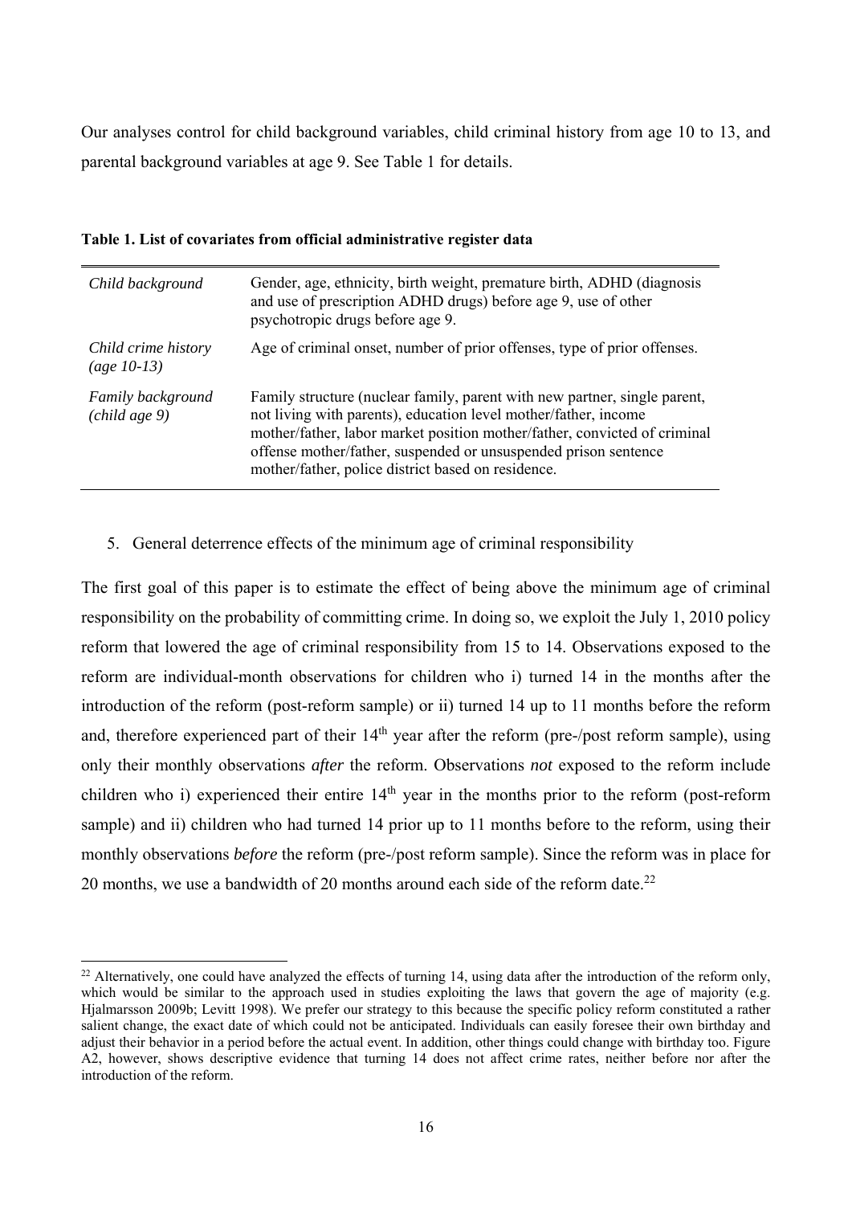Our analyses control for child background variables, child criminal history from age 10 to 13, and parental background variables at age 9. See Table 1 for details.

**Table 1. List of covariates from official administrative register data**

| | |
|---|---|
| *Child background* | Gender, age, ethnicity, birth weight, premature birth, ADHD (diagnosis and use of prescription ADHD drugs) before age 9, use of other psychotropic drugs before age 9. |
| *Child crime history (age 10-13)* | Age of criminal onset, number of prior offenses, type of prior offenses. |
| *Family background (child age 9)* | Family structure (nuclear family, parent with new partner, single parent, not living with parents), education level mother/father, income mother/father, labor market position mother/father, convicted of criminal offense mother/father, suspended or unsuspended prison sentence mother/father, police district based on residence. |

5. General deterrence effects of the minimum age of criminal responsibility

The first goal of this paper is to estimate the effect of being above the minimum age of criminal responsibility on the probability of committing crime. In doing so, we exploit the July 1, 2010 policy reform that lowered the age of criminal responsibility from 15 to 14. Observations exposed to the reform are individual-month observations for children who i) turned 14 in the months after the introduction of the reform (post-reform sample) or ii) turned 14 up to 11 months before the reform and, therefore experienced part of their 14[th] year after the reform (pre-/post reform sample), using only their monthly observations *after* the reform. Observations *not* exposed to the reform include children who i) experienced their entire 14[th] year in the months prior to the reform (post-reform sample) and ii) children who had turned 14 prior up to 11 months before to the reform, using their monthly observations *before* the reform (pre-/post reform sample). Since the reform was in place for 20 months, we use a bandwidth of 20 months around each side of the reform date.[22]

[22] Alternatively, one could have analyzed the effects of turning 14, using data after the introduction of the reform only, which would be similar to the approach used in studies exploiting the laws that govern the age of majority (e.g. Hjalmarsson 2009b; Levitt 1998). We prefer our strategy to this because the specific policy reform constituted a rather salient change, the exact date of which could not be anticipated. Individuals can easily foresee their own birthday and adjust their behavior in a period before the actual event. In addition, other things could change with birthday too. Figure A2, however, shows descriptive evidence that turning 14 does not affect crime rates, neither before nor after the introduction of the reform.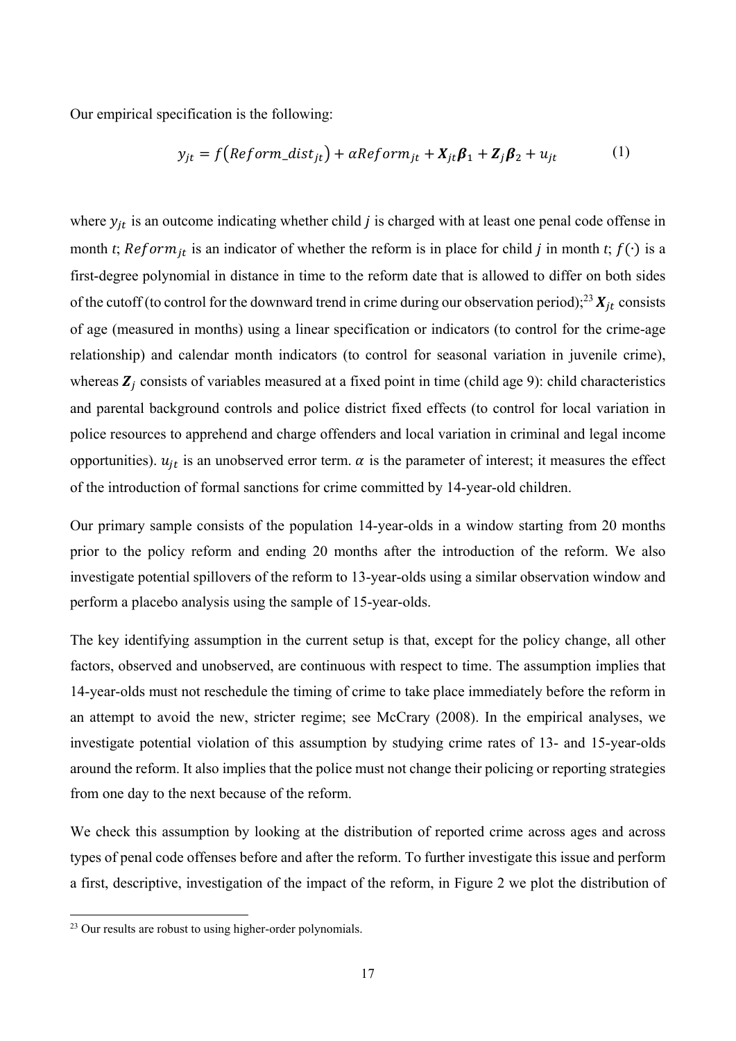Our empirical specification is the following:

$$y_{jt} = f\left(Reform\_dist_{jt}\right) + \alpha Reform_{jt} + \boldsymbol{X}_{jt}\boldsymbol{\beta}_1 + \boldsymbol{Z}_j\boldsymbol{\beta}_2 + u_{jt} \qquad (1)$$

where $y_{jt}$ is an outcome indicating whether child $j$ is charged with at least one penal code offense in month $t$; $Reform_{jt}$ is an indicator of whether the reform is in place for child $j$ in month $t$; $f(\cdot)$ is a first-degree polynomial in distance in time to the reform date that is allowed to differ on both sides of the cutoff (to control for the downward trend in crime during our observation period);[23] $\boldsymbol{X}_{jt}$ consists of age (measured in months) using a linear specification or indicators (to control for the crime-age relationship) and calendar month indicators (to control for seasonal variation in juvenile crime), whereas $\boldsymbol{Z}_j$ consists of variables measured at a fixed point in time (child age 9): child characteristics and parental background controls and police district fixed effects (to control for local variation in police resources to apprehend and charge offenders and local variation in criminal and legal income opportunities). $u_{jt}$ is an unobserved error term. $\alpha$ is the parameter of interest; it measures the effect of the introduction of formal sanctions for crime committed by 14-year-old children.

Our primary sample consists of the population 14-year-olds in a window starting from 20 months prior to the policy reform and ending 20 months after the introduction of the reform. We also investigate potential spillovers of the reform to 13-year-olds using a similar observation window and perform a placebo analysis using the sample of 15-year-olds.

The key identifying assumption in the current setup is that, except for the policy change, all other factors, observed and unobserved, are continuous with respect to time. The assumption implies that 14-year-olds must not reschedule the timing of crime to take place immediately before the reform in an attempt to avoid the new, stricter regime; see McCrary (2008). In the empirical analyses, we investigate potential violation of this assumption by studying crime rates of 13- and 15-year-olds around the reform. It also implies that the police must not change their policing or reporting strategies from one day to the next because of the reform.

We check this assumption by looking at the distribution of reported crime across ages and across types of penal code offenses before and after the reform. To further investigate this issue and perform a first, descriptive, investigation of the impact of the reform, in Figure 2 we plot the distribution of

[23] Our results are robust to using higher-order polynomials.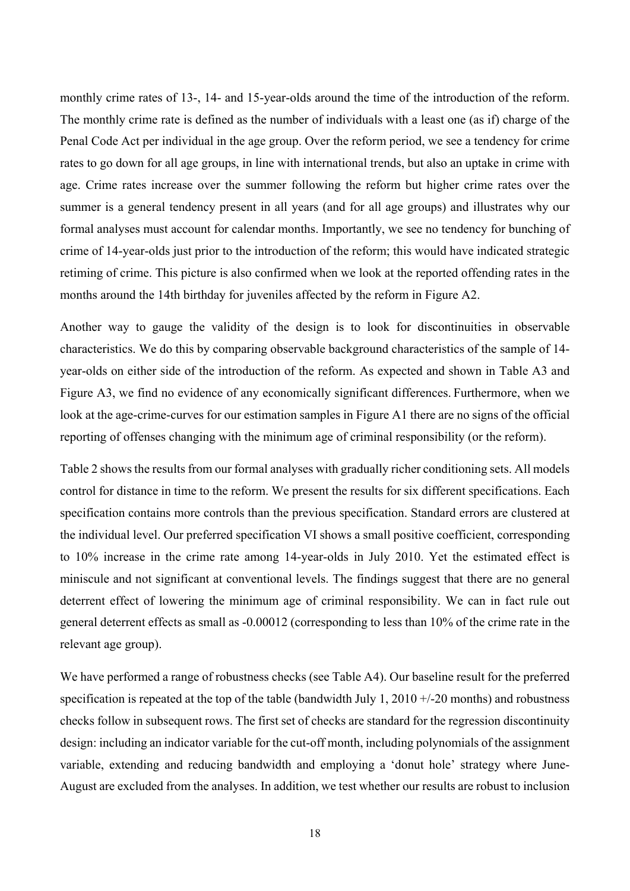monthly crime rates of 13-, 14- and 15-year-olds around the time of the introduction of the reform. The monthly crime rate is defined as the number of individuals with a least one (as if) charge of the Penal Code Act per individual in the age group. Over the reform period, we see a tendency for crime rates to go down for all age groups, in line with international trends, but also an uptake in crime with age. Crime rates increase over the summer following the reform but higher crime rates over the summer is a general tendency present in all years (and for all age groups) and illustrates why our formal analyses must account for calendar months. Importantly, we see no tendency for bunching of crime of 14-year-olds just prior to the introduction of the reform; this would have indicated strategic retiming of crime. This picture is also confirmed when we look at the reported offending rates in the months around the 14th birthday for juveniles affected by the reform in Figure A2.

Another way to gauge the validity of the design is to look for discontinuities in observable characteristics. We do this by comparing observable background characteristics of the sample of 14-year-olds on either side of the introduction of the reform. As expected and shown in Table A3 and Figure A3, we find no evidence of any economically significant differences. Furthermore, when we look at the age-crime-curves for our estimation samples in Figure A1 there are no signs of the official reporting of offenses changing with the minimum age of criminal responsibility (or the reform).

Table 2 shows the results from our formal analyses with gradually richer conditioning sets. All models control for distance in time to the reform. We present the results for six different specifications. Each specification contains more controls than the previous specification. Standard errors are clustered at the individual level. Our preferred specification VI shows a small positive coefficient, corresponding to 10% increase in the crime rate among 14-year-olds in July 2010. Yet the estimated effect is miniscule and not significant at conventional levels. The findings suggest that there are no general deterrent effect of lowering the minimum age of criminal responsibility. We can in fact rule out general deterrent effects as small as -0.00012 (corresponding to less than 10% of the crime rate in the relevant age group).

We have performed a range of robustness checks (see Table A4). Our baseline result for the preferred specification is repeated at the top of the table (bandwidth July 1, 2010 +/-20 months) and robustness checks follow in subsequent rows. The first set of checks are standard for the regression discontinuity design: including an indicator variable for the cut-off month, including polynomials of the assignment variable, extending and reducing bandwidth and employing a 'donut hole' strategy where June-August are excluded from the analyses. In addition, we test whether our results are robust to inclusion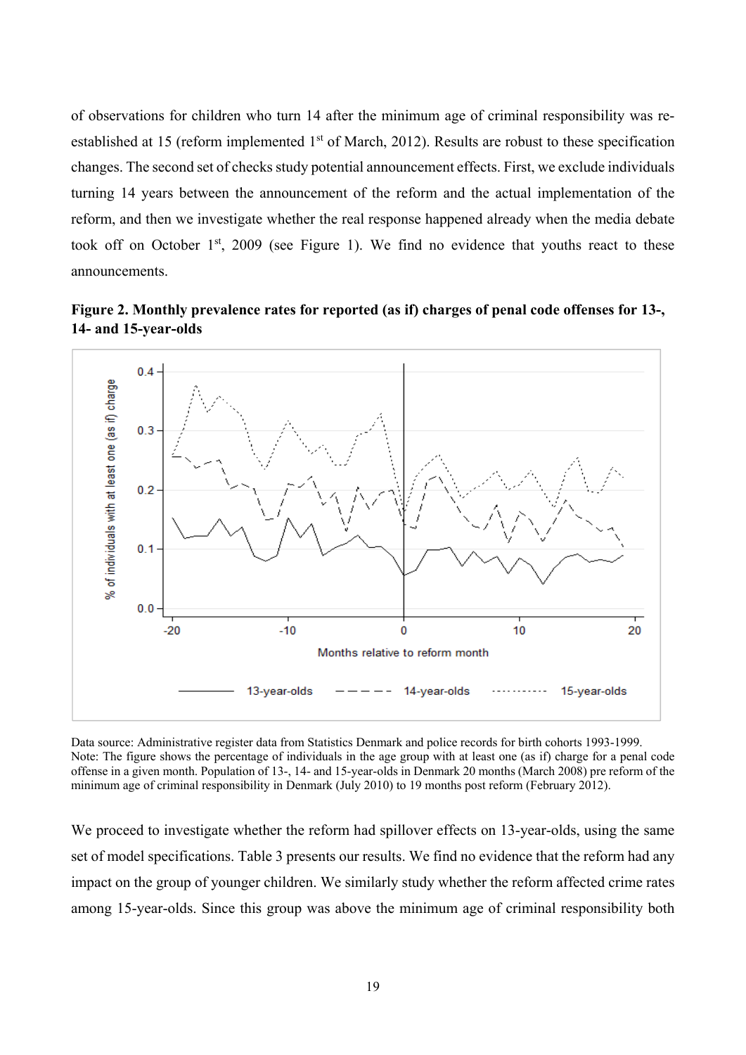of observations for children who turn 14 after the minimum age of criminal responsibility was re-established at 15 (reform implemented 1st of March, 2012). Results are robust to these specification changes. The second set of checks study potential announcement effects. First, we exclude individuals turning 14 years between the announcement of the reform and the actual implementation of the reform, and then we investigate whether the real response happened already when the media debate took off on October 1st, 2009 (see Figure 1). We find no evidence that youths react to these announcements.

**Figure 2. Monthly prevalence rates for reported (as if) charges of penal code offenses for 13-, 14- and 15-year-olds**

Data source: Administrative register data from Statistics Denmark and police records for birth cohorts 1993-1999.
Note: The figure shows the percentage of individuals in the age group with at least one (as if) charge for a penal code offense in a given month. Population of 13-, 14- and 15-year-olds in Denmark 20 months (March 2008) pre reform of the minimum age of criminal responsibility in Denmark (July 2010) to 19 months post reform (February 2012).

We proceed to investigate whether the reform had spillover effects on 13-year-olds, using the same set of model specifications. Table 3 presents our results. We find no evidence that the reform had any impact on the group of younger children. We similarly study whether the reform affected crime rates among 15-year-olds. Since this group was above the minimum age of criminal responsibility both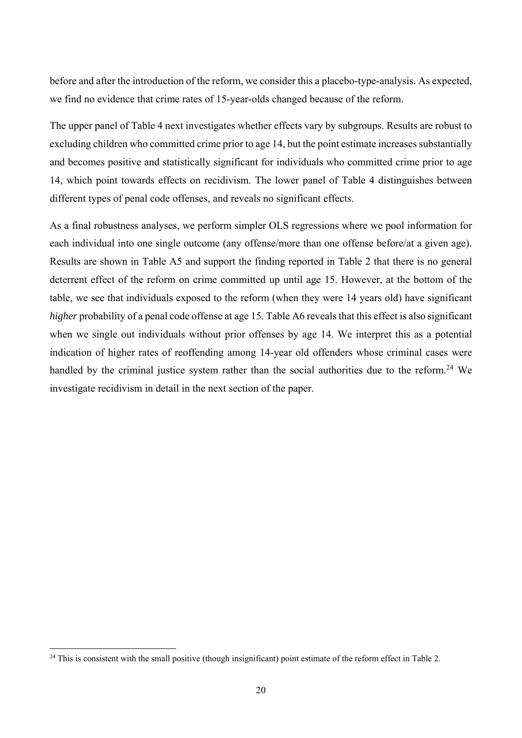before and after the introduction of the reform, we consider this a placebo-type-analysis. As expected, we find no evidence that crime rates of 15-year-olds changed because of the reform.

The upper panel of Table 4 next investigates whether effects vary by subgroups. Results are robust to excluding children who committed crime prior to age 14, but the point estimate increases substantially and becomes positive and statistically significant for individuals who committed crime prior to age 14, which point towards effects on recidivism. The lower panel of Table 4 distinguishes between different types of penal code offenses, and reveals no significant effects.

As a final robustness analyses, we perform simpler OLS regressions where we pool information for each individual into one single outcome (any offense/more than one offense before/at a given age). Results are shown in Table A5 and support the finding reported in Table 2 that there is no general deterrent effect of the reform on crime committed up until age 15. However, at the bottom of the table, we see that individuals exposed to the reform (when they were 14 years old) have significant *higher* probability of a penal code offense at age 15. Table A6 reveals that this effect is also significant when we single out individuals without prior offenses by age 14. We interpret this as a potential indication of higher rates of reoffending among 14-year old offenders whose criminal cases were handled by the criminal justice system rather than the social authorities due to the reform.[24] We investigate recidivism in detail in the next section of the paper.

[24] This is consistent with the small positive (though insignificant) point estimate of the reform effect in Table 2.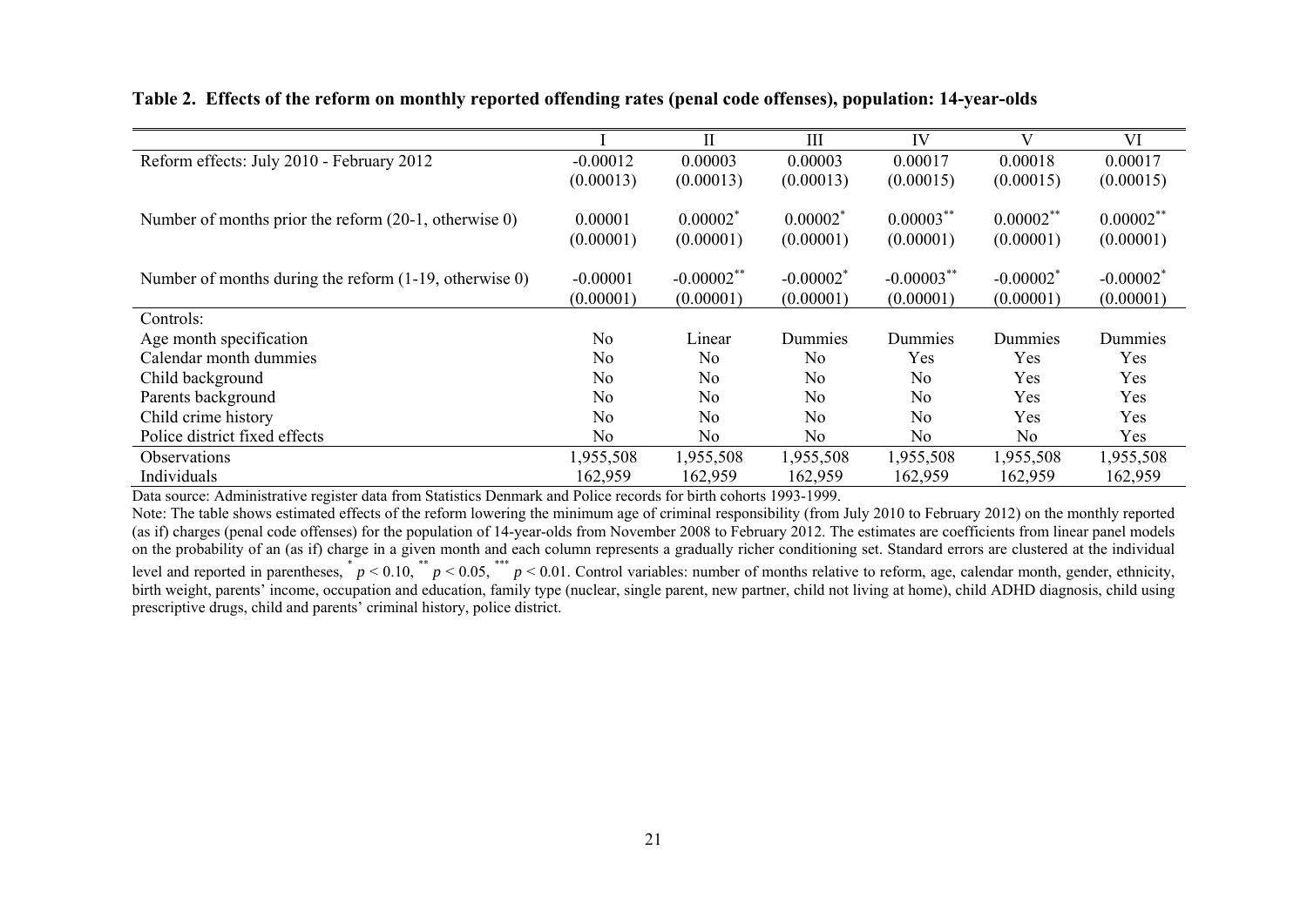**Table 2. Effects of the reform on monthly reported offending rates (penal code offenses), population: 14-year-olds**

| | I | II | III | IV | V | VI |
|---|---|---|---|---|---|---|
| Reform effects: July 2010 - February 2012 | -0.00012 | 0.00003 | 0.00003 | 0.00017 | 0.00018 | 0.00017 |
| | (0.00013) | (0.00013) | (0.00013) | (0.00015) | (0.00015) | (0.00015) |
| Number of months prior the reform (20-1, otherwise 0) | 0.00001 | 0.00002* | 0.00002* | 0.00003** | 0.00002** | 0.00002** |
| | (0.00001) | (0.00001) | (0.00001) | (0.00001) | (0.00001) | (0.00001) |
| Number of months during the reform (1-19, otherwise 0) | -0.00001 | -0.00002** | -0.00002* | -0.00003** | -0.00002* | -0.00002* |
| | (0.00001) | (0.00001) | (0.00001) | (0.00001) | (0.00001) | (0.00001) |
| Controls: | | | | | | |
| Age month specification | No | Linear | Dummies | Dummies | Dummies | Dummies |
| Calendar month dummies | No | No | No | Yes | Yes | Yes |
| Child background | No | No | No | No | Yes | Yes |
| Parents background | No | No | No | No | Yes | Yes |
| Child crime history | No | No | No | No | Yes | Yes |
| Police district fixed effects | No | No | No | No | No | Yes |
| Observations | 1,955,508 | 1,955,508 | 1,955,508 | 1,955,508 | 1,955,508 | 1,955,508 |
| Individuals | 162,959 | 162,959 | 162,959 | 162,959 | 162,959 | 162,959 |

Data source: Administrative register data from Statistics Denmark and Police records for birth cohorts 1993-1999.

Note: The table shows estimated effects of the reform lowering the minimum age of criminal responsibility (from July 2010 to February 2012) on the monthly reported (as if) charges (penal code offenses) for the population of 14-year-olds from November 2008 to February 2012. The estimates are coefficients from linear panel models on the probability of an (as if) charge in a given month and each column represents a gradually richer conditioning set. Standard errors are clustered at the individual level and reported in parentheses, * $p < 0.10$, ** $p < 0.05$, *** $p < 0.01$. Control variables: number of months relative to reform, age, calendar month, gender, ethnicity, birth weight, parents' income, occupation and education, family type (nuclear, single parent, new partner, child not living at home), child ADHD diagnosis, child using prescriptive drugs, child and parents' criminal history, police district.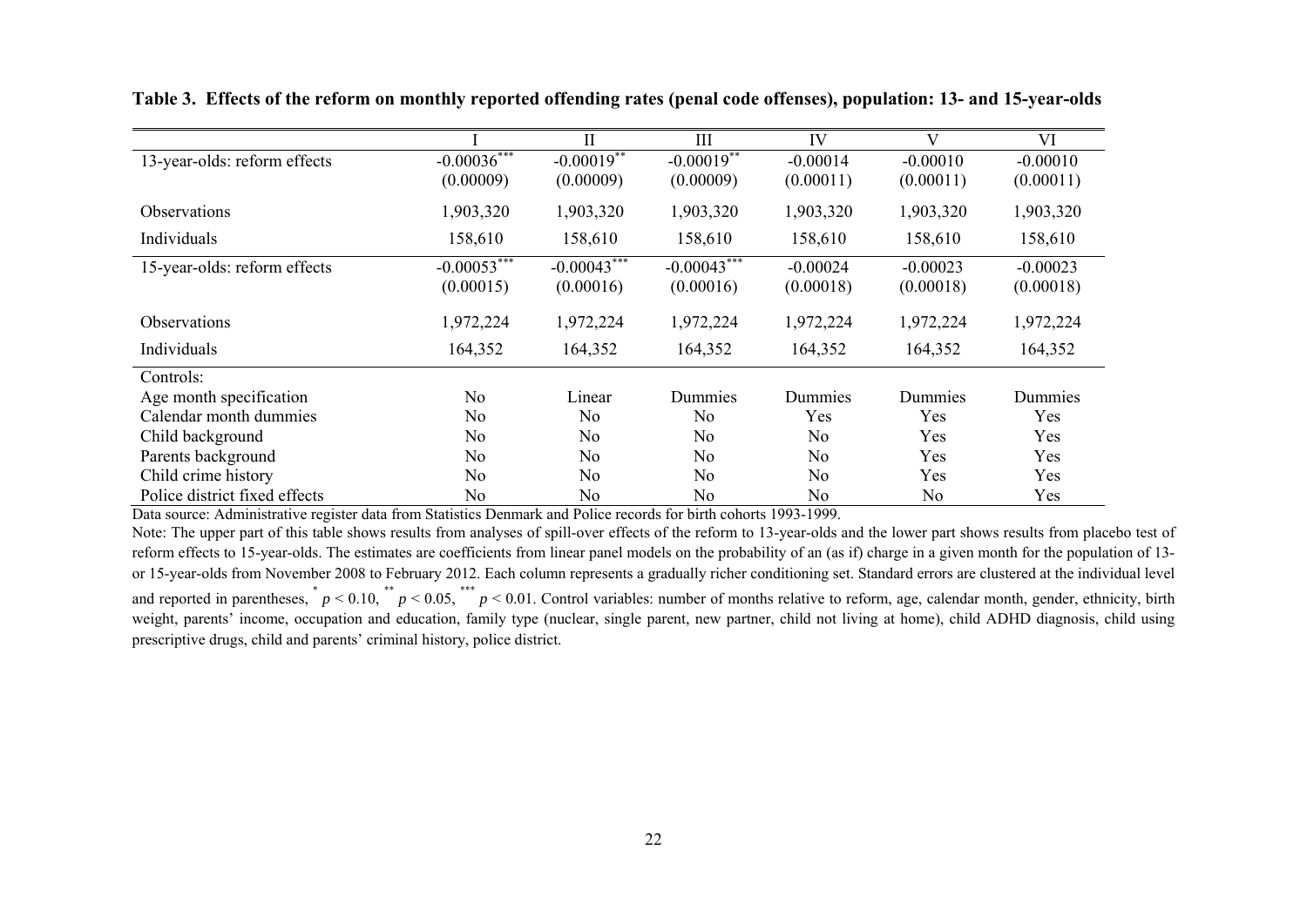**Table 3. Effects of the reform on monthly reported offending rates (penal code offenses), population: 13- and 15-year-olds**

| | I | II | III | IV | V | VI |
|---|---|---|---|---|---|---|
| 13-year-olds: reform effects | -0.00036*** | -0.00019** | -0.00019** | -0.00014 | -0.00010 | -0.00010 |
| | (0.00009) | (0.00009) | (0.00009) | (0.00011) | (0.00011) | (0.00011) |
| Observations | 1,903,320 | 1,903,320 | 1,903,320 | 1,903,320 | 1,903,320 | 1,903,320 |
| Individuals | 158,610 | 158,610 | 158,610 | 158,610 | 158,610 | 158,610 |
| 15-year-olds: reform effects | -0.00053*** | -0.00043*** | -0.00043*** | -0.00024 | -0.00023 | -0.00023 |
| | (0.00015) | (0.00016) | (0.00016) | (0.00018) | (0.00018) | (0.00018) |
| Observations | 1,972,224 | 1,972,224 | 1,972,224 | 1,972,224 | 1,972,224 | 1,972,224 |
| Individuals | 164,352 | 164,352 | 164,352 | 164,352 | 164,352 | 164,352 |
| Controls: | | | | | | |
| Age month specification | No | Linear | Dummies | Dummies | Dummies | Dummies |
| Calendar month dummies | No | No | No | Yes | Yes | Yes |
| Child background | No | No | No | No | Yes | Yes |
| Parents background | No | No | No | No | Yes | Yes |
| Child crime history | No | No | No | No | Yes | Yes |
| Police district fixed effects | No | No | No | No | No | Yes |

Data source: Administrative register data from Statistics Denmark and Police records for birth cohorts 1993-1999.

Note: The upper part of this table shows results from analyses of spill-over effects of the reform to 13-year-olds and the lower part shows results from placebo test of reform effects to 15-year-olds. The estimates are coefficients from linear panel models on the probability of an (as if) charge in a given month for the population of 13- or 15-year-olds from November 2008 to February 2012. Each column represents a gradually richer conditioning set. Standard errors are clustered at the individual level and reported in parentheses, * $p < 0.10$, ** $p < 0.05$, *** $p < 0.01$. Control variables: number of months relative to reform, age, calendar month, gender, ethnicity, birth weight, parents' income, occupation and education, family type (nuclear, single parent, new partner, child not living at home), child ADHD diagnosis, child using prescriptive drugs, child and parents' criminal history, police district.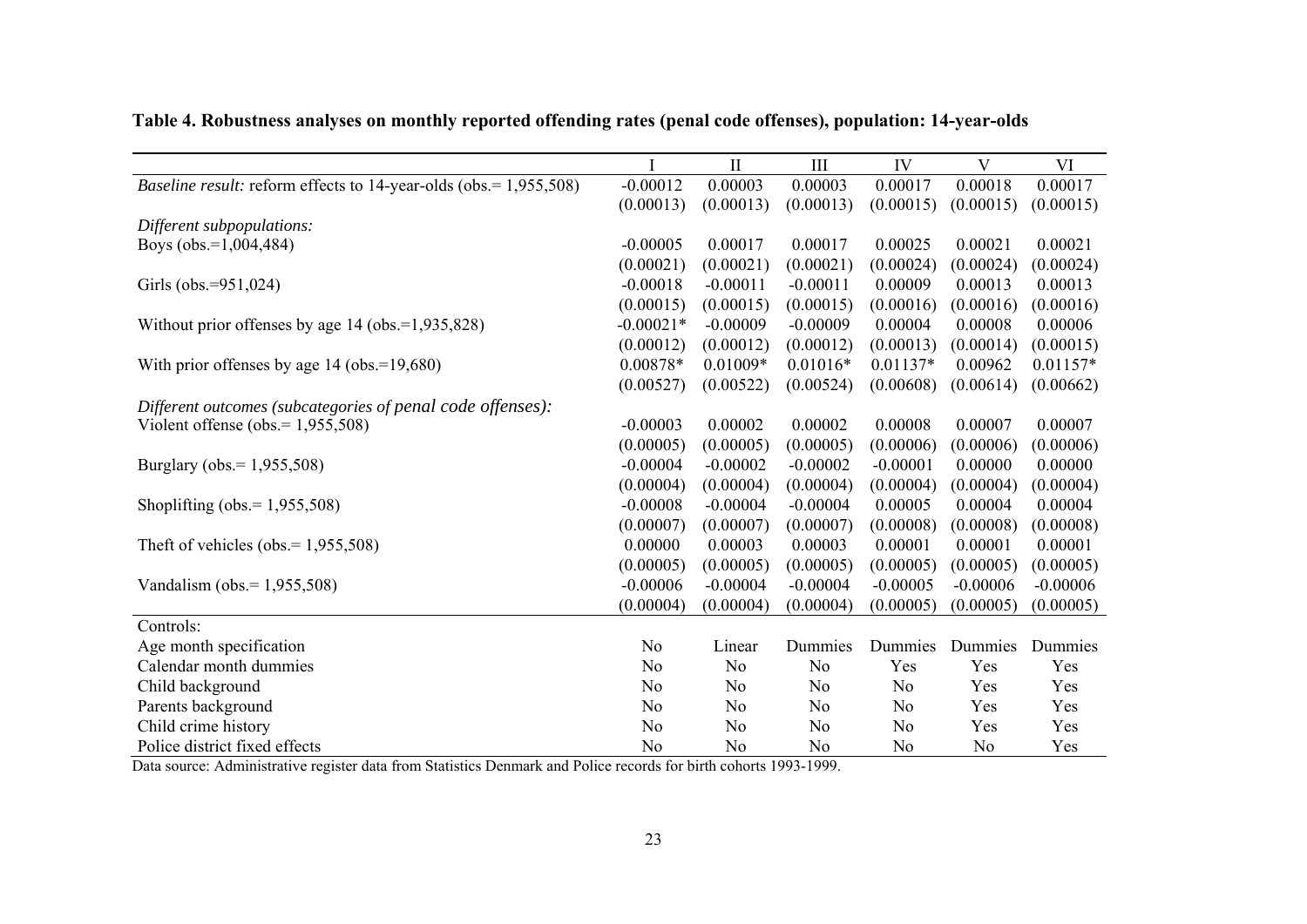**Table 4. Robustness analyses on monthly reported offending rates (penal code offenses), population: 14-year-olds**

| | I | II | III | IV | V | VI |
|---|---|---|---|---|---|---|
| *Baseline result:* reform effects to 14-year-olds (obs.= 1,955,508) | -0.00012 | 0.00003 | 0.00003 | 0.00017 | 0.00018 | 0.00017 |
| | (0.00013) | (0.00013) | (0.00013) | (0.00015) | (0.00015) | (0.00015) |
| *Different subpopulations:* | | | | | | |
| Boys (obs.=1,004,484) | -0.00005 | 0.00017 | 0.00017 | 0.00025 | 0.00021 | 0.00021 |
| | (0.00021) | (0.00021) | (0.00021) | (0.00024) | (0.00024) | (0.00024) |
| Girls (obs.=951,024) | -0.00018 | -0.00011 | -0.00011 | 0.00009 | 0.00013 | 0.00013 |
| | (0.00015) | (0.00015) | (0.00015) | (0.00016) | (0.00016) | (0.00016) |
| Without prior offenses by age 14 (obs.=1,935,828) | -0.00021* | -0.00009 | -0.00009 | 0.00004 | 0.00008 | 0.00006 |
| | (0.00012) | (0.00012) | (0.00012) | (0.00013) | (0.00014) | (0.00015) |
| With prior offenses by age 14 (obs.=19,680) | 0.00878* | 0.01009* | 0.01016* | 0.01137* | 0.00962 | 0.01157* |
| | (0.00527) | (0.00522) | (0.00524) | (0.00608) | (0.00614) | (0.00662) |
| *Different outcomes (subcategories of penal code offenses):* | | | | | | |
| Violent offense (obs.= 1,955,508) | -0.00003 | 0.00002 | 0.00002 | 0.00008 | 0.00007 | 0.00007 |
| | (0.00005) | (0.00005) | (0.00005) | (0.00006) | (0.00006) | (0.00006) |
| Burglary (obs.= 1,955,508) | -0.00004 | -0.00002 | -0.00002 | -0.00001 | 0.00000 | 0.00000 |
| | (0.00004) | (0.00004) | (0.00004) | (0.00004) | (0.00004) | (0.00004) |
| Shoplifting (obs.= 1,955,508) | -0.00008 | -0.00004 | -0.00004 | 0.00005 | 0.00004 | 0.00004 |
| | (0.00007) | (0.00007) | (0.00007) | (0.00008) | (0.00008) | (0.00008) |
| Theft of vehicles (obs.= 1,955,508) | 0.00000 | 0.00003 | 0.00003 | 0.00001 | 0.00001 | 0.00001 |
| | (0.00005) | (0.00005) | (0.00005) | (0.00005) | (0.00005) | (0.00005) |
| Vandalism (obs.= 1,955,508) | -0.00006 | -0.00004 | -0.00004 | -0.00005 | -0.00006 | -0.00006 |
| | (0.00004) | (0.00004) | (0.00004) | (0.00005) | (0.00005) | (0.00005) |
| Controls: | | | | | | |
| Age month specification | No | Linear | Dummies | Dummies | Dummies | Dummies |
| Calendar month dummies | No | No | No | Yes | Yes | Yes |
| Child background | No | No | No | No | Yes | Yes |
| Parents background | No | No | No | No | Yes | Yes |
| Child crime history | No | No | No | No | Yes | Yes |
| Police district fixed effects | No | No | No | No | No | Yes |

Data source: Administrative register data from Statistics Denmark and Police records for birth cohorts 1993-1999.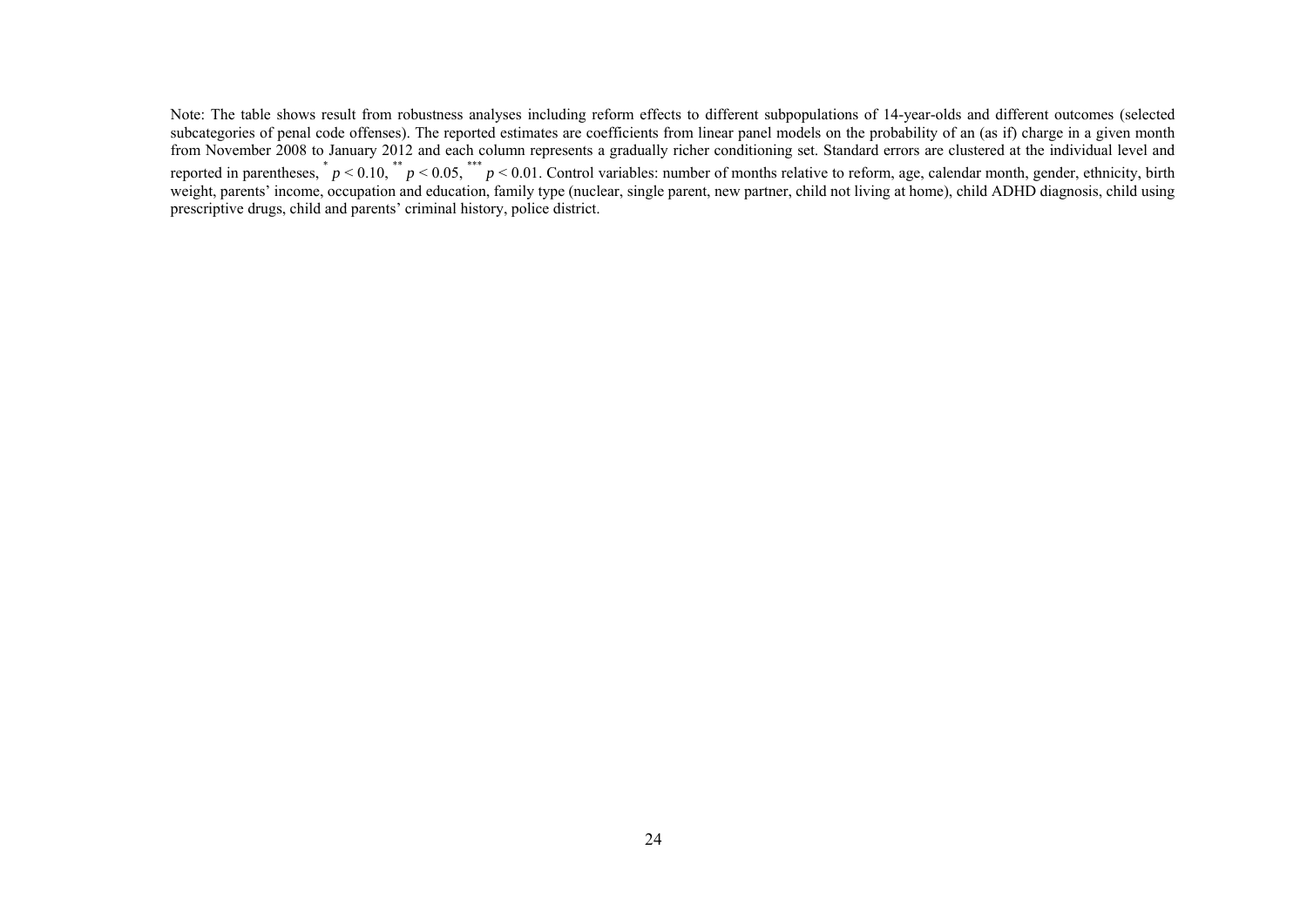Note: The table shows result from robustness analyses including reform effects to different subpopulations of 14-year-olds and different outcomes (selected subcategories of penal code offenses). The reported estimates are coefficients from linear panel models on the probability of an (as if) charge in a given month from November 2008 to January 2012 and each column represents a gradually richer conditioning set. Standard errors are clustered at the individual level and reported in parentheses, [*] $p < 0.10$, [**] $p < 0.05$, [***] $p < 0.01$. Control variables: number of months relative to reform, age, calendar month, gender, ethnicity, birth weight, parents' income, occupation and education, family type (nuclear, single parent, new partner, child not living at home), child ADHD diagnosis, child using prescriptive drugs, child and parents' criminal history, police district.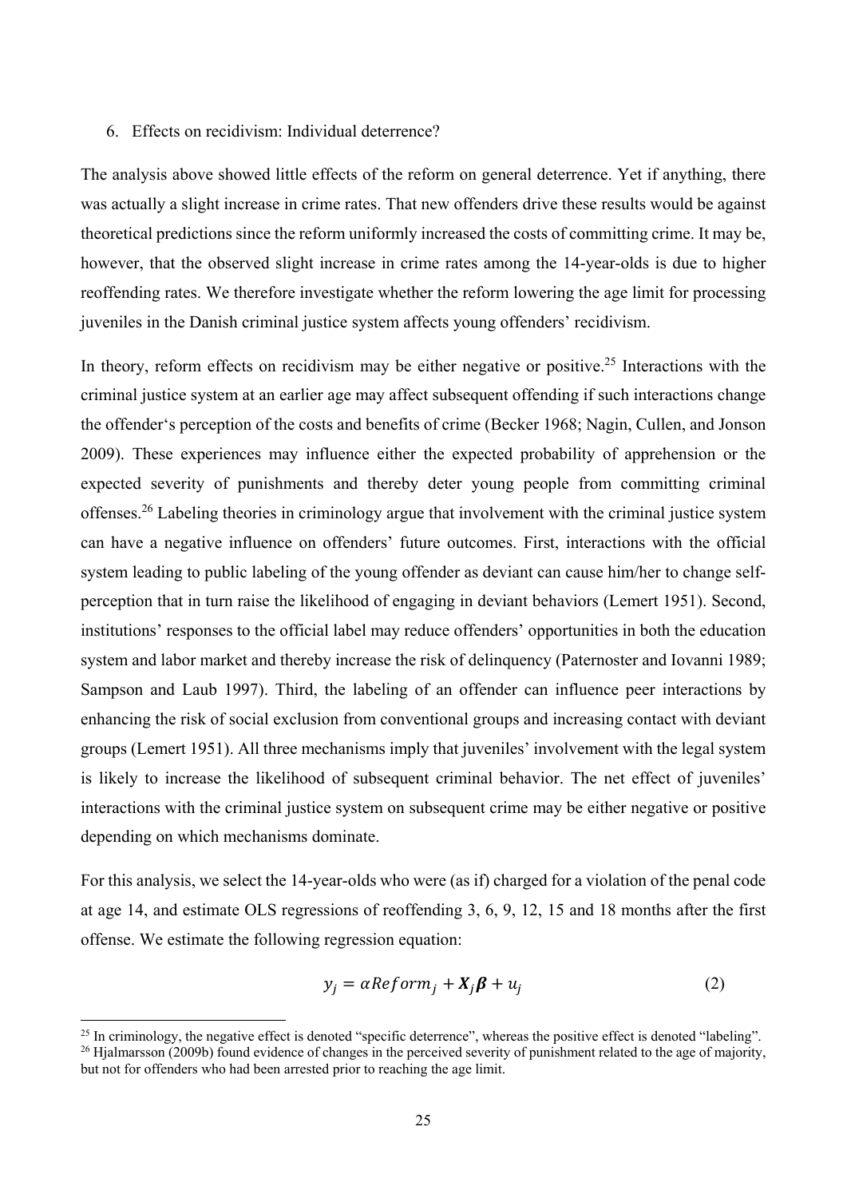## 6. Effects on recidivism: Individual deterrence?

The analysis above showed little effects of the reform on general deterrence. Yet if anything, there was actually a slight increase in crime rates. That new offenders drive these results would be against theoretical predictions since the reform uniformly increased the costs of committing crime. It may be, however, that the observed slight increase in crime rates among the 14-year-olds is due to higher reoffending rates. We therefore investigate whether the reform lowering the age limit for processing juveniles in the Danish criminal justice system affects young offenders' recidivism.

In theory, reform effects on recidivism may be either negative or positive.[25] Interactions with the criminal justice system at an earlier age may affect subsequent offending if such interactions change the offender's perception of the costs and benefits of crime (Becker 1968; Nagin, Cullen, and Jonson 2009). These experiences may influence either the expected probability of apprehension or the expected severity of punishments and thereby deter young people from committing criminal offenses.[26] Labeling theories in criminology argue that involvement with the criminal justice system can have a negative influence on offenders' future outcomes. First, interactions with the official system leading to public labeling of the young offender as deviant can cause him/her to change self-perception that in turn raise the likelihood of engaging in deviant behaviors (Lemert 1951). Second, institutions' responses to the official label may reduce offenders' opportunities in both the education system and labor market and thereby increase the risk of delinquency (Paternoster and Iovanni 1989; Sampson and Laub 1997). Third, the labeling of an offender can influence peer interactions by enhancing the risk of social exclusion from conventional groups and increasing contact with deviant groups (Lemert 1951). All three mechanisms imply that juveniles' involvement with the legal system is likely to increase the likelihood of subsequent criminal behavior. The net effect of juveniles' interactions with the criminal justice system on subsequent crime may be either negative or positive depending on which mechanisms dominate.

For this analysis, we select the 14-year-olds who were (as if) charged for a violation of the penal code at age 14, and estimate OLS regressions of reoffending 3, 6, 9, 12, 15 and 18 months after the first offense. We estimate the following regression equation:

$$y_j = \alpha Reform_j + \boldsymbol{X}_j\boldsymbol{\beta} + u_j \qquad (2)$$

[25] In criminology, the negative effect is denoted "specific deterrence", whereas the positive effect is denoted "labeling".

[26] Hjalmarsson (2009b) found evidence of changes in the perceived severity of punishment related to the age of majority, but not for offenders who had been arrested prior to reaching the age limit.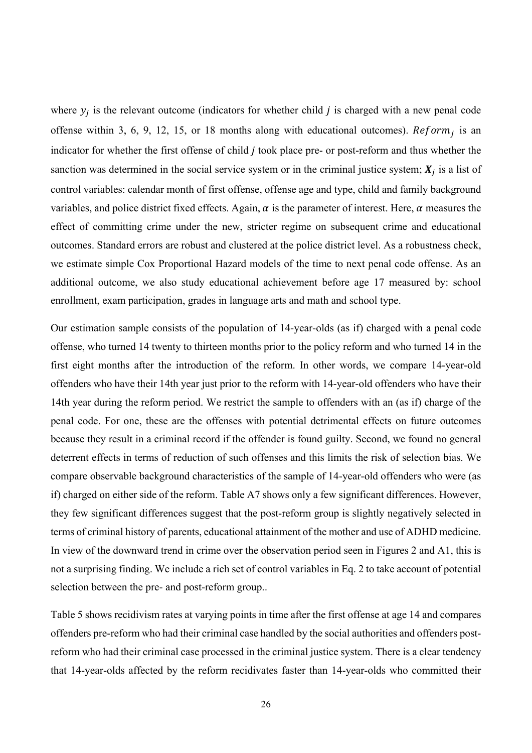where $y_j$ is the relevant outcome (indicators for whether child $j$ is charged with a new penal code offense within 3, 6, 9, 12, 15, or 18 months along with educational outcomes). $Reform_j$ is an indicator for whether the first offense of child $j$ took place pre- or post-reform and thus whether the sanction was determined in the social service system or in the criminal justice system; $\boldsymbol{X}_j$ is a list of control variables: calendar month of first offense, offense age and type, child and family background variables, and police district fixed effects. Again, $\alpha$ is the parameter of interest. Here, $\alpha$ measures the effect of committing crime under the new, stricter regime on subsequent crime and educational outcomes. Standard errors are robust and clustered at the police district level. As a robustness check, we estimate simple Cox Proportional Hazard models of the time to next penal code offense. As an additional outcome, we also study educational achievement before age 17 measured by: school enrollment, exam participation, grades in language arts and math and school type.

Our estimation sample consists of the population of 14-year-olds (as if) charged with a penal code offense, who turned 14 twenty to thirteen months prior to the policy reform and who turned 14 in the first eight months after the introduction of the reform. In other words, we compare 14-year-old offenders who have their 14th year just prior to the reform with 14-year-old offenders who have their 14th year during the reform period. We restrict the sample to offenders with an (as if) charge of the penal code. For one, these are the offenses with potential detrimental effects on future outcomes because they result in a criminal record if the offender is found guilty. Second, we found no general deterrent effects in terms of reduction of such offenses and this limits the risk of selection bias. We compare observable background characteristics of the sample of 14-year-old offenders who were (as if) charged on either side of the reform. Table A7 shows only a few significant differences. However, they few significant differences suggest that the post-reform group is slightly negatively selected in terms of criminal history of parents, educational attainment of the mother and use of ADHD medicine. In view of the downward trend in crime over the observation period seen in Figures 2 and A1, this is not a surprising finding. We include a rich set of control variables in Eq. 2 to take account of potential selection between the pre- and post-reform group..

Table 5 shows recidivism rates at varying points in time after the first offense at age 14 and compares offenders pre-reform who had their criminal case handled by the social authorities and offenders post-reform who had their criminal case processed in the criminal justice system. There is a clear tendency that 14-year-olds affected by the reform recidivates faster than 14-year-olds who committed their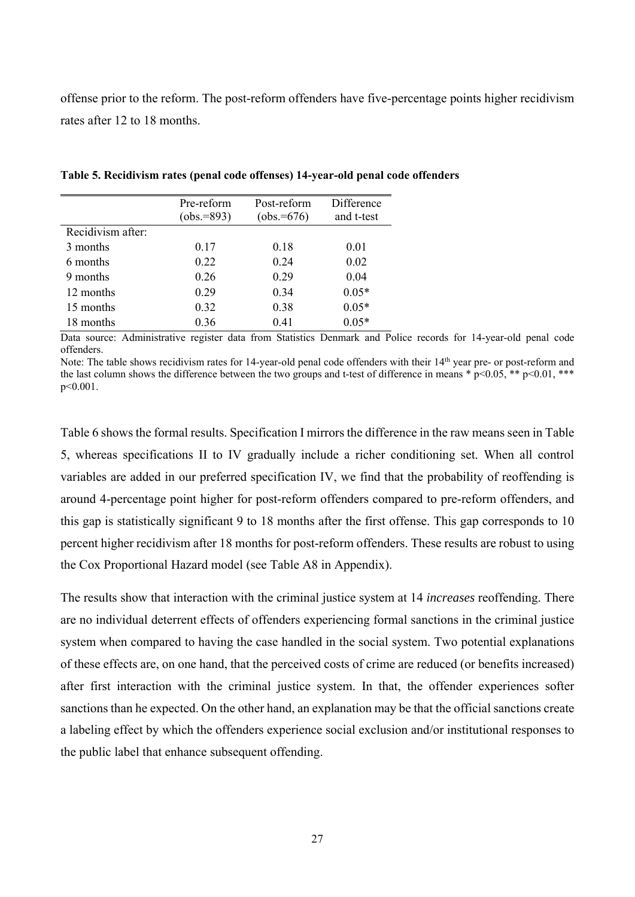offense prior to the reform. The post-reform offenders have five-percentage points higher recidivism rates after 12 to 18 months.

**Table 5. Recidivism rates (penal code offenses) 14-year-old penal code offenders**

| | Pre-reform (obs.=893) | Post-reform (obs.=676) | Difference and t-test |
|---|---|---|---|
| Recidivism after: | | | |
| 3 months | 0.17 | 0.18 | 0.01 |
| 6 months | 0.22 | 0.24 | 0.02 |
| 9 months | 0.26 | 0.29 | 0.04 |
| 12 months | 0.29 | 0.34 | 0.05* |
| 15 months | 0.32 | 0.38 | 0.05* |
| 18 months | 0.36 | 0.41 | 0.05* |

Data source: Administrative register data from Statistics Denmark and Police records for 14-year-old penal code offenders.

Note: The table shows recidivism rates for 14-year-old penal code offenders with their 14th year pre- or post-reform and the last column shows the difference between the two groups and t-test of difference in means * $p<0.05$, ** $p<0.01$, *** $p<0.001$.

Table 6 shows the formal results. Specification I mirrors the difference in the raw means seen in Table 5, whereas specifications II to IV gradually include a richer conditioning set. When all control variables are added in our preferred specification IV, we find that the probability of reoffending is around 4-percentage point higher for post-reform offenders compared to pre-reform offenders, and this gap is statistically significant 9 to 18 months after the first offense. This gap corresponds to 10 percent higher recidivism after 18 months for post-reform offenders. These results are robust to using the Cox Proportional Hazard model (see Table A8 in Appendix).

The results show that interaction with the criminal justice system at 14 *increases* reoffending. There are no individual deterrent effects of offenders experiencing formal sanctions in the criminal justice system when compared to having the case handled in the social system. Two potential explanations of these effects are, on one hand, that the perceived costs of crime are reduced (or benefits increased) after first interaction with the criminal justice system. In that, the offender experiences softer sanctions than he expected. On the other hand, an explanation may be that the official sanctions create a labeling effect by which the offenders experience social exclusion and/or institutional responses to the public label that enhance subsequent offending.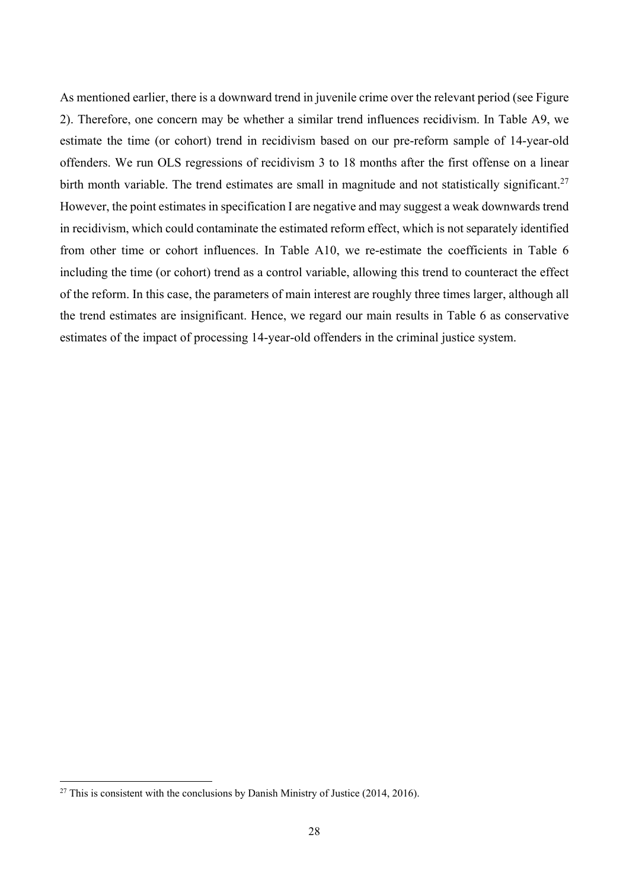As mentioned earlier, there is a downward trend in juvenile crime over the relevant period (see Figure 2). Therefore, one concern may be whether a similar trend influences recidivism. In Table A9, we estimate the time (or cohort) trend in recidivism based on our pre-reform sample of 14-year-old offenders. We run OLS regressions of recidivism 3 to 18 months after the first offense on a linear birth month variable. The trend estimates are small in magnitude and not statistically significant.[27] However, the point estimates in specification I are negative and may suggest a weak downwards trend in recidivism, which could contaminate the estimated reform effect, which is not separately identified from other time or cohort influences. In Table A10, we re-estimate the coefficients in Table 6 including the time (or cohort) trend as a control variable, allowing this trend to counteract the effect of the reform. In this case, the parameters of main interest are roughly three times larger, although all the trend estimates are insignificant. Hence, we regard our main results in Table 6 as conservative estimates of the impact of processing 14-year-old offenders in the criminal justice system.

[27] This is consistent with the conclusions by Danish Ministry of Justice (2014, 2016).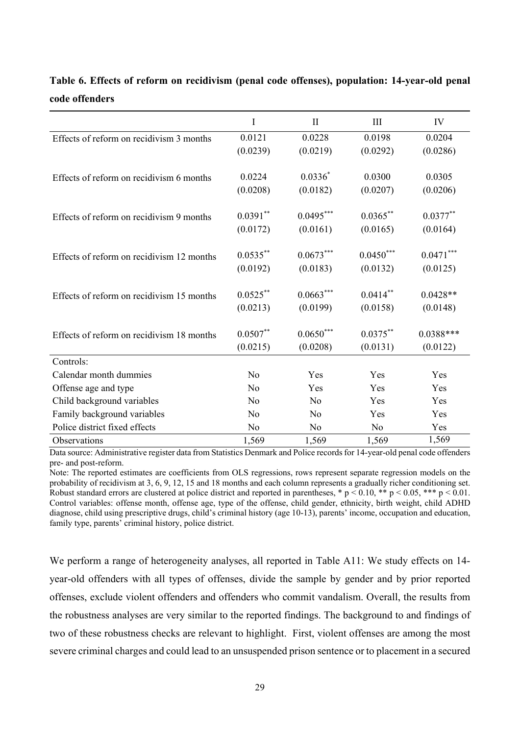**Table 6. Effects of reform on recidivism (penal code offenses), population: 14-year-old penal code offenders**

| | I | II | III | IV |
|---|---|---|---|---|
| Effects of reform on recidivism 3 months | 0.0121 | 0.0228 | 0.0198 | 0.0204 |
| | (0.0239) | (0.0219) | (0.0292) | (0.0286) |
| Effects of reform on recidivism 6 months | 0.0224 | 0.0336* | 0.0300 | 0.0305 |
| | (0.0208) | (0.0182) | (0.0207) | (0.0206) |
| Effects of reform on recidivism 9 months | 0.0391** | 0.0495*** | 0.0365** | 0.0377** |
| | (0.0172) | (0.0161) | (0.0165) | (0.0164) |
| Effects of reform on recidivism 12 months | 0.0535** | 0.0673*** | 0.0450*** | 0.0471*** |
| | (0.0192) | (0.0183) | (0.0132) | (0.0125) |
| Effects of reform on recidivism 15 months | 0.0525** | 0.0663*** | 0.0414** | 0.0428** |
| | (0.0213) | (0.0199) | (0.0158) | (0.0148) |
| Effects of reform on recidivism 18 months | 0.0507** | 0.0650*** | 0.0375** | 0.0388*** |
| | (0.0215) | (0.0208) | (0.0131) | (0.0122) |
| Controls: | | | | |
| Calendar month dummies | No | Yes | Yes | Yes |
| Offense age and type | No | Yes | Yes | Yes |
| Child background variables | No | No | Yes | Yes |
| Family background variables | No | No | Yes | Yes |
| Police district fixed effects | No | No | No | Yes |
| Observations | 1,569 | 1,569 | 1,569 | 1,569 |

Data source: Administrative register data from Statistics Denmark and Police records for 14-year-old penal code offenders pre- and post-reform.

Note: The reported estimates are coefficients from OLS regressions, rows represent separate regression models on the probability of recidivism at 3, 6, 9, 12, 15 and 18 months and each column represents a gradually richer conditioning set. Robust standard errors are clustered at police district and reported in parentheses, * $p < 0.10$, ** $p < 0.05$, *** $p < 0.01$. Control variables: offense month, offense age, type of the offense, child gender, ethnicity, birth weight, child ADHD diagnose, child using prescriptive drugs, child's criminal history (age 10-13), parents' income, occupation and education, family type, parents' criminal history, police district.

We perform a range of heterogeneity analyses, all reported in Table A11: We study effects on 14-year-old offenders with all types of offenses, divide the sample by gender and by prior reported offenses, exclude violent offenders and offenders who commit vandalism. Overall, the results from the robustness analyses are very similar to the reported findings. The background to and findings of two of these robustness checks are relevant to highlight. First, violent offenses are among the most severe criminal charges and could lead to an unsuspended prison sentence or to placement in a secured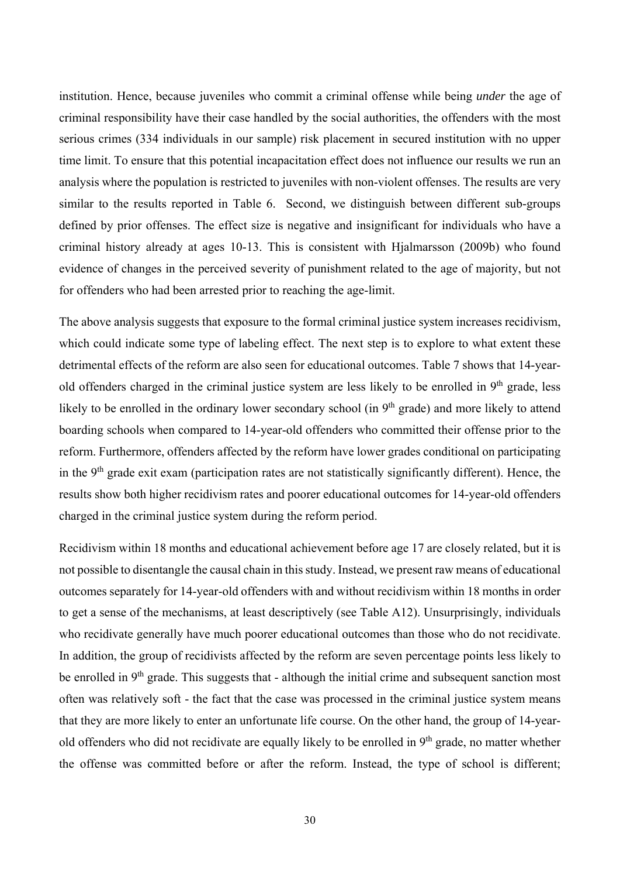institution. Hence, because juveniles who commit a criminal offense while being *under* the age of criminal responsibility have their case handled by the social authorities, the offenders with the most serious crimes (334 individuals in our sample) risk placement in secured institution with no upper time limit. To ensure that this potential incapacitation effect does not influence our results we run an analysis where the population is restricted to juveniles with non-violent offenses. The results are very similar to the results reported in Table 6. Second, we distinguish between different sub-groups defined by prior offenses. The effect size is negative and insignificant for individuals who have a criminal history already at ages 10-13. This is consistent with Hjalmarsson (2009b) who found evidence of changes in the perceived severity of punishment related to the age of majority, but not for offenders who had been arrested prior to reaching the age-limit.

The above analysis suggests that exposure to the formal criminal justice system increases recidivism, which could indicate some type of labeling effect. The next step is to explore to what extent these detrimental effects of the reform are also seen for educational outcomes. Table 7 shows that 14-year-old offenders charged in the criminal justice system are less likely to be enrolled in 9th grade, less likely to be enrolled in the ordinary lower secondary school (in 9th grade) and more likely to attend boarding schools when compared to 14-year-old offenders who committed their offense prior to the reform. Furthermore, offenders affected by the reform have lower grades conditional on participating in the 9th grade exit exam (participation rates are not statistically significantly different). Hence, the results show both higher recidivism rates and poorer educational outcomes for 14-year-old offenders charged in the criminal justice system during the reform period.

Recidivism within 18 months and educational achievement before age 17 are closely related, but it is not possible to disentangle the causal chain in this study. Instead, we present raw means of educational outcomes separately for 14-year-old offenders with and without recidivism within 18 months in order to get a sense of the mechanisms, at least descriptively (see Table A12). Unsurprisingly, individuals who recidivate generally have much poorer educational outcomes than those who do not recidivate. In addition, the group of recidivists affected by the reform are seven percentage points less likely to be enrolled in 9th grade. This suggests that - although the initial crime and subsequent sanction most often was relatively soft - the fact that the case was processed in the criminal justice system means that they are more likely to enter an unfortunate life course. On the other hand, the group of 14-year-old offenders who did not recidivate are equally likely to be enrolled in 9th grade, no matter whether the offense was committed before or after the reform. Instead, the type of school is different;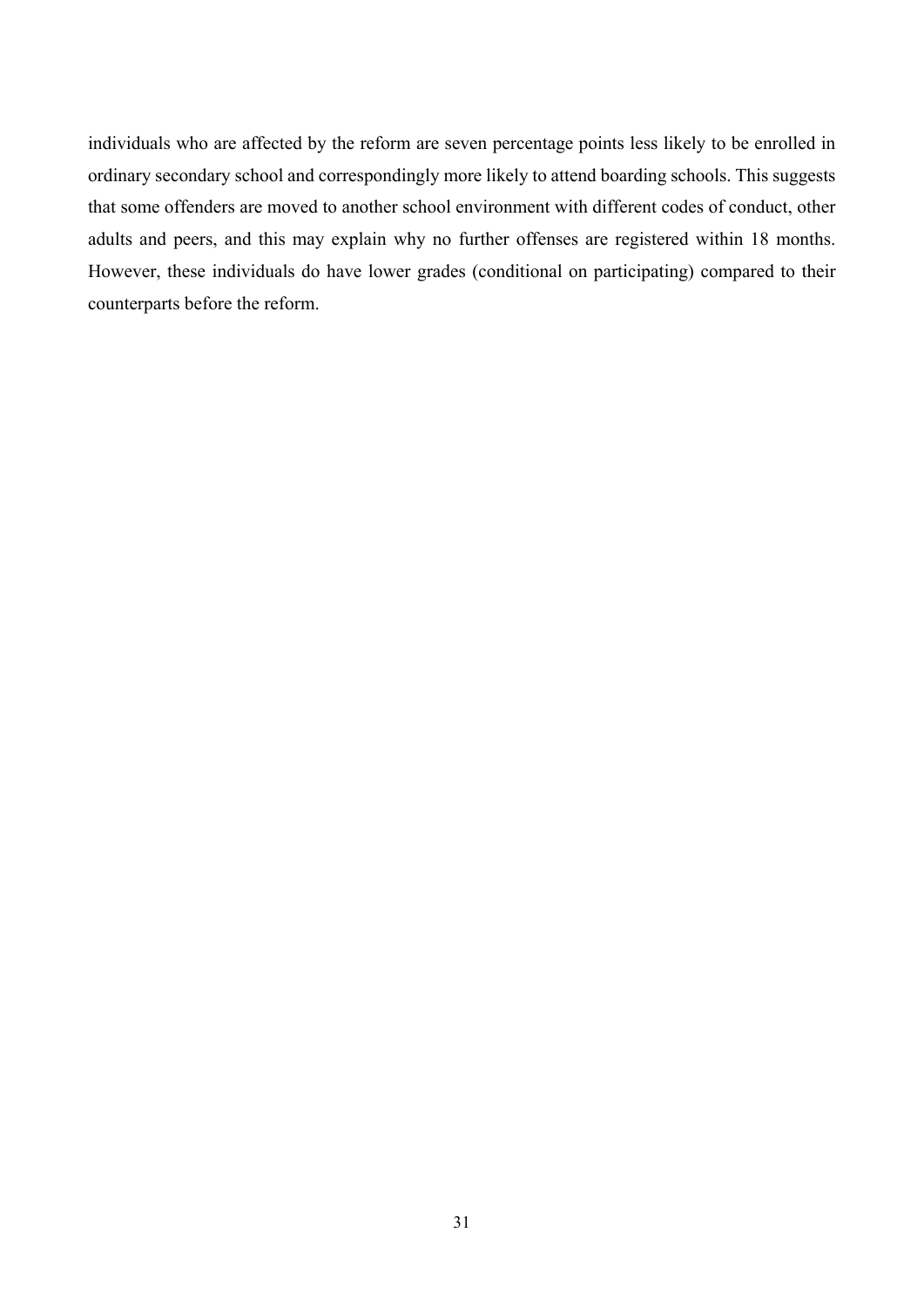individuals who are affected by the reform are seven percentage points less likely to be enrolled in ordinary secondary school and correspondingly more likely to attend boarding schools. This suggests that some offenders are moved to another school environment with different codes of conduct, other adults and peers, and this may explain why no further offenses are registered within 18 months. However, these individuals do have lower grades (conditional on participating) compared to their counterparts before the reform.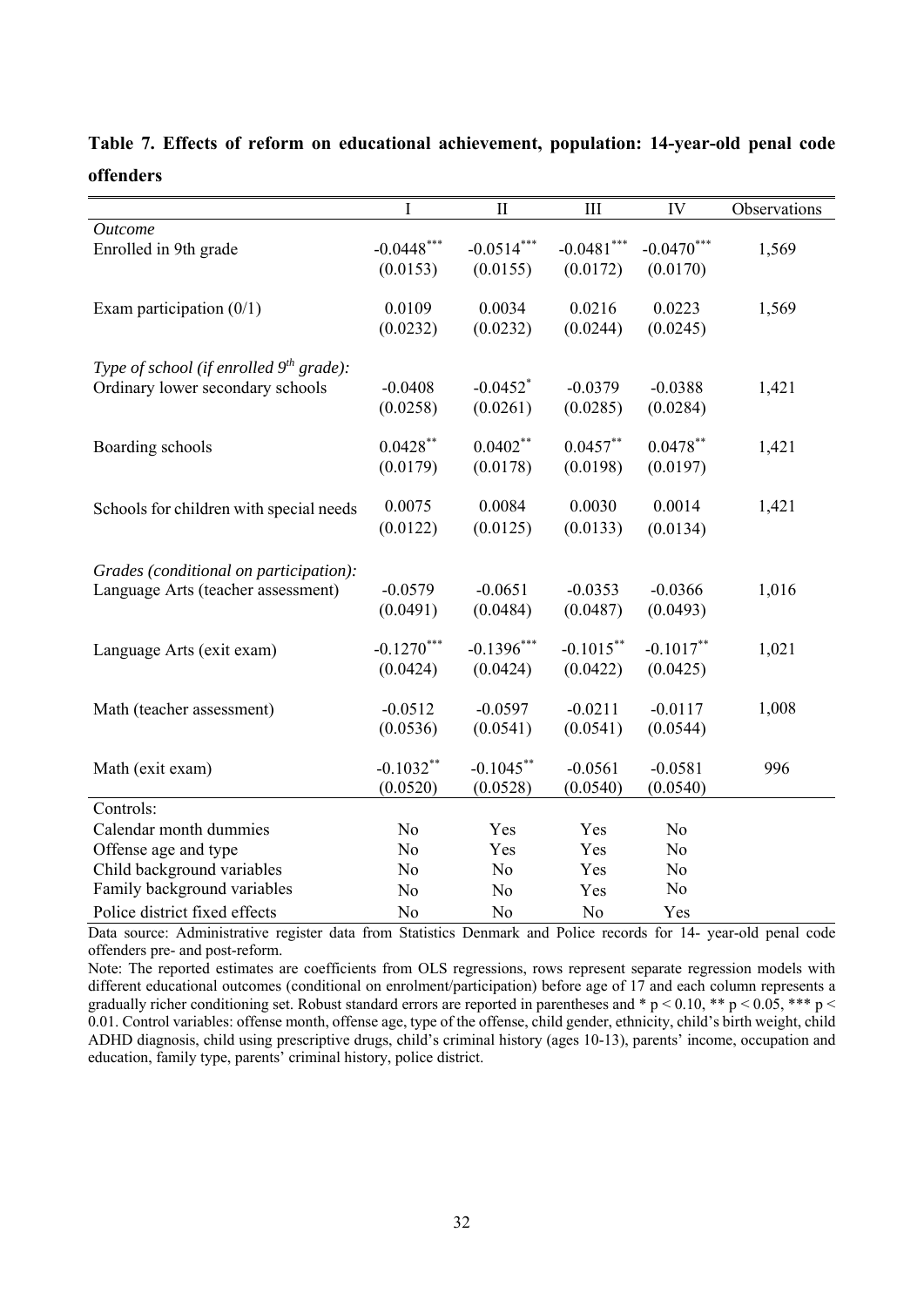**Table 7. Effects of reform on educational achievement, population: 14-year-old penal code offenders**

| | I | II | III | IV | Observations |
|---|---|---|---|---|---|
| *Outcome* | | | | | |
| Enrolled in 9th grade | -0.0448*** | -0.0514*** | -0.0481*** | -0.0470*** | 1,569 |
| | (0.0153) | (0.0155) | (0.0172) | (0.0170) | |
| Exam participation (0/1) | 0.0109 | 0.0034 | 0.0216 | 0.0223 | 1,569 |
| | (0.0232) | (0.0232) | (0.0244) | (0.0245) | |
| *Type of school (if enrolled 9$^{th}$ grade):* | | | | | |
| Ordinary lower secondary schools | -0.0408 | -0.0452* | -0.0379 | -0.0388 | 1,421 |
| | (0.0258) | (0.0261) | (0.0285) | (0.0284) | |
| Boarding schools | 0.0428** | 0.0402** | 0.0457** | 0.0478** | 1,421 |
| | (0.0179) | (0.0178) | (0.0198) | (0.0197) | |
| Schools for children with special needs | 0.0075 | 0.0084 | 0.0030 | 0.0014 | 1,421 |
| | (0.0122) | (0.0125) | (0.0133) | (0.0134) | |
| *Grades (conditional on participation):* | | | | | |
| Language Arts (teacher assessment) | -0.0579 | -0.0651 | -0.0353 | -0.0366 | 1,016 |
| | (0.0491) | (0.0484) | (0.0487) | (0.0493) | |
| Language Arts (exit exam) | -0.1270*** | -0.1396*** | -0.1015** | -0.1017** | 1,021 |
| | (0.0424) | (0.0424) | (0.0422) | (0.0425) | |
| Math (teacher assessment) | -0.0512 | -0.0597 | -0.0211 | -0.0117 | 1,008 |
| | (0.0536) | (0.0541) | (0.0541) | (0.0544) | |
| Math (exit exam) | -0.1032** | -0.1045** | -0.0561 | -0.0581 | 996 |
| | (0.0520) | (0.0528) | (0.0540) | (0.0540) | |
| Controls: | | | | | |
| Calendar month dummies | No | Yes | Yes | No | |
| Offense age and type | No | Yes | Yes | No | |
| Child background variables | No | No | Yes | No | |
| Family background variables | No | No | Yes | No | |
| Police district fixed effects | No | No | No | Yes | |

Data source: Administrative register data from Statistics Denmark and Police records for 14- year-old penal code offenders pre- and post-reform.

Note: The reported estimates are coefficients from OLS regressions, rows represent separate regression models with different educational outcomes (conditional on enrolment/participation) before age of 17 and each column represents a gradually richer conditioning set. Robust standard errors are reported in parentheses and * $p < 0.10$, ** $p < 0.05$, *** $p < 0.01$. Control variables: offense month, offense age, type of the offense, child gender, ethnicity, child's birth weight, child ADHD diagnosis, child using prescriptive drugs, child's criminal history (ages 10-13), parents' income, occupation and education, family type, parents' criminal history, police district.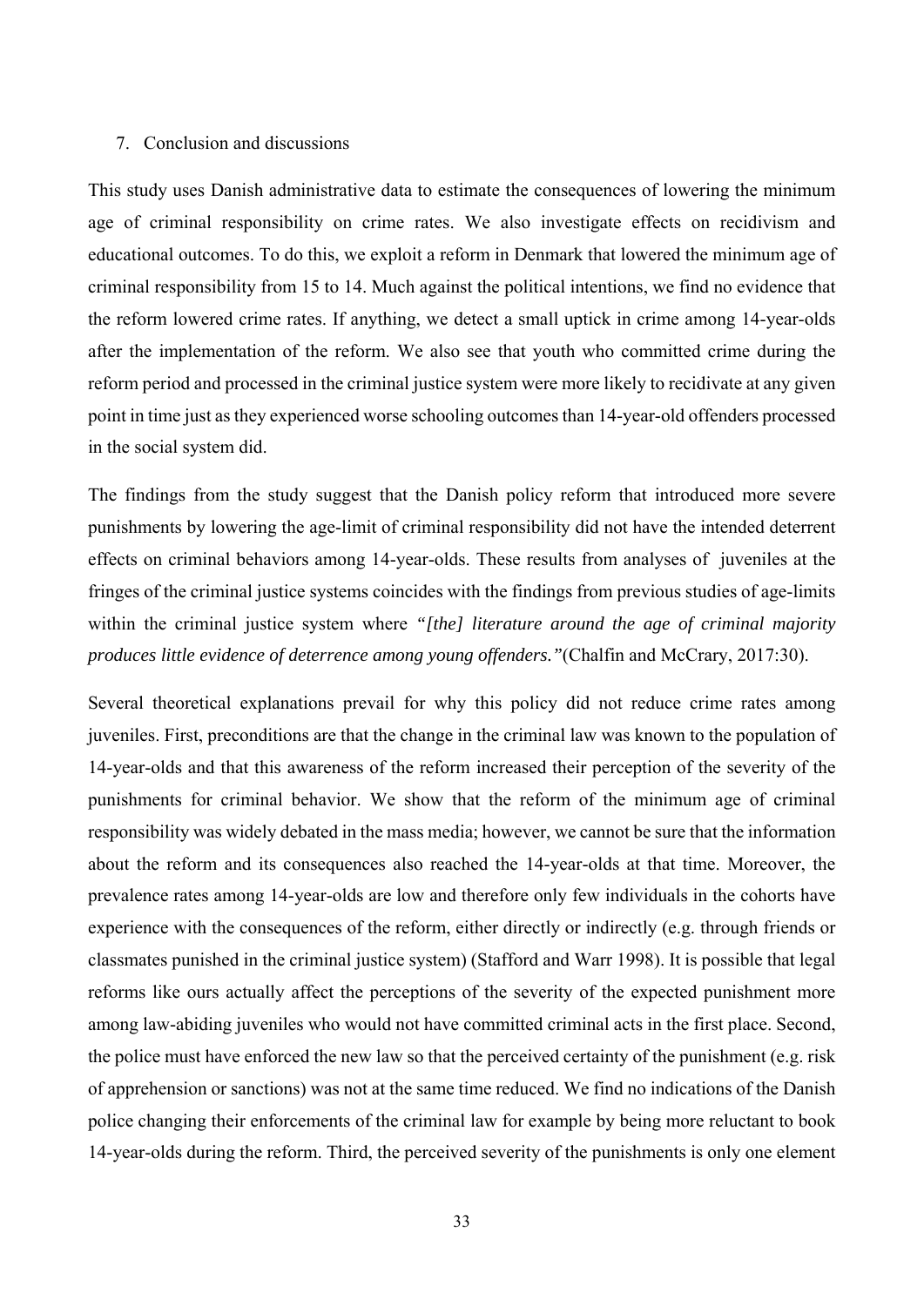## 7. Conclusion and discussions

This study uses Danish administrative data to estimate the consequences of lowering the minimum age of criminal responsibility on crime rates. We also investigate effects on recidivism and educational outcomes. To do this, we exploit a reform in Denmark that lowered the minimum age of criminal responsibility from 15 to 14. Much against the political intentions, we find no evidence that the reform lowered crime rates. If anything, we detect a small uptick in crime among 14-year-olds after the implementation of the reform. We also see that youth who committed crime during the reform period and processed in the criminal justice system were more likely to recidivate at any given point in time just as they experienced worse schooling outcomes than 14-year-old offenders processed in the social system did.

The findings from the study suggest that the Danish policy reform that introduced more severe punishments by lowering the age-limit of criminal responsibility did not have the intended deterrent effects on criminal behaviors among 14-year-olds. These results from analyses of juveniles at the fringes of the criminal justice systems coincides with the findings from previous studies of age-limits within the criminal justice system where *"[the] literature around the age of criminal majority produces little evidence of deterrence among young offenders."*(Chalfin and McCrary, 2017:30).

Several theoretical explanations prevail for why this policy did not reduce crime rates among juveniles. First, preconditions are that the change in the criminal law was known to the population of 14-year-olds and that this awareness of the reform increased their perception of the severity of the punishments for criminal behavior. We show that the reform of the minimum age of criminal responsibility was widely debated in the mass media; however, we cannot be sure that the information about the reform and its consequences also reached the 14-year-olds at that time. Moreover, the prevalence rates among 14-year-olds are low and therefore only few individuals in the cohorts have experience with the consequences of the reform, either directly or indirectly (e.g. through friends or classmates punished in the criminal justice system) (Stafford and Warr 1998). It is possible that legal reforms like ours actually affect the perceptions of the severity of the expected punishment more among law-abiding juveniles who would not have committed criminal acts in the first place. Second, the police must have enforced the new law so that the perceived certainty of the punishment (e.g. risk of apprehension or sanctions) was not at the same time reduced. We find no indications of the Danish police changing their enforcements of the criminal law for example by being more reluctant to book 14-year-olds during the reform. Third, the perceived severity of the punishments is only one element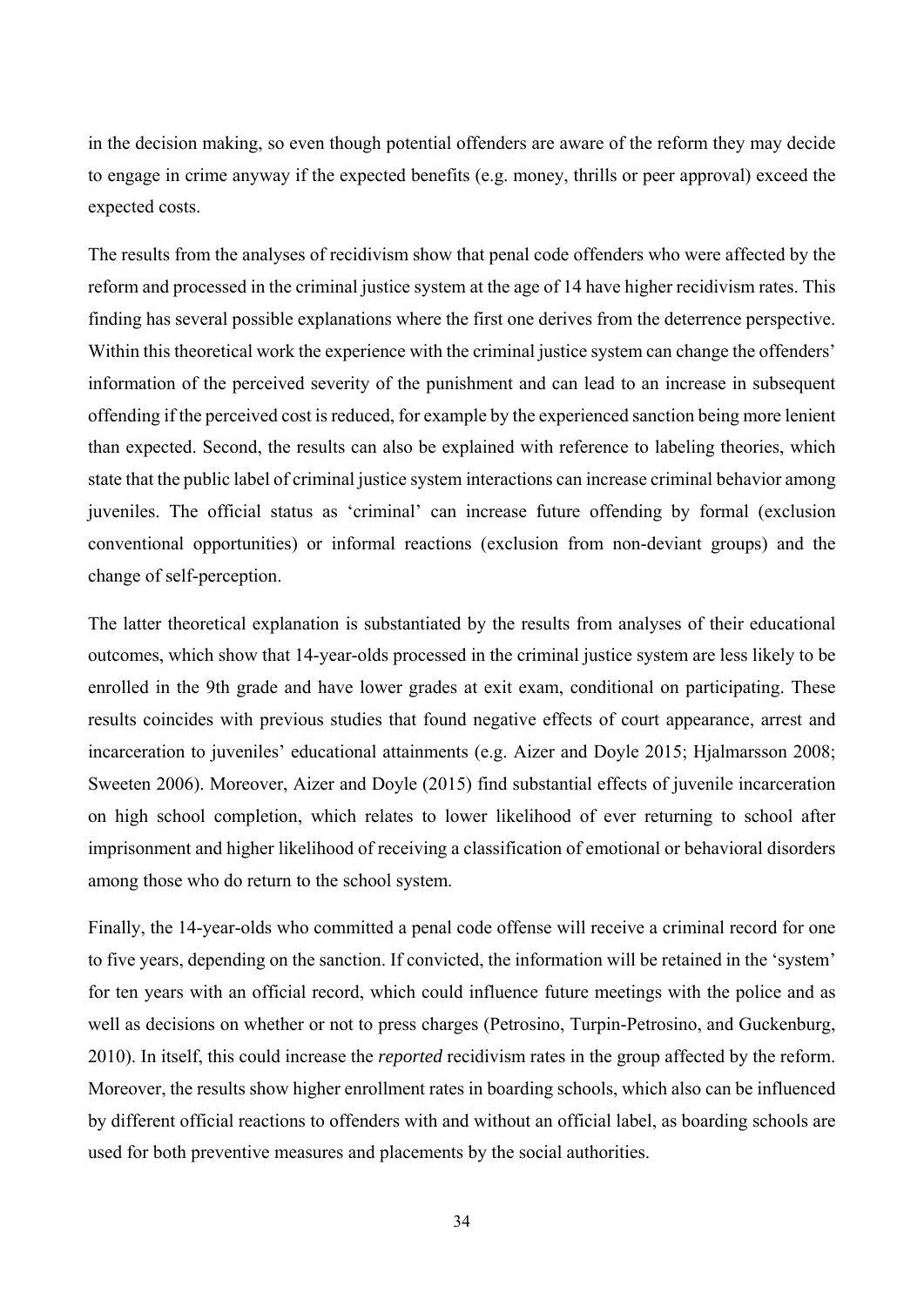in the decision making, so even though potential offenders are aware of the reform they may decide to engage in crime anyway if the expected benefits (e.g. money, thrills or peer approval) exceed the expected costs.

The results from the analyses of recidivism show that penal code offenders who were affected by the reform and processed in the criminal justice system at the age of 14 have higher recidivism rates. This finding has several possible explanations where the first one derives from the deterrence perspective. Within this theoretical work the experience with the criminal justice system can change the offenders' information of the perceived severity of the punishment and can lead to an increase in subsequent offending if the perceived cost is reduced, for example by the experienced sanction being more lenient than expected. Second, the results can also be explained with reference to labeling theories, which state that the public label of criminal justice system interactions can increase criminal behavior among juveniles. The official status as 'criminal' can increase future offending by formal (exclusion conventional opportunities) or informal reactions (exclusion from non-deviant groups) and the change of self-perception.

The latter theoretical explanation is substantiated by the results from analyses of their educational outcomes, which show that 14-year-olds processed in the criminal justice system are less likely to be enrolled in the 9th grade and have lower grades at exit exam, conditional on participating. These results coincides with previous studies that found negative effects of court appearance, arrest and incarceration to juveniles' educational attainments (e.g. Aizer and Doyle 2015; Hjalmarsson 2008; Sweeten 2006). Moreover, Aizer and Doyle (2015) find substantial effects of juvenile incarceration on high school completion, which relates to lower likelihood of ever returning to school after imprisonment and higher likelihood of receiving a classification of emotional or behavioral disorders among those who do return to the school system.

Finally, the 14-year-olds who committed a penal code offense will receive a criminal record for one to five years, depending on the sanction. If convicted, the information will be retained in the 'system' for ten years with an official record, which could influence future meetings with the police and as well as decisions on whether or not to press charges (Petrosino, Turpin-Petrosino, and Guckenburg, 2010). In itself, this could increase the *reported* recidivism rates in the group affected by the reform. Moreover, the results show higher enrollment rates in boarding schools, which also can be influenced by different official reactions to offenders with and without an official label, as boarding schools are used for both preventive measures and placements by the social authorities.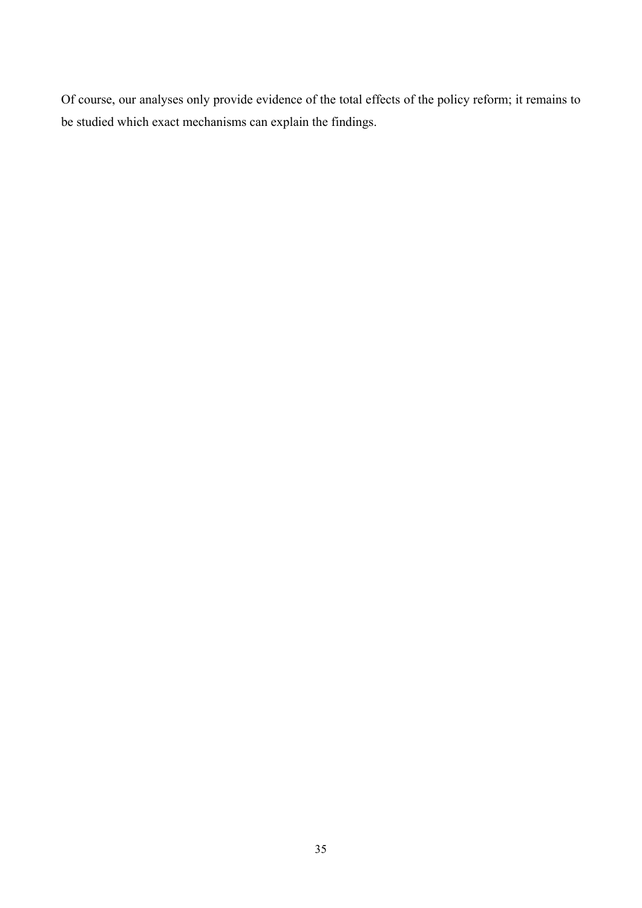Of course, our analyses only provide evidence of the total effects of the policy reform; it remains to be studied which exact mechanisms can explain the findings.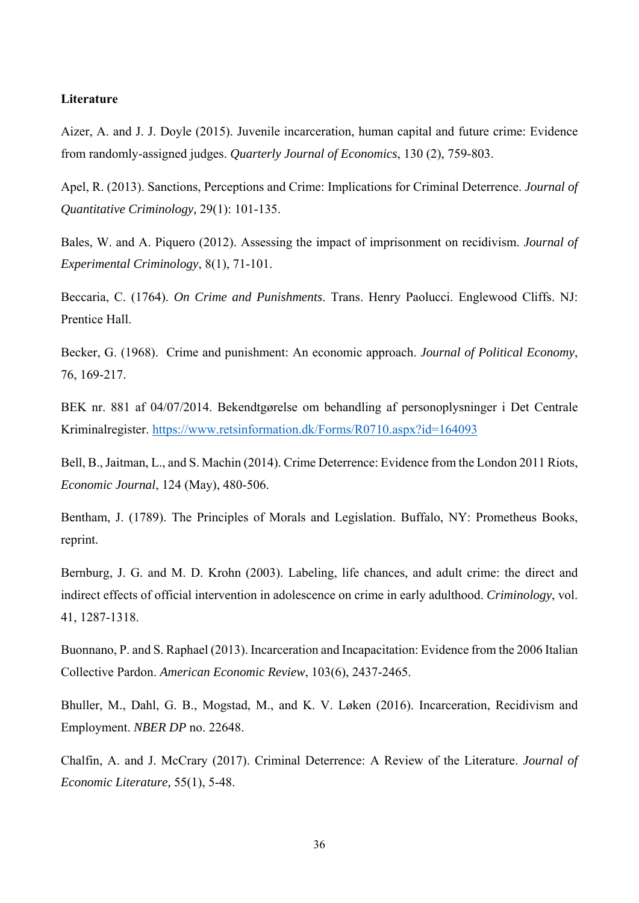**Literature**

Aizer, A. and J. J. Doyle (2015). Juvenile incarceration, human capital and future crime: Evidence from randomly-assigned judges. *Quarterly Journal of Economics*, 130 (2), 759-803.

Apel, R. (2013). Sanctions, Perceptions and Crime: Implications for Criminal Deterrence. *Journal of Quantitative Criminology,* 29(1): 101-135.

Bales, W. and A. Piquero (2012). Assessing the impact of imprisonment on recidivism. *Journal of Experimental Criminology*, 8(1), 71-101.

Beccaria, C. (1764). *On Crime and Punishments*. Trans. Henry Paolucci. Englewood Cliffs. NJ: Prentice Hall.

Becker, G. (1968). Crime and punishment: An economic approach. *Journal of Political Economy*, 76, 169-217.

BEK nr. 881 af 04/07/2014. Bekendtgørelse om behandling af personoplysninger i Det Centrale Kriminalregister. https://www.retsinformation.dk/Forms/R0710.aspx?id=164093

Bell, B., Jaitman, L., and S. Machin (2014). Crime Deterrence: Evidence from the London 2011 Riots, *Economic Journal*, 124 (May), 480-506.

Bentham, J. (1789). The Principles of Morals and Legislation. Buffalo, NY: Prometheus Books, reprint.

Bernburg, J. G. and M. D. Krohn (2003). Labeling, life chances, and adult crime: the direct and indirect effects of official intervention in adolescence on crime in early adulthood. *Criminology*, vol. 41, 1287-1318.

Buonnano, P. and S. Raphael (2013). Incarceration and Incapacitation: Evidence from the 2006 Italian Collective Pardon. *American Economic Review*, 103(6), 2437-2465.

Bhuller, M., Dahl, G. B., Mogstad, M., and K. V. Løken (2016). Incarceration, Recidivism and Employment. *NBER DP* no. 22648.

Chalfin, A. and J. McCrary (2017). Criminal Deterrence: A Review of the Literature. *Journal of Economic Literature,* 55(1), 5-48.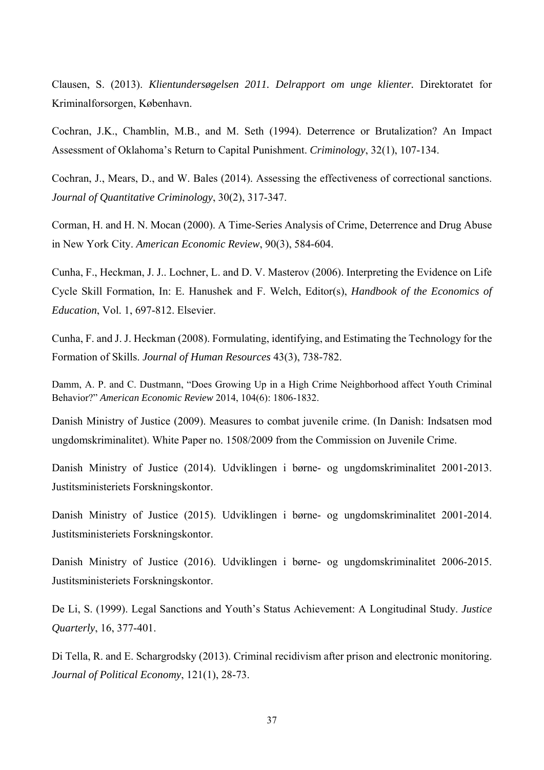Clausen, S. (2013). *Klientundersøgelsen 2011. Delrapport om unge klienter.* Direktoratet for Kriminalforsorgen, København.

Cochran, J.K., Chamblin, M.B., and M. Seth (1994). Deterrence or Brutalization? An Impact Assessment of Oklahoma's Return to Capital Punishment. *Criminology*, 32(1), 107-134.

Cochran, J., Mears, D., and W. Bales (2014). Assessing the effectiveness of correctional sanctions. *Journal of Quantitative Criminology*, 30(2), 317-347.

Corman, H. and H. N. Mocan (2000). A Time-Series Analysis of Crime, Deterrence and Drug Abuse in New York City. *American Economic Review*, 90(3), 584-604.

Cunha, F., Heckman, J. J.. Lochner, L. and D. V. Masterov (2006). Interpreting the Evidence on Life Cycle Skill Formation, In: E. Hanushek and F. Welch, Editor(s), *Handbook of the Economics of Education*, Vol. 1, 697-812. Elsevier.

Cunha, F. and J. J. Heckman (2008). Formulating, identifying, and Estimating the Technology for the Formation of Skills. *Journal of Human Resources* 43(3), 738-782.

Damm, A. P. and C. Dustmann, "Does Growing Up in a High Crime Neighborhood affect Youth Criminal Behavior?" *American Economic Review* 2014, 104(6): 1806-1832.

Danish Ministry of Justice (2009). Measures to combat juvenile crime. (In Danish: Indsatsen mod ungdomskriminalitet). White Paper no. 1508/2009 from the Commission on Juvenile Crime.

Danish Ministry of Justice (2014). Udviklingen i børne- og ungdomskriminalitet 2001-2013. Justitsministeriets Forskningskontor.

Danish Ministry of Justice (2015). Udviklingen i børne- og ungdomskriminalitet 2001-2014. Justitsministeriets Forskningskontor.

Danish Ministry of Justice (2016). Udviklingen i børne- og ungdomskriminalitet 2006-2015. Justitsministeriets Forskningskontor.

De Li, S. (1999). Legal Sanctions and Youth's Status Achievement: A Longitudinal Study. *Justice Quarterly*, 16, 377-401.

Di Tella, R. and E. Schargrodsky (2013). Criminal recidivism after prison and electronic monitoring. *Journal of Political Economy*, 121(1), 28-73.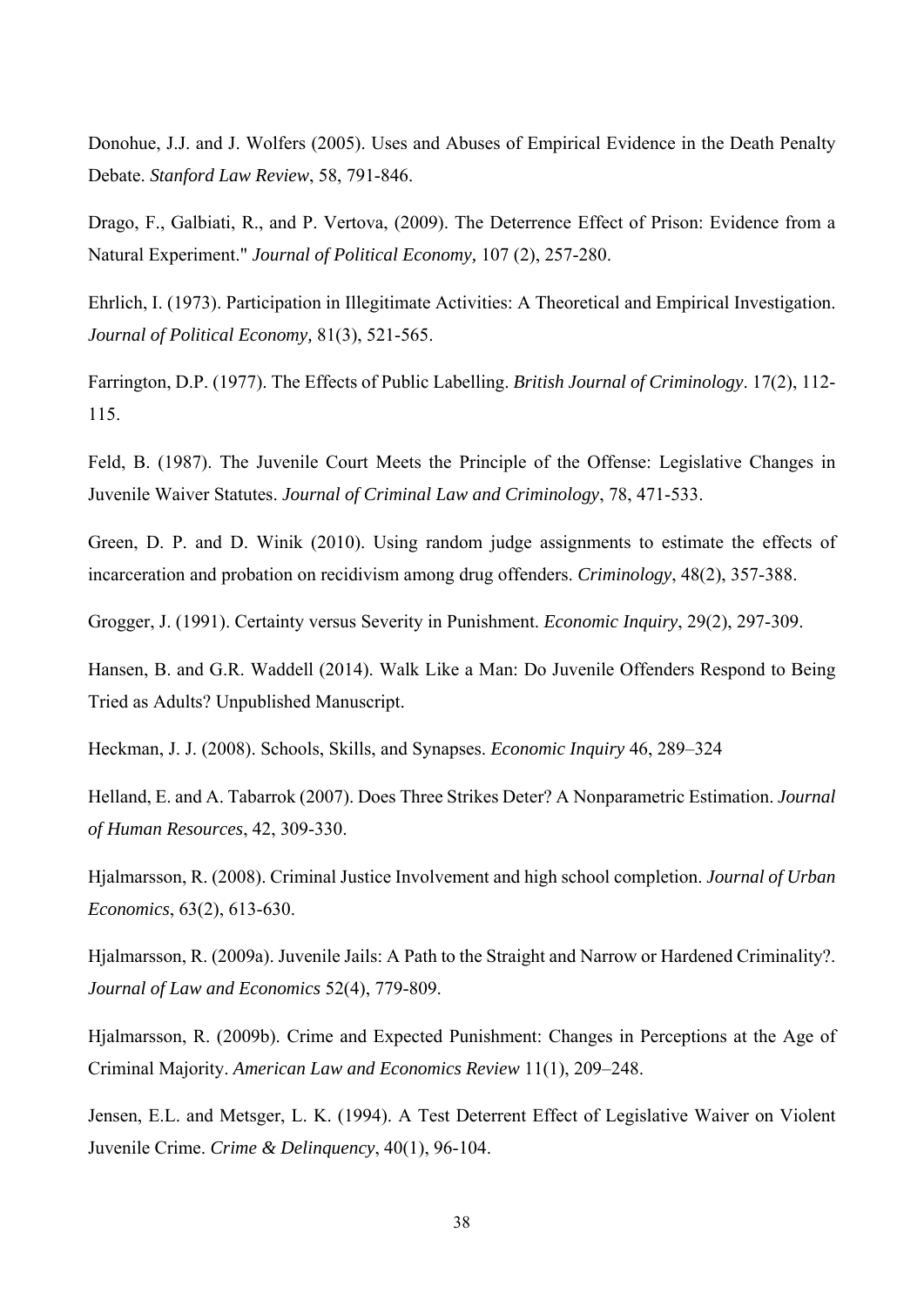Donohue, J.J. and J. Wolfers (2005). Uses and Abuses of Empirical Evidence in the Death Penalty Debate. *Stanford Law Review*, 58, 791-846.

Drago, F., Galbiati, R., and P. Vertova, (2009). The Deterrence Effect of Prison: Evidence from a Natural Experiment." *Journal of Political Economy,* 107 (2), 257-280.

Ehrlich, I. (1973). Participation in Illegitimate Activities: A Theoretical and Empirical Investigation. *Journal of Political Economy,* 81(3), 521-565.

Farrington, D.P. (1977). The Effects of Public Labelling. *British Journal of Criminology*. 17(2), 112-115.

Feld, B. (1987). The Juvenile Court Meets the Principle of the Offense: Legislative Changes in Juvenile Waiver Statutes. *Journal of Criminal Law and Criminology*, 78, 471-533.

Green, D. P. and D. Winik (2010). Using random judge assignments to estimate the effects of incarceration and probation on recidivism among drug offenders. *Criminology*, 48(2), 357-388.

Grogger, J. (1991). Certainty versus Severity in Punishment. *Economic Inquiry*, 29(2), 297-309.

Hansen, B. and G.R. Waddell (2014). Walk Like a Man: Do Juvenile Offenders Respond to Being Tried as Adults? Unpublished Manuscript.

Heckman, J. J. (2008). Schools, Skills, and Synapses. *Economic Inquiry* 46, 289–324

Helland, E. and A. Tabarrok (2007). Does Three Strikes Deter? A Nonparametric Estimation. *Journal of Human Resources*, 42, 309-330.

Hjalmarsson, R. (2008). Criminal Justice Involvement and high school completion. *Journal of Urban Economics*, 63(2), 613-630.

Hjalmarsson, R. (2009a). Juvenile Jails: A Path to the Straight and Narrow or Hardened Criminality?. *Journal of Law and Economics* 52(4), 779-809.

Hjalmarsson, R. (2009b). Crime and Expected Punishment: Changes in Perceptions at the Age of Criminal Majority. *American Law and Economics Review* 11(1), 209–248.

Jensen, E.L. and Metsger, L. K. (1994). A Test Deterrent Effect of Legislative Waiver on Violent Juvenile Crime. *Crime & Delinquency*, 40(1), 96-104.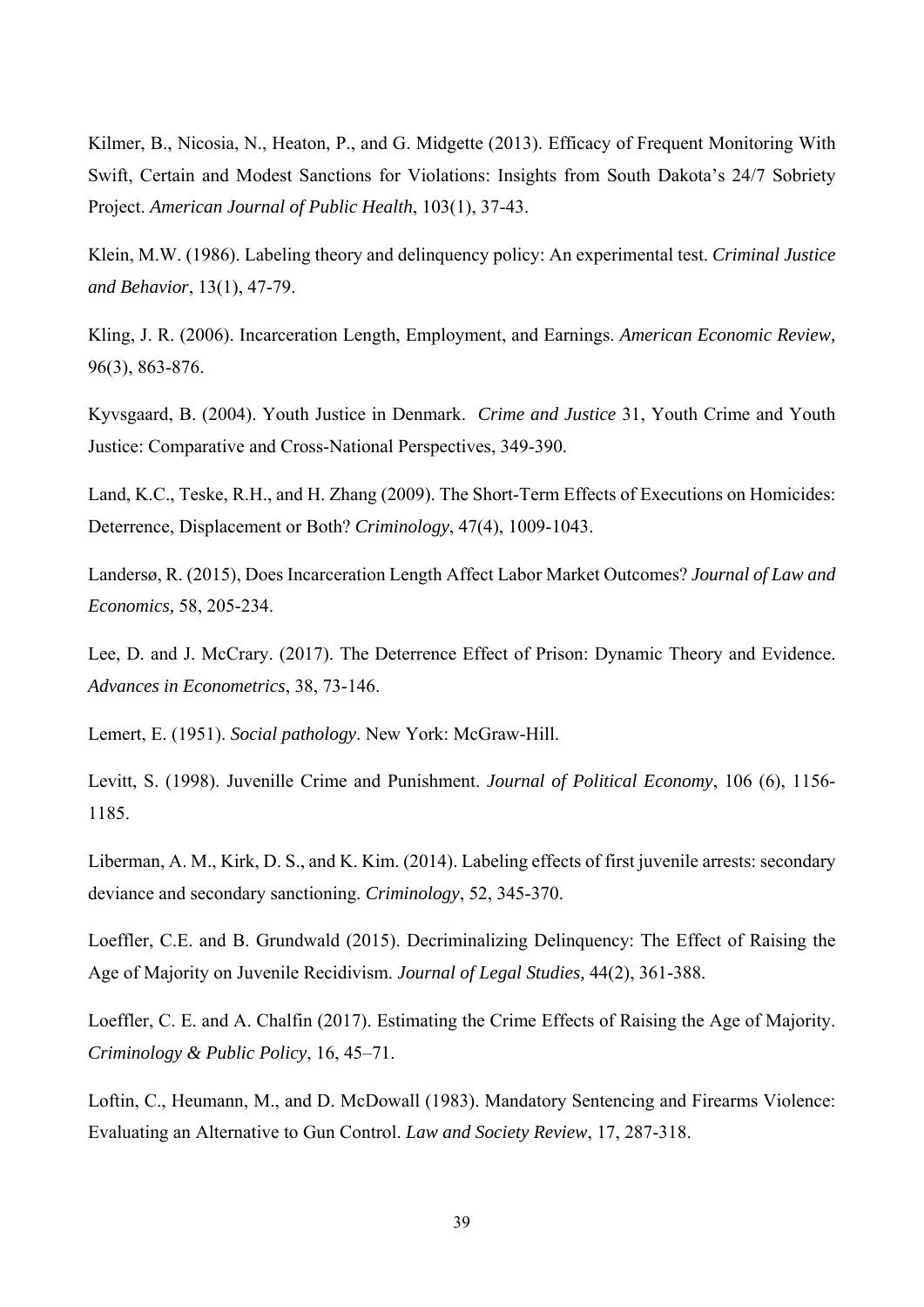Kilmer, B., Nicosia, N., Heaton, P., and G. Midgette (2013). Efficacy of Frequent Monitoring With Swift, Certain and Modest Sanctions for Violations: Insights from South Dakota's 24/7 Sobriety Project. *American Journal of Public Health*, 103(1), 37-43.

Klein, M.W. (1986). Labeling theory and delinquency policy: An experimental test. *Criminal Justice and Behavior*, 13(1), 47-79.

Kling, J. R. (2006). Incarceration Length, Employment, and Earnings. *American Economic Review,* 96(3), 863-876.

Kyvsgaard, B. (2004). Youth Justice in Denmark. *Crime and Justice* 31, Youth Crime and Youth Justice: Comparative and Cross-National Perspectives, 349-390.

Land, K.C., Teske, R.H., and H. Zhang (2009). The Short-Term Effects of Executions on Homicides: Deterrence, Displacement or Both? *Criminology*, 47(4), 1009-1043.

Landersø, R. (2015), Does Incarceration Length Affect Labor Market Outcomes? *Journal of Law and Economics,* 58, 205-234.

Lee, D. and J. McCrary. (2017). The Deterrence Effect of Prison: Dynamic Theory and Evidence. *Advances in Econometrics*, 38, 73-146.

Lemert, E. (1951). *Social pathology*. New York: McGraw-Hill.

Levitt, S. (1998). Juvenille Crime and Punishment. *Journal of Political Economy*, 106 (6), 1156-1185.

Liberman, A. M., Kirk, D. S., and K. Kim. (2014). Labeling effects of first juvenile arrests: secondary deviance and secondary sanctioning. *Criminology*, 52, 345-370.

Loeffler, C.E. and B. Grundwald (2015). Decriminalizing Delinquency: The Effect of Raising the Age of Majority on Juvenile Recidivism. *Journal of Legal Studies,* 44(2), 361-388.

Loeffler, C. E. and A. Chalfin (2017). Estimating the Crime Effects of Raising the Age of Majority. *Criminology & Public Policy*, 16, 45–71.

Loftin, C., Heumann, M., and D. McDowall (1983). Mandatory Sentencing and Firearms Violence: Evaluating an Alternative to Gun Control. *Law and Society Review*, 17, 287-318.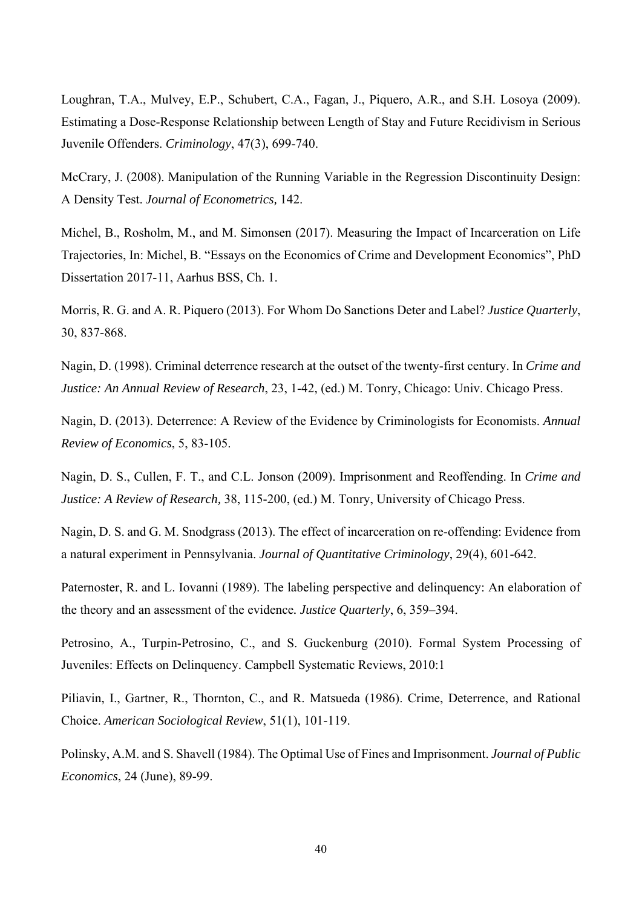Loughran, T.A., Mulvey, E.P., Schubert, C.A., Fagan, J., Piquero, A.R., and S.H. Losoya (2009). Estimating a Dose-Response Relationship between Length of Stay and Future Recidivism in Serious Juvenile Offenders. *Criminology*, 47(3), 699-740.

McCrary, J. (2008). Manipulation of the Running Variable in the Regression Discontinuity Design: A Density Test. *Journal of Econometrics,* 142.

Michel, B., Rosholm, M., and M. Simonsen (2017). Measuring the Impact of Incarceration on Life Trajectories, In: Michel, B. "Essays on the Economics of Crime and Development Economics", PhD Dissertation 2017-11, Aarhus BSS, Ch. 1.

Morris, R. G. and A. R. Piquero (2013). For Whom Do Sanctions Deter and Label? *Justice Quarterly*, 30, 837-868.

Nagin, D. (1998). Criminal deterrence research at the outset of the twenty-first century. In *Crime and Justice: An Annual Review of Research*, 23, 1-42, (ed.) M. Tonry, Chicago: Univ. Chicago Press.

Nagin, D. (2013). Deterrence: A Review of the Evidence by Criminologists for Economists. *Annual Review of Economics*, 5, 83-105.

Nagin, D. S., Cullen, F. T., and C.L. Jonson (2009). Imprisonment and Reoffending. In *Crime and Justice: A Review of Research,* 38, 115-200, (ed.) M. Tonry, University of Chicago Press.

Nagin, D. S. and G. M. Snodgrass (2013). The effect of incarceration on re-offending: Evidence from a natural experiment in Pennsylvania. *Journal of Quantitative Criminology*, 29(4), 601-642.

Paternoster, R. and L. Iovanni (1989). The labeling perspective and delinquency: An elaboration of the theory and an assessment of the evidence*. Justice Quarterly*, 6, 359–394.

Petrosino, A., Turpin-Petrosino, C., and S. Guckenburg (2010). Formal System Processing of Juveniles: Effects on Delinquency. Campbell Systematic Reviews, 2010:1

Piliavin, I., Gartner, R., Thornton, C., and R. Matsueda (1986). Crime, Deterrence, and Rational Choice. *American Sociological Review*, 51(1), 101-119.

Polinsky, A.M. and S. Shavell (1984). The Optimal Use of Fines and Imprisonment. *Journal of Public Economics*, 24 (June), 89-99.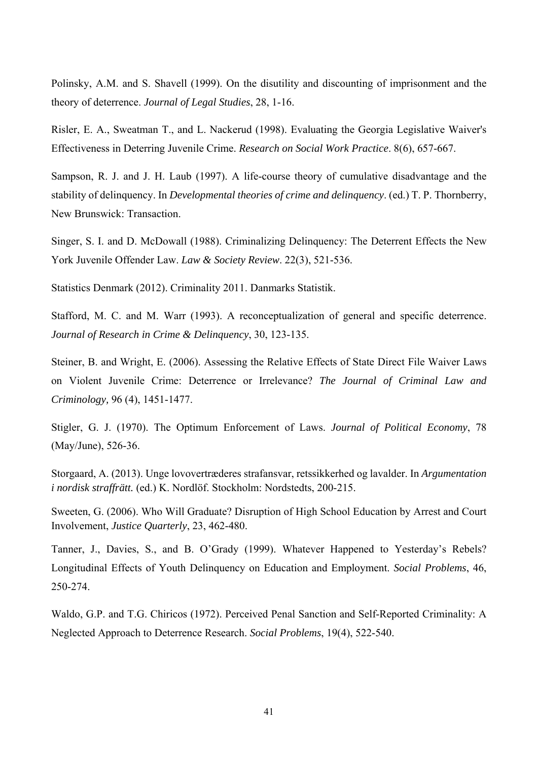Polinsky, A.M. and S. Shavell (1999). On the disutility and discounting of imprisonment and the theory of deterrence. *Journal of Legal Studies*, 28, 1-16.

Risler, E. A., Sweatman T., and L. Nackerud (1998). Evaluating the Georgia Legislative Waiver's Effectiveness in Deterring Juvenile Crime. *Research on Social Work Practice*. 8(6), 657-667.

Sampson, R. J. and J. H. Laub (1997). A life-course theory of cumulative disadvantage and the stability of delinquency. In *Developmental theories of crime and delinquency*. (ed.) T. P. Thornberry, New Brunswick: Transaction.

Singer, S. I. and D. McDowall (1988). Criminalizing Delinquency: The Deterrent Effects the New York Juvenile Offender Law. *Law & Society Review*. 22(3), 521-536.

Statistics Denmark (2012). Criminality 2011. Danmarks Statistik.

Stafford, M. C. and M. Warr (1993). A reconceptualization of general and specific deterrence. *Journal of Research in Crime & Delinquency*, 30, 123-135.

Steiner, B. and Wright, E. (2006). Assessing the Relative Effects of State Direct File Waiver Laws on Violent Juvenile Crime: Deterrence or Irrelevance? *The Journal of Criminal Law and Criminology,* 96 (4), 1451-1477.

Stigler, G. J. (1970). The Optimum Enforcement of Laws. *Journal of Political Economy*, 78 (May/June), 526-36.

Storgaard, A. (2013). Unge lovovertræderes strafansvar, retssikkerhed og lavalder. In *Argumentation i nordisk straffrätt.* (ed.) K. Nordlöf. Stockholm: Nordstedts, 200-215.

Sweeten, G. (2006). Who Will Graduate? Disruption of High School Education by Arrest and Court Involvement, *Justice Quarterly*, 23, 462-480.

Tanner, J., Davies, S., and B. O'Grady (1999). Whatever Happened to Yesterday's Rebels? Longitudinal Effects of Youth Delinquency on Education and Employment. *Social Problems*, 46, 250-274.

Waldo, G.P. and T.G. Chiricos (1972). Perceived Penal Sanction and Self-Reported Criminality: A Neglected Approach to Deterrence Research. *Social Problems*, 19(4), 522-540.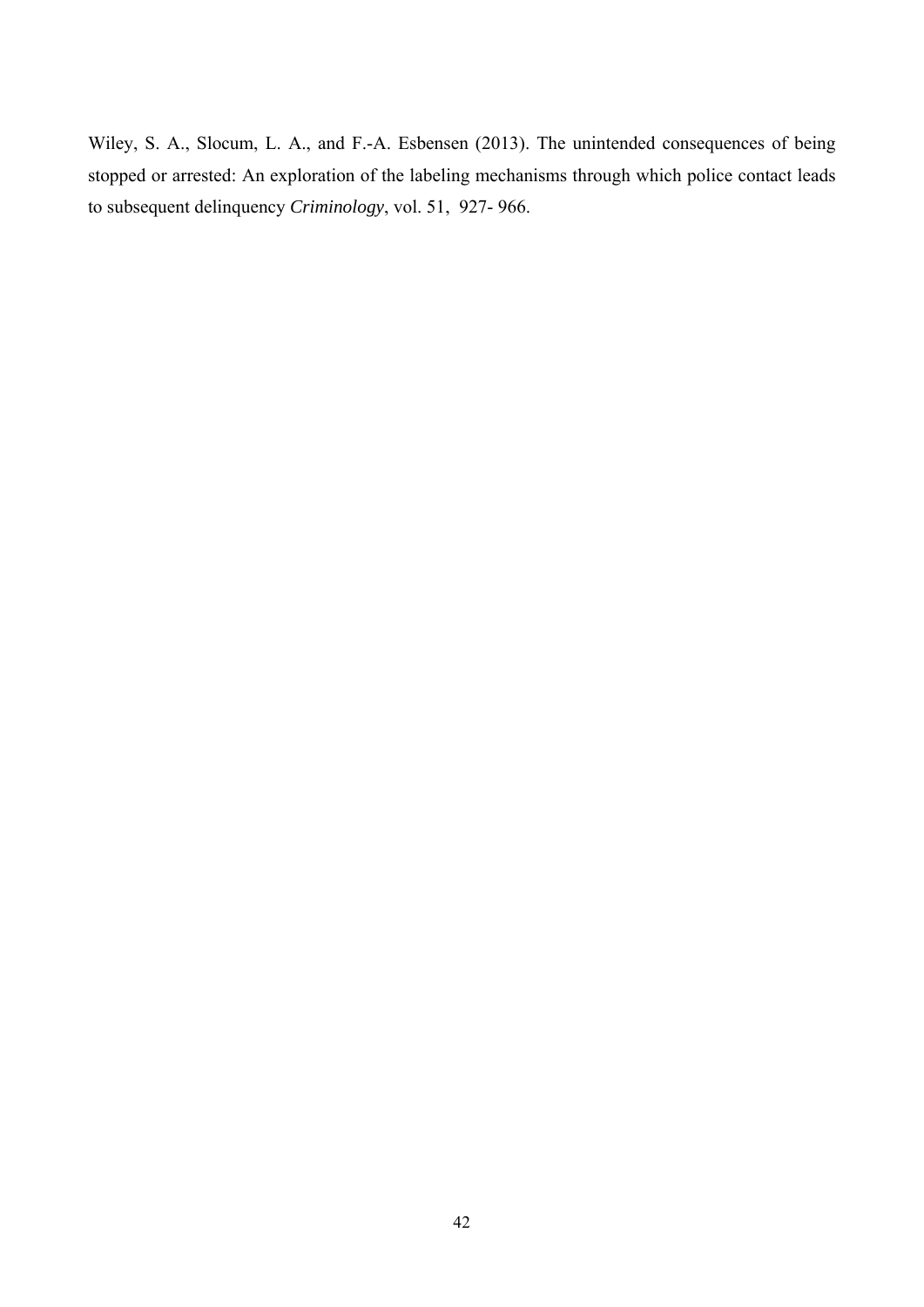Wiley, S. A., Slocum, L. A., and F.-A. Esbensen (2013). The unintended consequences of being stopped or arrested: An exploration of the labeling mechanisms through which police contact leads to subsequent delinquency *Criminology*, vol. 51, 927- 966.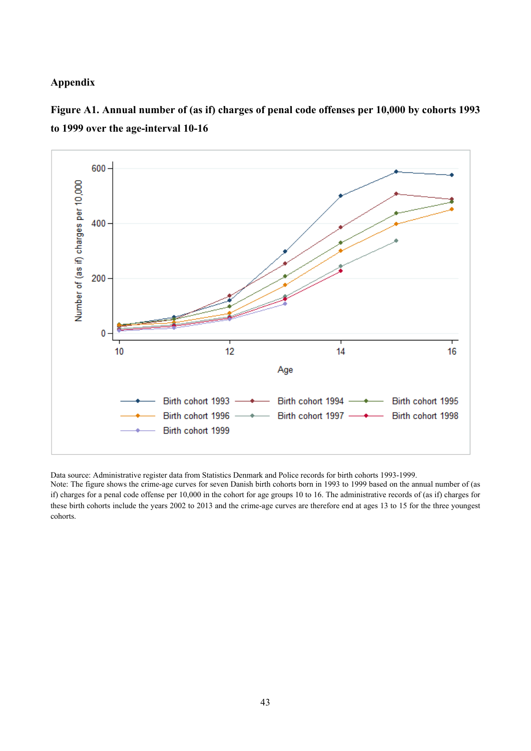## Appendix

**Figure A1. Annual number of (as if) charges of penal code offenses per 10,000 by cohorts 1993 to 1999 over the age-interval 10-16**

Data source: Administrative register data from Statistics Denmark and Police records for birth cohorts 1993-1999.
Note: The figure shows the crime-age curves for seven Danish birth cohorts born in 1993 to 1999 based on the annual number of (as if) charges for a penal code offense per 10,000 in the cohort for age groups 10 to 16. The administrative records of (as if) charges for these birth cohorts include the years 2002 to 2013 and the crime-age curves are therefore end at ages 13 to 15 for the three youngest cohorts.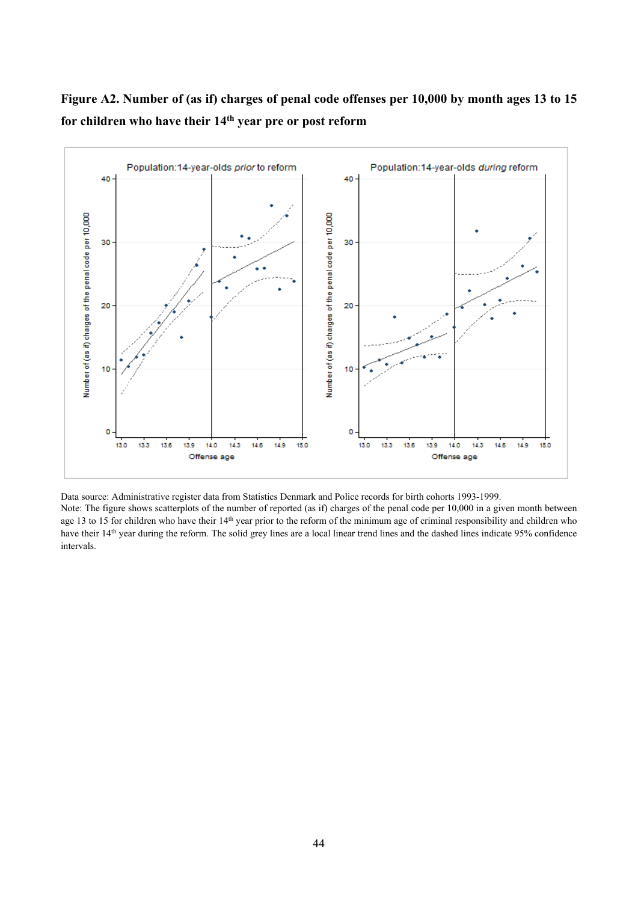**Figure A2. Number of (as if) charges of penal code offenses per 10,000 by month ages 13 to 15 for children who have their 14th year pre or post reform**

Data source: Administrative register data from Statistics Denmark and Police records for birth cohorts 1993-1999.
Note: The figure shows scatterplots of the number of reported (as if) charges of the penal code per 10,000 in a given month between age 13 to 15 for children who have their 14th year prior to the reform of the minimum age of criminal responsibility and children who have their 14th year during the reform. The solid grey lines are a local linear trend lines and the dashed lines indicate 95% confidence intervals.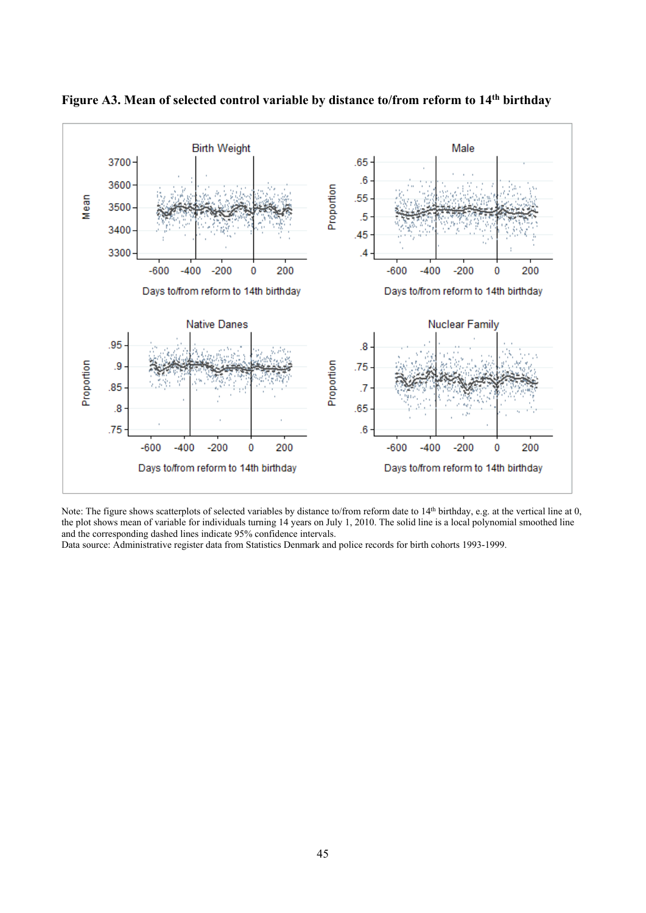**Figure A3. Mean of selected control variable by distance to/from reform to 14th birthday**

Note: The figure shows scatterplots of selected variables by distance to/from reform date to 14th birthday, e.g. at the vertical line at 0, the plot shows mean of variable for individuals turning 14 years on July 1, 2010. The solid line is a local polynomial smoothed line and the corresponding dashed lines indicate 95% confidence intervals.
Data source: Administrative register data from Statistics Denmark and police records for birth cohorts 1993-1999.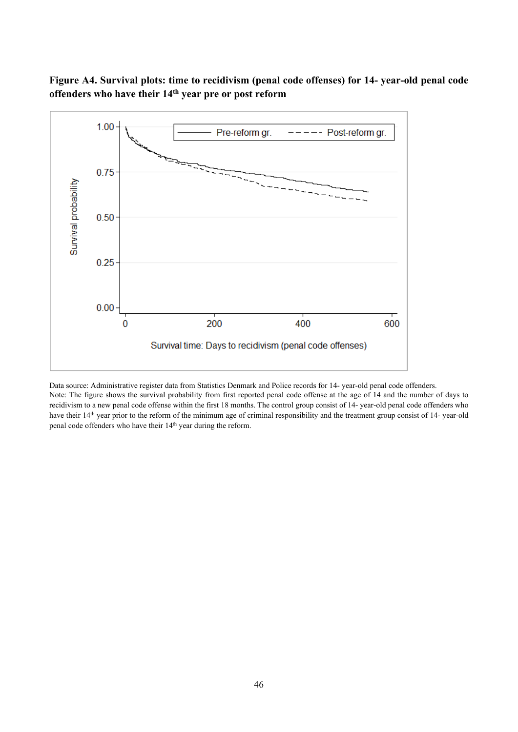**Figure A4. Survival plots: time to recidivism (penal code offenses) for 14- year-old penal code offenders who have their 14th year pre or post reform**

Data source: Administrative register data from Statistics Denmark and Police records for 14- year-old penal code offenders.
Note: The figure shows the survival probability from first reported penal code offense at the age of 14 and the number of days to recidivism to a new penal code offense within the first 18 months. The control group consist of 14- year-old penal code offenders who have their 14th year prior to the reform of the minimum age of criminal responsibility and the treatment group consist of 14- year-old penal code offenders who have their 14th year during the reform.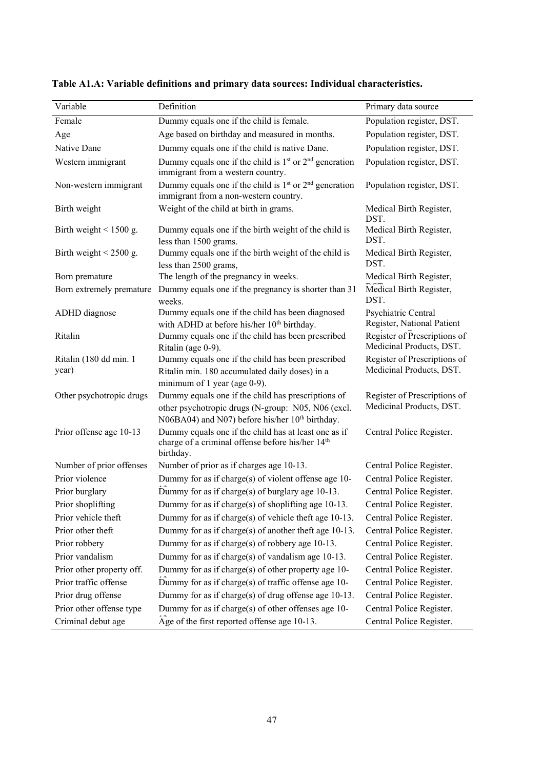**Table A1.A: Variable definitions and primary data sources: Individual characteristics.**

| Variable | Definition | Primary data source |
|---|---|---|
| Female | Dummy equals one if the child is female. | Population register, DST. |
| Age | Age based on birthday and measured in months. | Population register, DST. |
| Native Dane | Dummy equals one if the child is native Dane. | Population register, DST. |
| Western immigrant | Dummy equals one if the child is 1st or 2nd generation immigrant from a western country. | Population register, DST. |
| Non-western immigrant | Dummy equals one if the child is 1st or 2nd generation immigrant from a non-western country. | Population register, DST. |
| Birth weight | Weight of the child at birth in grams. | Medical Birth Register, DST. |
| Birth weight < 1500 g. | Dummy equals one if the birth weight of the child is less than 1500 grams. | Medical Birth Register, DST. |
| Birth weight < 2500 g. | Dummy equals one if the birth weight of the child is less than 2500 grams, | Medical Birth Register, DST. |
| Born premature | The length of the pregnancy in weeks. | Medical Birth Register, DST. |
| Born extremely premature | Dummy equals one if the pregnancy is shorter than 31 weeks. | Medical Birth Register, DST. |
| ADHD diagnose | Dummy equals one if the child has been diagnosed with ADHD at before his/her 10th birthday. | Psychiatric Central Register, National Patient |
| Ritalin | Dummy equals one if the child has been prescribed Ritalin (age 0-9). | Register of Prescriptions of Medicinal Products, DST. |
| Ritalin (180 dd min. 1 year) | Dummy equals one if the child has been prescribed Ritalin min. 180 accumulated daily doses) in a minimum of 1 year (age 0-9). | Register of Prescriptions of Medicinal Products, DST. |
| Other psychotropic drugs | Dummy equals one if the child has prescriptions of other psychotropic drugs (N-group: N05, N06 (excl. N06BA04) and N07) before his/her 10th birthday. | Register of Prescriptions of Medicinal Products, DST. |
| Prior offense age 10-13 | Dummy equals one if the child has at least one as if charge of a criminal offense before his/her 14th birthday. | Central Police Register. |
| Number of prior offenses | Number of prior as if charges age 10-13. | Central Police Register. |
| Prior violence | Dummy for as if charge(s) of violent offense age 10-13. | Central Police Register. |
| Prior burglary | Dummy for as if charge(s) of burglary age 10-13. | Central Police Register. |
| Prior shoplifting | Dummy for as if charge(s) of shoplifting age 10-13. | Central Police Register. |
| Prior vehicle theft | Dummy for as if charge(s) of vehicle theft age 10-13. | Central Police Register. |
| Prior other theft | Dummy for as if charge(s) of another theft age 10-13. | Central Police Register. |
| Prior robbery | Dummy for as if charge(s) of robbery age 10-13. | Central Police Register. |
| Prior vandalism | Dummy for as if charge(s) of vandalism age 10-13. | Central Police Register. |
| Prior other property off. | Dummy for as if charge(s) of other property age 10-13. | Central Police Register. |
| Prior traffic offense | Dummy for as if charge(s) of traffic offense age 10-13. | Central Police Register. |
| Prior drug offense | Dummy for as if charge(s) of drug offense age 10-13. | Central Police Register. |
| Prior other offense type | Dummy for as if charge(s) of other offenses age 10-13. | Central Police Register. |
| Criminal debut age | Age of the first reported offense age 10-13. | Central Police Register. |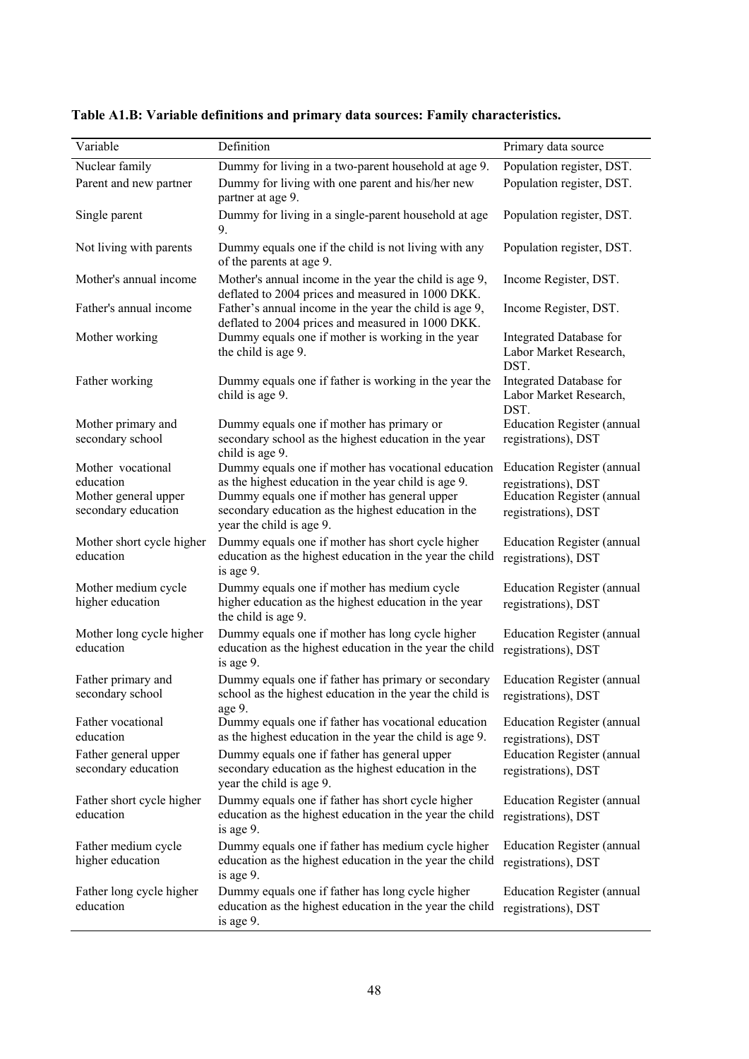**Table A1.B: Variable definitions and primary data sources: Family characteristics.**

| Variable | Definition | Primary data source |
|---|---|---|
| Nuclear family | Dummy for living in a two-parent household at age 9. | Population register, DST. |
| Parent and new partner | Dummy for living with one parent and his/her new partner at age 9. | Population register, DST. |
| Single parent | Dummy for living in a single-parent household at age 9. | Population register, DST. |
| Not living with parents | Dummy equals one if the child is not living with any of the parents at age 9. | Population register, DST. |
| Mother's annual income | Mother's annual income in the year the child is age 9, deflated to 2004 prices and measured in 1000 DKK. | Income Register, DST. |
| Father's annual income | Father's annual income in the year the child is age 9, deflated to 2004 prices and measured in 1000 DKK. | Income Register, DST. |
| Mother working | Dummy equals one if mother is working in the year the child is age 9. | Integrated Database for Labor Market Research, DST. |
| Father working | Dummy equals one if father is working in the year the child is age 9. | Integrated Database for Labor Market Research, DST. |
| Mother primary and secondary school | Dummy equals one if mother has primary or secondary school as the highest education in the year child is age 9. | Education Register (annual registrations), DST |
| Mother vocational education | Dummy equals one if mother has vocational education as the highest education in the year child is age 9. | Education Register (annual registrations), DST |
| Mother general upper secondary education | Dummy equals one if mother has general upper secondary education as the highest education in the year the child is age 9. | Education Register (annual registrations), DST |
| Mother short cycle higher education | Dummy equals one if mother has short cycle higher education as the highest education in the year the child is age 9. | Education Register (annual registrations), DST |
| Mother medium cycle higher education | Dummy equals one if mother has medium cycle higher education as the highest education in the year the child is age 9. | Education Register (annual registrations), DST |
| Mother long cycle higher education | Dummy equals one if mother has long cycle higher education as the highest education in the year the child is age 9. | Education Register (annual registrations), DST |
| Father primary and secondary school | Dummy equals one if father has primary or secondary school as the highest education in the year the child is age 9. | Education Register (annual registrations), DST |
| Father vocational education | Dummy equals one if father has vocational education as the highest education in the year the child is age 9. | Education Register (annual registrations), DST |
| Father general upper secondary education | Dummy equals one if father has general upper secondary education as the highest education in the year the child is age 9. | Education Register (annual registrations), DST |
| Father short cycle higher education | Dummy equals one if father has short cycle higher education as the highest education in the year the child is age 9. | Education Register (annual registrations), DST |
| Father medium cycle higher education | Dummy equals one if father has medium cycle higher education as the highest education in the year the child is age 9. | Education Register (annual registrations), DST |
| Father long cycle higher education | Dummy equals one if father has long cycle higher education as the highest education in the year the child is age 9. | Education Register (annual registrations), DST |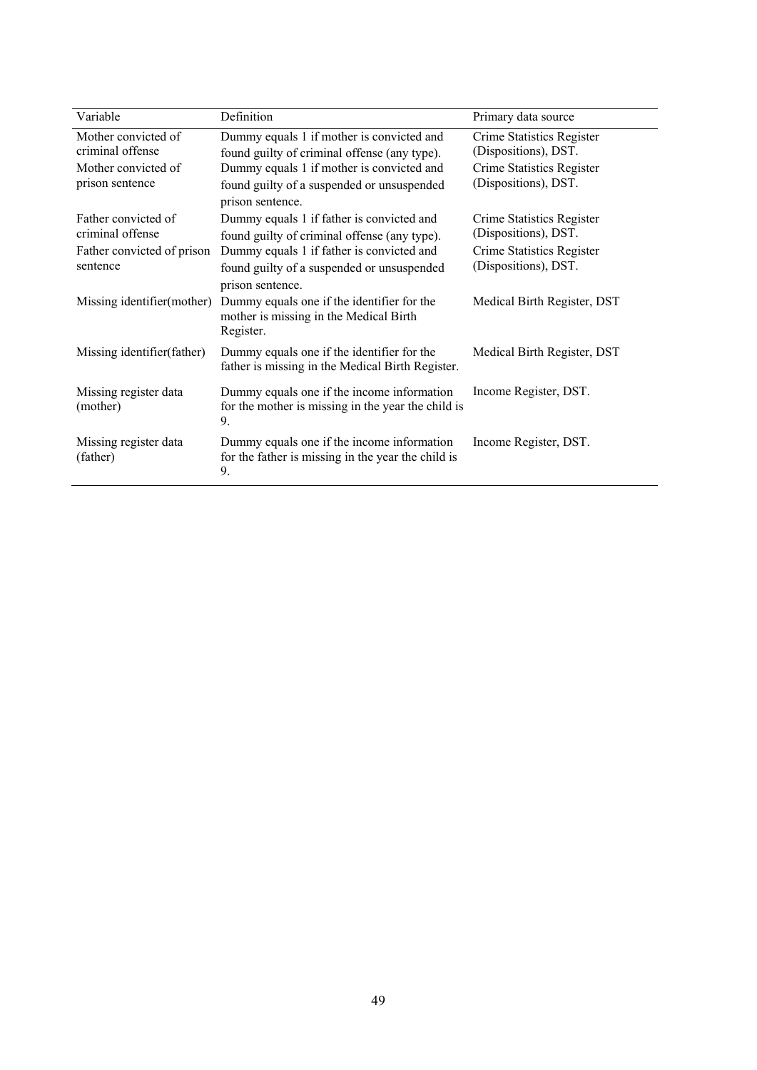| Variable | Definition | Primary data source |
| --- | --- | --- |
| Mother convicted of criminal offense | Dummy equals 1 if mother is convicted and found guilty of criminal offense (any type). | Crime Statistics Register (Dispositions), DST. |
| Mother convicted of prison sentence | Dummy equals 1 if mother is convicted and found guilty of a suspended or unsuspended prison sentence. | Crime Statistics Register (Dispositions), DST. |
| Father convicted of criminal offense | Dummy equals 1 if father is convicted and found guilty of criminal offense (any type). | Crime Statistics Register (Dispositions), DST. |
| Father convicted of prison sentence | Dummy equals 1 if father is convicted and found guilty of a suspended or unsuspended prison sentence. | Crime Statistics Register (Dispositions), DST. |
| Missing identifier(mother) | Dummy equals one if the identifier for the mother is missing in the Medical Birth Register. | Medical Birth Register, DST |
| Missing identifier(father) | Dummy equals one if the identifier for the father is missing in the Medical Birth Register. | Medical Birth Register, DST |
| Missing register data (mother) | Dummy equals one if the income information for the mother is missing in the year the child is 9. | Income Register, DST. |
| Missing register data (father) | Dummy equals one if the income information for the father is missing in the year the child is 9. | Income Register, DST. |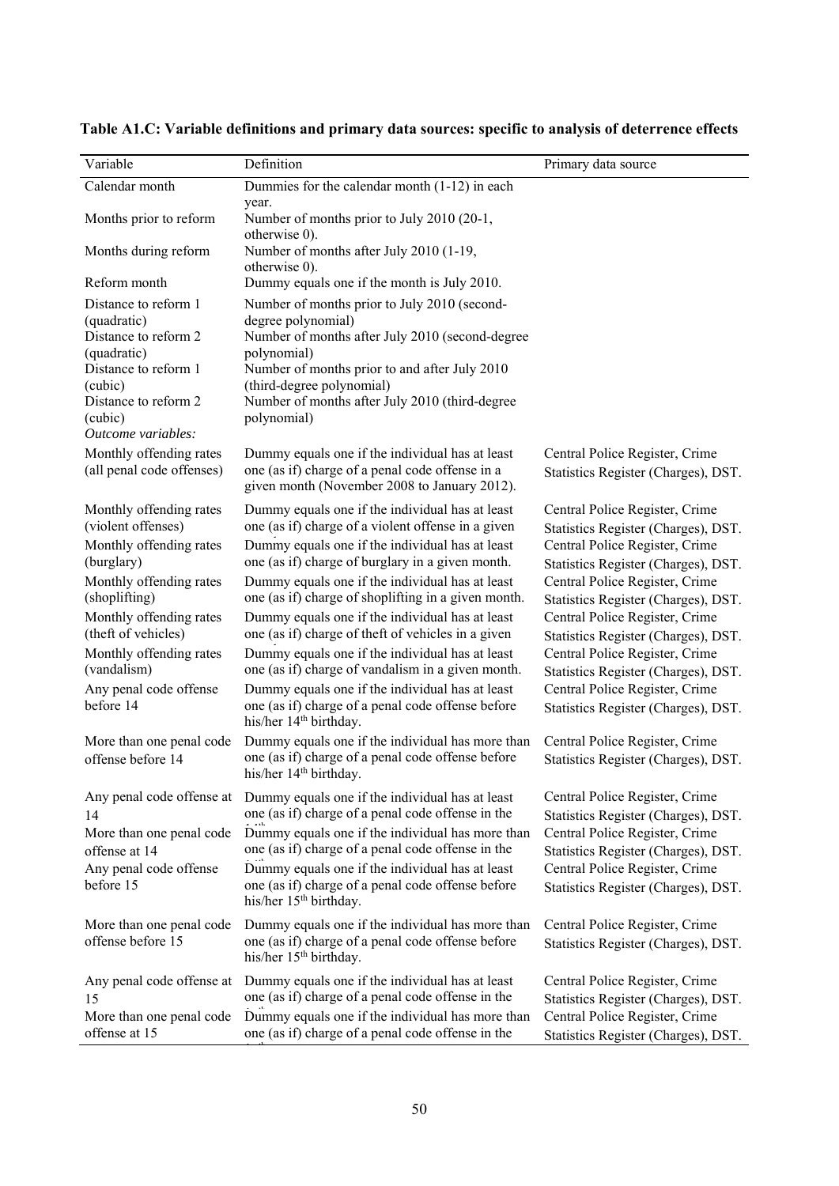**Table A1.C: Variable definitions and primary data sources: specific to analysis of deterrence effects**

| Variable | Definition | Primary data source |
|---|---|---|
| Calendar month | Dummies for the calendar month (1-12) in each year. | |
| Months prior to reform | Number of months prior to July 2010 (20-1, otherwise 0). | |
| Months during reform | Number of months after July 2010 (1-19, otherwise 0). | |
| Reform month | Dummy equals one if the month is July 2010. | |
| Distance to reform 1 (quadratic) | Number of months prior to July 2010 (second-degree polynomial) | |
| Distance to reform 2 (quadratic) | Number of months after July 2010 (second-degree polynomial) | |
| Distance to reform 1 (cubic) | Number of months prior to and after July 2010 (third-degree polynomial) | |
| Distance to reform 2 (cubic) | Number of months after July 2010 (third-degree polynomial) | |
| *Outcome variables:* | | |
| Monthly offending rates (all penal code offenses) | Dummy equals one if the individual has at least one (as if) charge of a penal code offense in a given month (November 2008 to January 2012). | Central Police Register, Crime Statistics Register (Charges), DST. |
| Monthly offending rates (violent offenses) | Dummy equals one if the individual has at least one (as if) charge of a violent offense in a given | Central Police Register, Crime Statistics Register (Charges), DST. |
| Monthly offending rates (burglary) | Dummy equals one if the individual has at least one (as if) charge of burglary in a given month. | Central Police Register, Crime Statistics Register (Charges), DST. |
| Monthly offending rates (shoplifting) | Dummy equals one if the individual has at least one (as if) charge of shoplifting in a given month. | Central Police Register, Crime Statistics Register (Charges), DST. |
| Monthly offending rates (theft of vehicles) | Dummy equals one if the individual has at least one (as if) charge of theft of vehicles in a given | Central Police Register, Crime Statistics Register (Charges), DST. |
| Monthly offending rates (vandalism) | Dummy equals one if the individual has at least one (as if) charge of vandalism in a given month. | Central Police Register, Crime Statistics Register (Charges), DST. |
| Any penal code offense before 14 | Dummy equals one if the individual has at least one (as if) charge of a penal code offense before his/her 14th birthday. | Central Police Register, Crime Statistics Register (Charges), DST. |
| More than one penal code offense before 14 | Dummy equals one if the individual has more than one (as if) charge of a penal code offense before his/her 14th birthday. | Central Police Register, Crime Statistics Register (Charges), DST. |
| Any penal code offense at 14 | Dummy equals one if the individual has at least one (as if) charge of a penal code offense in the | Central Police Register, Crime Statistics Register (Charges), DST. |
| More than one penal code offense at 14 | Dummy equals one if the individual has more than one (as if) charge of a penal code offense in the | Central Police Register, Crime Statistics Register (Charges), DST. |
| Any penal code offense before 15 | Dummy equals one if the individual has at least one (as if) charge of a penal code offense before his/her 15th birthday. | Central Police Register, Crime Statistics Register (Charges), DST. |
| More than one penal code offense before 15 | Dummy equals one if the individual has more than one (as if) charge of a penal code offense before his/her 15th birthday. | Central Police Register, Crime Statistics Register (Charges), DST. |
| Any penal code offense at 15 | Dummy equals one if the individual has at least one (as if) charge of a penal code offense in the | Central Police Register, Crime Statistics Register (Charges), DST. |
| More than one penal code offense at 15 | Dummy equals one if the individual has more than one (as if) charge of a penal code offense in the | Central Police Register, Crime Statistics Register (Charges), DST. |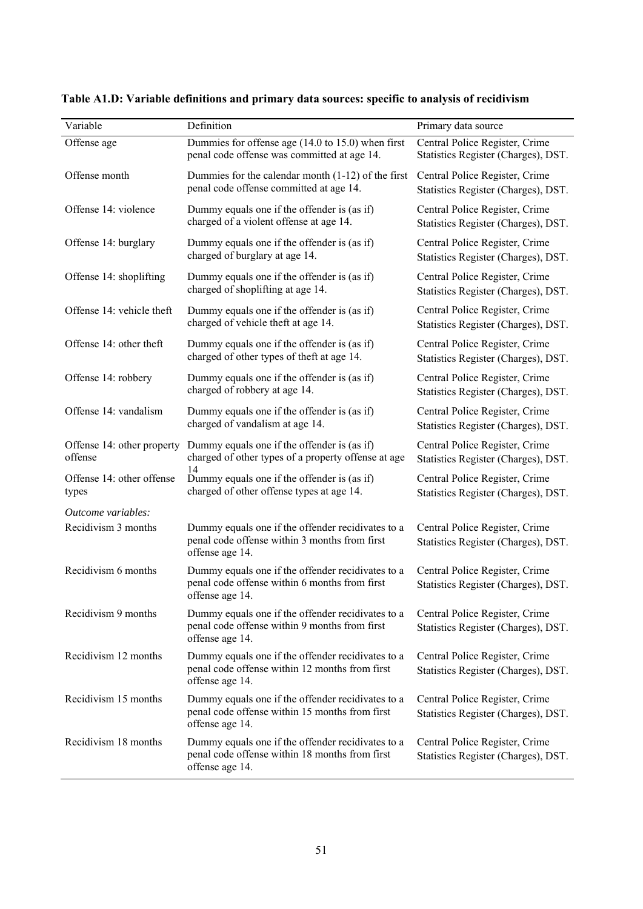**Table A1.D: Variable definitions and primary data sources: specific to analysis of recidivism**

| Variable | Definition | Primary data source |
|---|---|---|
| Offense age | Dummies for offense age (14.0 to 15.0) when first penal code offense was committed at age 14. | Central Police Register, Crime Statistics Register (Charges), DST. |
| Offense month | Dummies for the calendar month (1-12) of the first penal code offense committed at age 14. | Central Police Register, Crime Statistics Register (Charges), DST. |
| Offense 14: violence | Dummy equals one if the offender is (as if) charged of a violent offense at age 14. | Central Police Register, Crime Statistics Register (Charges), DST. |
| Offense 14: burglary | Dummy equals one if the offender is (as if) charged of burglary at age 14. | Central Police Register, Crime Statistics Register (Charges), DST. |
| Offense 14: shoplifting | Dummy equals one if the offender is (as if) charged of shoplifting at age 14. | Central Police Register, Crime Statistics Register (Charges), DST. |
| Offense 14: vehicle theft | Dummy equals one if the offender is (as if) charged of vehicle theft at age 14. | Central Police Register, Crime Statistics Register (Charges), DST. |
| Offense 14: other theft | Dummy equals one if the offender is (as if) charged of other types of theft at age 14. | Central Police Register, Crime Statistics Register (Charges), DST. |
| Offense 14: robbery | Dummy equals one if the offender is (as if) charged of robbery at age 14. | Central Police Register, Crime Statistics Register (Charges), DST. |
| Offense 14: vandalism | Dummy equals one if the offender is (as if) charged of vandalism at age 14. | Central Police Register, Crime Statistics Register (Charges), DST. |
| Offense 14: other property offense | Dummy equals one if the offender is (as if) charged of other types of a property offense at age 14 | Central Police Register, Crime Statistics Register (Charges), DST. |
| Offense 14: other offense types | Dummy equals one if the offender is (as if) charged of other offense types at age 14. | Central Police Register, Crime Statistics Register (Charges), DST. |
| *Outcome variables:* | | |
| Recidivism 3 months | Dummy equals one if the offender recidivates to a penal code offense within 3 months from first offense age 14. | Central Police Register, Crime Statistics Register (Charges), DST. |
| Recidivism 6 months | Dummy equals one if the offender recidivates to a penal code offense within 6 months from first offense age 14. | Central Police Register, Crime Statistics Register (Charges), DST. |
| Recidivism 9 months | Dummy equals one if the offender recidivates to a penal code offense within 9 months from first offense age 14. | Central Police Register, Crime Statistics Register (Charges), DST. |
| Recidivism 12 months | Dummy equals one if the offender recidivates to a penal code offense within 12 months from first offense age 14. | Central Police Register, Crime Statistics Register (Charges), DST. |
| Recidivism 15 months | Dummy equals one if the offender recidivates to a penal code offense within 15 months from first offense age 14. | Central Police Register, Crime Statistics Register (Charges), DST. |
| Recidivism 18 months | Dummy equals one if the offender recidivates to a penal code offense within 18 months from first offense age 14. | Central Police Register, Crime Statistics Register (Charges), DST. |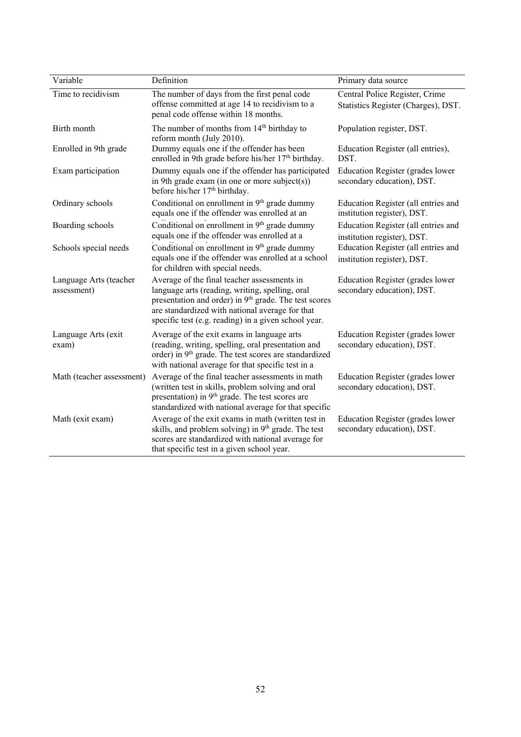| Variable | Definition | Primary data source |
|---|---|---|
| Time to recidivism | The number of days from the first penal code offense committed at age 14 to recidivism to a penal code offense within 18 months. | Central Police Register, Crime Statistics Register (Charges), DST. |
| Birth month | The number of months from 14th birthday to reform month (July 2010). | Population register, DST. |
| Enrolled in 9th grade | Dummy equals one if the offender has been enrolled in 9th grade before his/her 17th birthday. | Education Register (all entries), DST. |
| Exam participation | Dummy equals one if the offender has participated in 9th grade exam (in one or more subject(s)) before his/her 17th birthday. | Education Register (grades lower secondary education), DST. |
| Ordinary schools | Conditional on enrollment in 9th grade dummy equals one if the offender was enrolled at an | Education Register (all entries and institution register), DST. |
| Boarding schools | Conditional on enrollment in 9th grade dummy equals one if the offender was enrolled at a | Education Register (all entries and institution register), DST. |
| Schools special needs | Conditional on enrollment in 9th grade dummy equals one if the offender was enrolled at a school for children with special needs. | Education Register (all entries and institution register), DST. |
| Language Arts (teacher assessment) | Average of the final teacher assessments in language arts (reading, writing, spelling, oral presentation and order) in 9th grade. The test scores are standardized with national average for that specific test (e.g. reading) in a given school year. | Education Register (grades lower secondary education), DST. |
| Language Arts (exit exam) | Average of the exit exams in language arts (reading, writing, spelling, oral presentation and order) in 9th grade. The test scores are standardized with national average for that specific test in a | Education Register (grades lower secondary education), DST. |
| Math (teacher assessment) | Average of the final teacher assessments in math (written test in skills, problem solving and oral presentation) in 9th grade. The test scores are standardized with national average for that specific | Education Register (grades lower secondary education), DST. |
| Math (exit exam) | Average of the exit exams in math (written test in skills, and problem solving) in 9th grade. The test scores are standardized with national average for that specific test in a given school year. | Education Register (grades lower secondary education), DST. |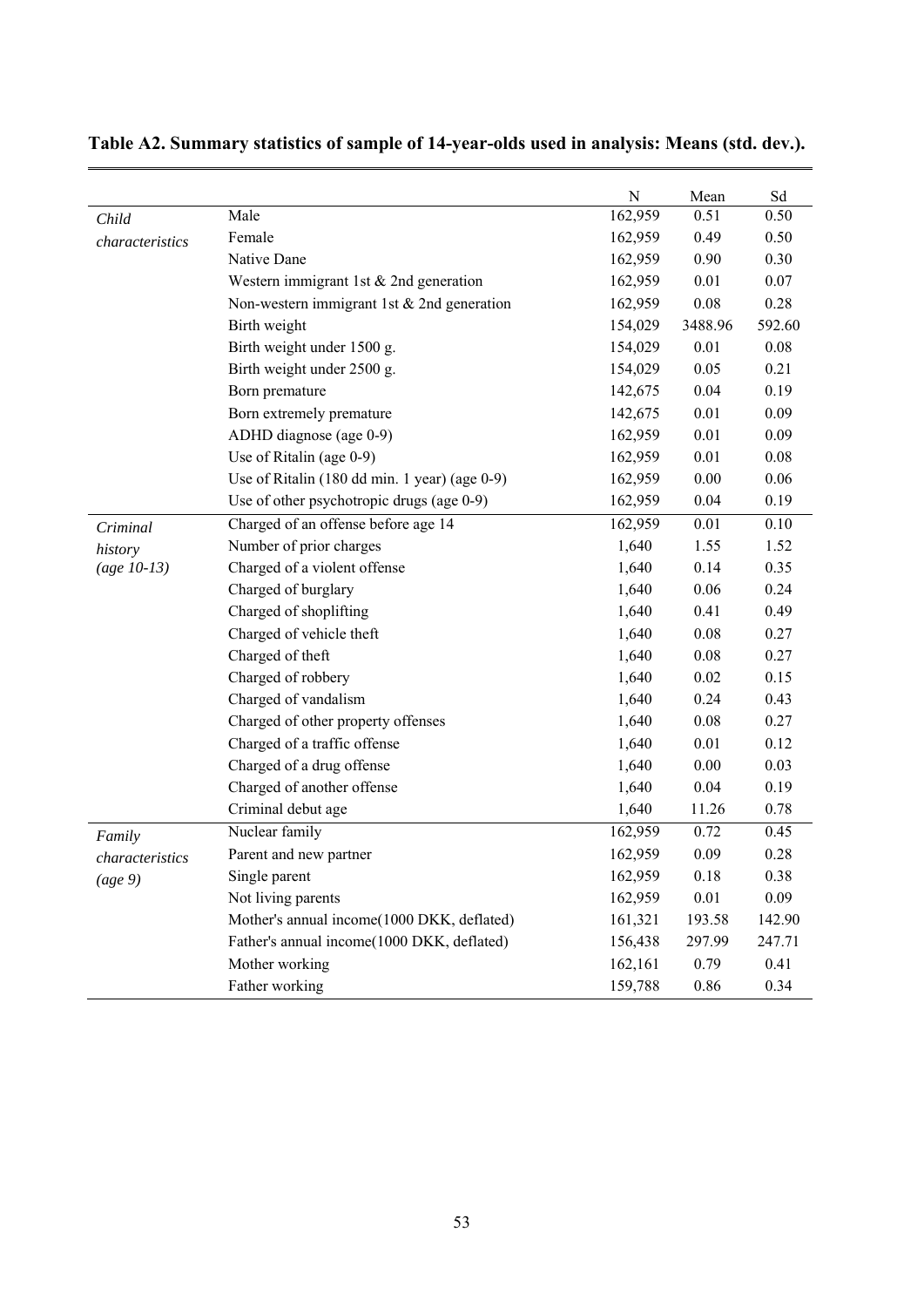**Table A2. Summary statistics of sample of 14-year-olds used in analysis: Means (std. dev.).**

| | | N | Mean | Sd |
|---|---|---|---|---|
| *Child characteristics* | Male | 162,959 | 0.51 | 0.50 |
| | Female | 162,959 | 0.49 | 0.50 |
| | Native Dane | 162,959 | 0.90 | 0.30 |
| | Western immigrant 1st & 2nd generation | 162,959 | 0.01 | 0.07 |
| | Non-western immigrant 1st & 2nd generation | 162,959 | 0.08 | 0.28 |
| | Birth weight | 154,029 | 3488.96 | 592.60 |
| | Birth weight under 1500 g. | 154,029 | 0.01 | 0.08 |
| | Birth weight under 2500 g. | 154,029 | 0.05 | 0.21 |
| | Born premature | 142,675 | 0.04 | 0.19 |
| | Born extremely premature | 142,675 | 0.01 | 0.09 |
| | ADHD diagnose (age 0-9) | 162,959 | 0.01 | 0.09 |
| | Use of Ritalin (age 0-9) | 162,959 | 0.01 | 0.08 |
| | Use of Ritalin (180 dd min. 1 year) (age 0-9) | 162,959 | 0.00 | 0.06 |
| | Use of other psychotropic drugs (age 0-9) | 162,959 | 0.04 | 0.19 |
| *Criminal history (age 10-13)* | Charged of an offense before age 14 | 162,959 | 0.01 | 0.10 |
| | Number of prior charges | 1,640 | 1.55 | 1.52 |
| | Charged of a violent offense | 1,640 | 0.14 | 0.35 |
| | Charged of burglary | 1,640 | 0.06 | 0.24 |
| | Charged of shoplifting | 1,640 | 0.41 | 0.49 |
| | Charged of vehicle theft | 1,640 | 0.08 | 0.27 |
| | Charged of theft | 1,640 | 0.08 | 0.27 |
| | Charged of robbery | 1,640 | 0.02 | 0.15 |
| | Charged of vandalism | 1,640 | 0.24 | 0.43 |
| | Charged of other property offenses | 1,640 | 0.08 | 0.27 |
| | Charged of a traffic offense | 1,640 | 0.01 | 0.12 |
| | Charged of a drug offense | 1,640 | 0.00 | 0.03 |
| | Charged of another offense | 1,640 | 0.04 | 0.19 |
| | Criminal debut age | 1,640 | 11.26 | 0.78 |
| *Family characteristics (age 9)* | Nuclear family | 162,959 | 0.72 | 0.45 |
| | Parent and new partner | 162,959 | 0.09 | 0.28 |
| | Single parent | 162,959 | 0.18 | 0.38 |
| | Not living parents | 162,959 | 0.01 | 0.09 |
| | Mother's annual income(1000 DKK, deflated) | 161,321 | 193.58 | 142.90 |
| | Father's annual income(1000 DKK, deflated) | 156,438 | 297.99 | 247.71 |
| | Mother working | 162,161 | 0.79 | 0.41 |
| | Father working | 159,788 | 0.86 | 0.34 |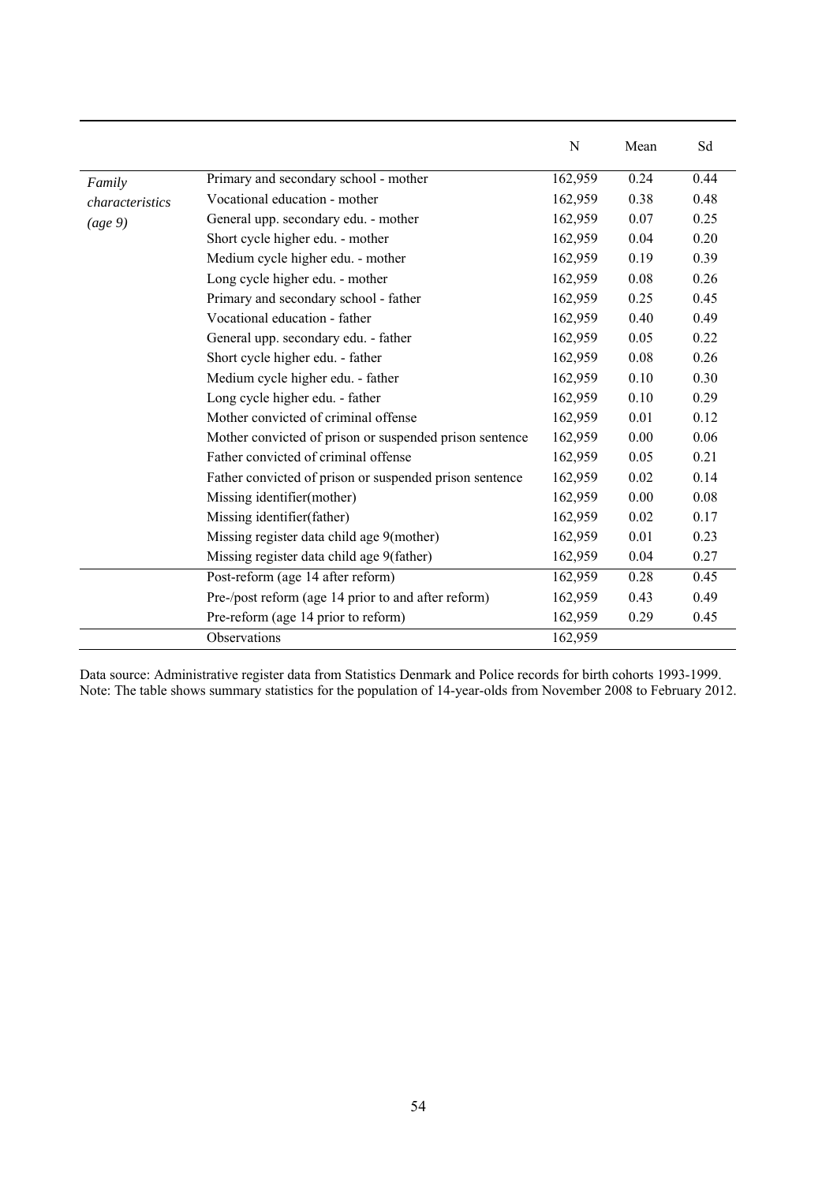| | | N | Mean | Sd |
|---|---|---|---|---|
| *Family characteristics (age 9)* | Primary and secondary school - mother | 162,959 | 0.24 | 0.44 |
| | Vocational education - mother | 162,959 | 0.38 | 0.48 |
| | General upp. secondary edu. - mother | 162,959 | 0.07 | 0.25 |
| | Short cycle higher edu. - mother | 162,959 | 0.04 | 0.20 |
| | Medium cycle higher edu. - mother | 162,959 | 0.19 | 0.39 |
| | Long cycle higher edu. - mother | 162,959 | 0.08 | 0.26 |
| | Primary and secondary school - father | 162,959 | 0.25 | 0.45 |
| | Vocational education - father | 162,959 | 0.40 | 0.49 |
| | General upp. secondary edu. - father | 162,959 | 0.05 | 0.22 |
| | Short cycle higher edu. - father | 162,959 | 0.08 | 0.26 |
| | Medium cycle higher edu. - father | 162,959 | 0.10 | 0.30 |
| | Long cycle higher edu. - father | 162,959 | 0.10 | 0.29 |
| | Mother convicted of criminal offense | 162,959 | 0.01 | 0.12 |
| | Mother convicted of prison or suspended prison sentence | 162,959 | 0.00 | 0.06 |
| | Father convicted of criminal offense | 162,959 | 0.05 | 0.21 |
| | Father convicted of prison or suspended prison sentence | 162,959 | 0.02 | 0.14 |
| | Missing identifier(mother) | 162,959 | 0.00 | 0.08 |
| | Missing identifier(father) | 162,959 | 0.02 | 0.17 |
| | Missing register data child age 9(mother) | 162,959 | 0.01 | 0.23 |
| | Missing register data child age 9(father) | 162,959 | 0.04 | 0.27 |
| | Post-reform (age 14 after reform) | 162,959 | 0.28 | 0.45 |
| | Pre-/post reform (age 14 prior to and after reform) | 162,959 | 0.43 | 0.49 |
| | Pre-reform (age 14 prior to reform) | 162,959 | 0.29 | 0.45 |
| | Observations | 162,959 | | |

Data source: Administrative register data from Statistics Denmark and Police records for birth cohorts 1993-1999.
Note: The table shows summary statistics for the population of 14-year-olds from November 2008 to February 2012.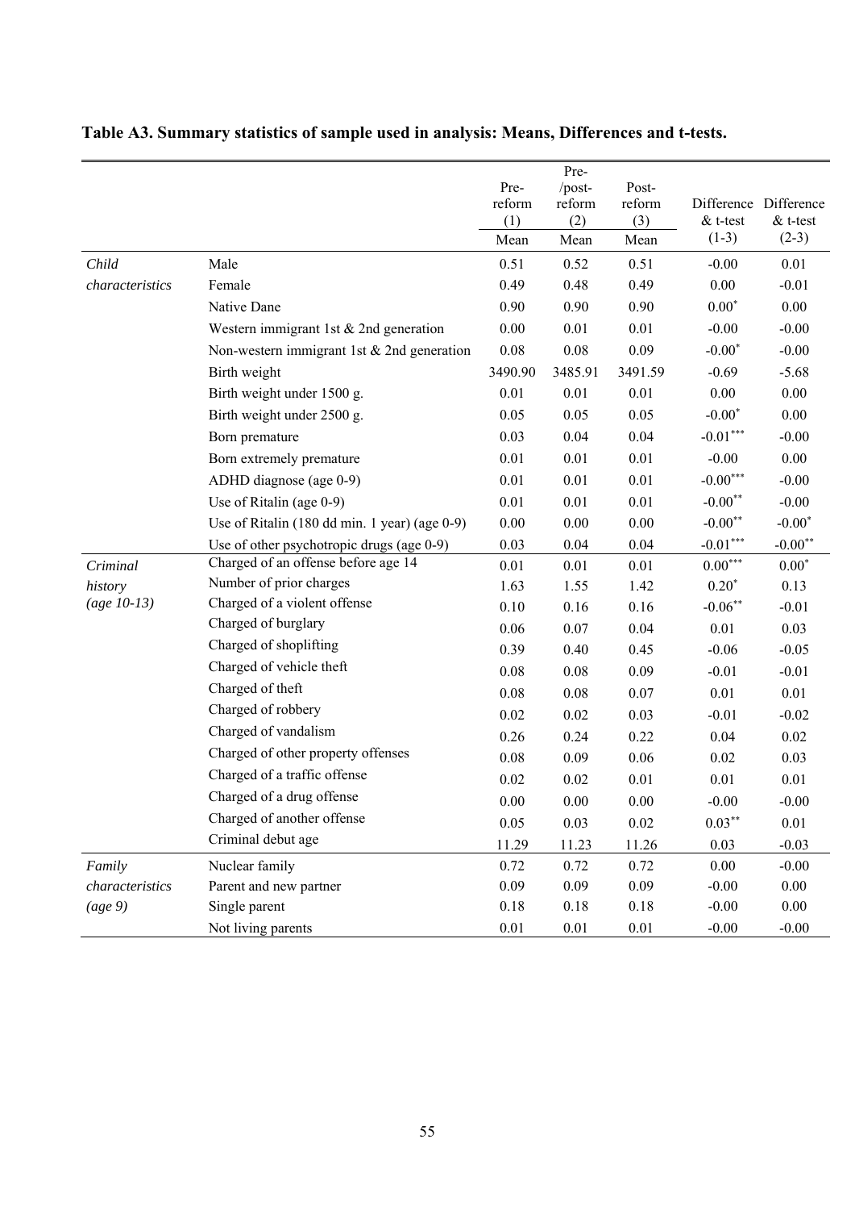**Table A3. Summary statistics of sample used in analysis: Means, Differences and t-tests.**

| | | Pre-reform (1) Mean | Pre-/post-reform (2) Mean | Post-reform (3) Mean | Difference & t-test (1-3) | Difference & t-test (2-3) |
|---|---|---|---|---|---|---|
| *Child characteristics* | Male | 0.51 | 0.52 | 0.51 | -0.00 | 0.01 |
| | Female | 0.49 | 0.48 | 0.49 | 0.00 | -0.01 |
| | Native Dane | 0.90 | 0.90 | 0.90 | $0.00^{*}$ | 0.00 |
| | Western immigrant 1st & 2nd generation | 0.00 | 0.01 | 0.01 | -0.00 | -0.00 |
| | Non-western immigrant 1st & 2nd generation | 0.08 | 0.08 | 0.09 | $-0.00^{*}$ | -0.00 |
| | Birth weight | 3490.90 | 3485.91 | 3491.59 | -0.69 | -5.68 |
| | Birth weight under 1500 g. | 0.01 | 0.01 | 0.01 | 0.00 | 0.00 |
| | Birth weight under 2500 g. | 0.05 | 0.05 | 0.05 | $-0.00^{*}$ | 0.00 |
| | Born premature | 0.03 | 0.04 | 0.04 | $-0.01^{***}$ | -0.00 |
| | Born extremely premature | 0.01 | 0.01 | 0.01 | -0.00 | 0.00 |
| | ADHD diagnose (age 0-9) | 0.01 | 0.01 | 0.01 | $-0.00^{***}$ | -0.00 |
| | Use of Ritalin (age 0-9) | 0.01 | 0.01 | 0.01 | $-0.00^{**}$ | -0.00 |
| | Use of Ritalin (180 dd min. 1 year) (age 0-9) | 0.00 | 0.00 | 0.00 | $-0.00^{**}$ | $-0.00^{*}$ |
| | Use of other psychotropic drugs (age 0-9) | 0.03 | 0.04 | 0.04 | $-0.01^{***}$ | $-0.00^{**}$ |
| *Criminal history (age 10-13)* | Charged of an offense before age 14 | 0.01 | 0.01 | 0.01 | $0.00^{***}$ | $0.00^{*}$ |
| | Number of prior charges | 1.63 | 1.55 | 1.42 | $0.20^{*}$ | 0.13 |
| | Charged of a violent offense | 0.10 | 0.16 | 0.16 | $-0.06^{**}$ | -0.01 |
| | Charged of burglary | 0.06 | 0.07 | 0.04 | 0.01 | 0.03 |
| | Charged of shoplifting | 0.39 | 0.40 | 0.45 | -0.06 | -0.05 |
| | Charged of vehicle theft | 0.08 | 0.08 | 0.09 | -0.01 | -0.01 |
| | Charged of theft | 0.08 | 0.08 | 0.07 | 0.01 | 0.01 |
| | Charged of robbery | 0.02 | 0.02 | 0.03 | -0.01 | -0.02 |
| | Charged of vandalism | 0.26 | 0.24 | 0.22 | 0.04 | 0.02 |
| | Charged of other property offenses | 0.08 | 0.09 | 0.06 | 0.02 | 0.03 |
| | Charged of a traffic offense | 0.02 | 0.02 | 0.01 | 0.01 | 0.01 |
| | Charged of a drug offense | 0.00 | 0.00 | 0.00 | -0.00 | -0.00 |
| | Charged of another offense | 0.05 | 0.03 | 0.02 | $0.03^{**}$ | 0.01 |
| | Criminal debut age | 11.29 | 11.23 | 11.26 | 0.03 | -0.03 |
| *Family characteristics (age 9)* | Nuclear family | 0.72 | 0.72 | 0.72 | 0.00 | -0.00 |
| | Parent and new partner | 0.09 | 0.09 | 0.09 | -0.00 | 0.00 |
| | Single parent | 0.18 | 0.18 | 0.18 | -0.00 | 0.00 |
| | Not living parents | 0.01 | 0.01 | 0.01 | -0.00 | -0.00 |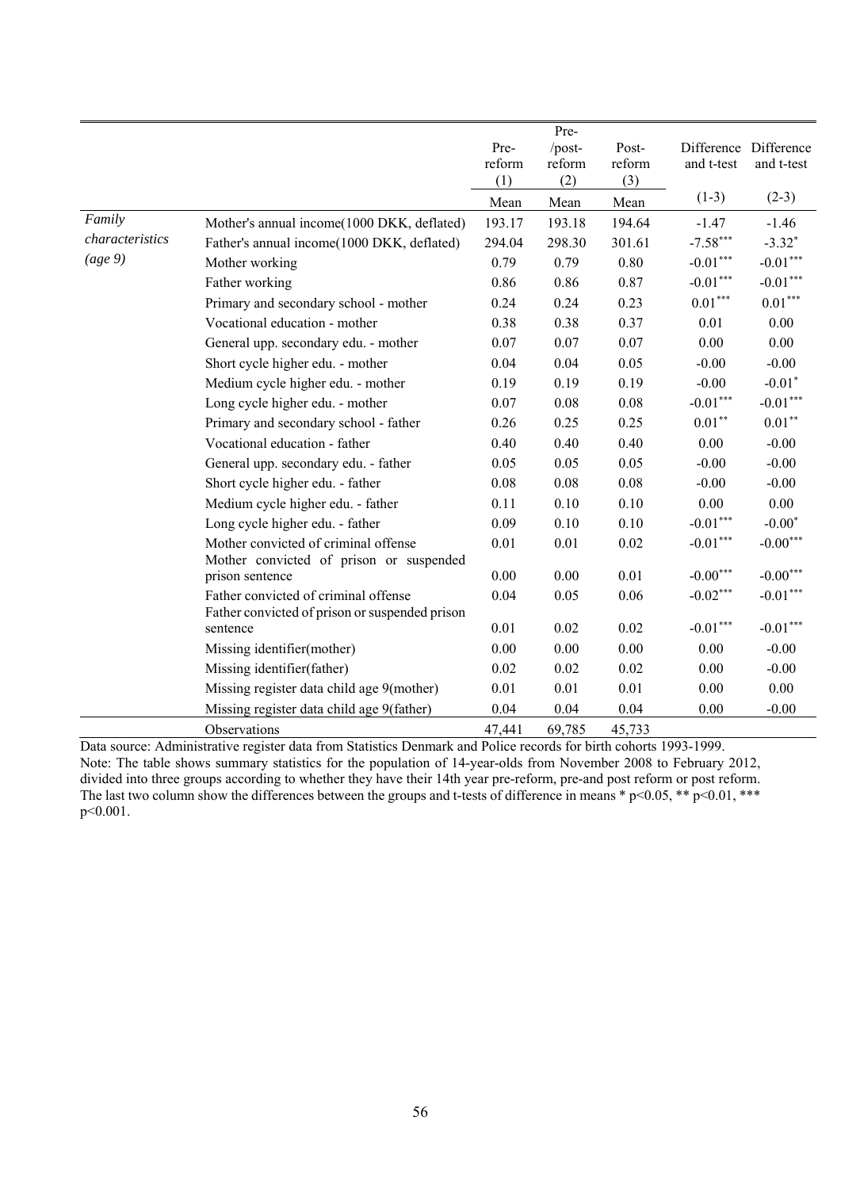| | | Pre-reform (1) | Pre-/post-reform (2) | Post-reform (3) | Difference and t-test | Difference and t-test |
|---|---|---|---|---|---|---|
| | | Mean | Mean | Mean | (1-3) | (2-3) |
| *Family characteristics (age 9)* | Mother's annual income(1000 DKK, deflated) | 193.17 | 193.18 | 194.64 | -1.47 | -1.46 |
| | Father's annual income(1000 DKK, deflated) | 294.04 | 298.30 | 301.61 | -7.58*** | -3.32* |
| | Mother working | 0.79 | 0.79 | 0.80 | -0.01*** | -0.01*** |
| | Father working | 0.86 | 0.86 | 0.87 | -0.01*** | -0.01*** |
| | Primary and secondary school - mother | 0.24 | 0.24 | 0.23 | 0.01*** | 0.01*** |
| | Vocational education - mother | 0.38 | 0.38 | 0.37 | 0.01 | 0.00 |
| | General upp. secondary edu. - mother | 0.07 | 0.07 | 0.07 | 0.00 | 0.00 |
| | Short cycle higher edu. - mother | 0.04 | 0.04 | 0.05 | -0.00 | -0.00 |
| | Medium cycle higher edu. - mother | 0.19 | 0.19 | 0.19 | -0.00 | -0.01* |
| | Long cycle higher edu. - mother | 0.07 | 0.08 | 0.08 | -0.01*** | -0.01*** |
| | Primary and secondary school - father | 0.26 | 0.25 | 0.25 | 0.01** | 0.01** |
| | Vocational education - father | 0.40 | 0.40 | 0.40 | 0.00 | -0.00 |
| | General upp. secondary edu. - father | 0.05 | 0.05 | 0.05 | -0.00 | -0.00 |
| | Short cycle higher edu. - father | 0.08 | 0.08 | 0.08 | -0.00 | -0.00 |
| | Medium cycle higher edu. - father | 0.11 | 0.10 | 0.10 | 0.00 | 0.00 |
| | Long cycle higher edu. - father | 0.09 | 0.10 | 0.10 | -0.01*** | -0.00* |
| | Mother convicted of criminal offense | 0.01 | 0.01 | 0.02 | -0.01*** | -0.00*** |
| | Mother convicted of prison or suspended prison sentence | 0.00 | 0.00 | 0.01 | -0.00*** | -0.00*** |
| | Father convicted of criminal offense | 0.04 | 0.05 | 0.06 | -0.02*** | -0.01*** |
| | Father convicted of prison or suspended prison sentence | 0.01 | 0.02 | 0.02 | -0.01*** | -0.01*** |
| | Missing identifier(mother) | 0.00 | 0.00 | 0.00 | 0.00 | -0.00 |
| | Missing identifier(father) | 0.02 | 0.02 | 0.02 | 0.00 | -0.00 |
| | Missing register data child age 9(mother) | 0.01 | 0.01 | 0.01 | 0.00 | 0.00 |
| | Missing register data child age 9(father) | 0.04 | 0.04 | 0.04 | 0.00 | -0.00 |
| | Observations | 47,441 | 69,785 | 45,733 | | |

Data source: Administrative register data from Statistics Denmark and Police records for birth cohorts 1993-1999.
Note: The table shows summary statistics for the population of 14-year-olds from November 2008 to February 2012, divided into three groups according to whether they have their 14th year pre-reform, pre-and post reform or post reform. The last two column show the differences between the groups and t-tests of difference in means * p<0.05, ** p<0.01, *** p<0.001.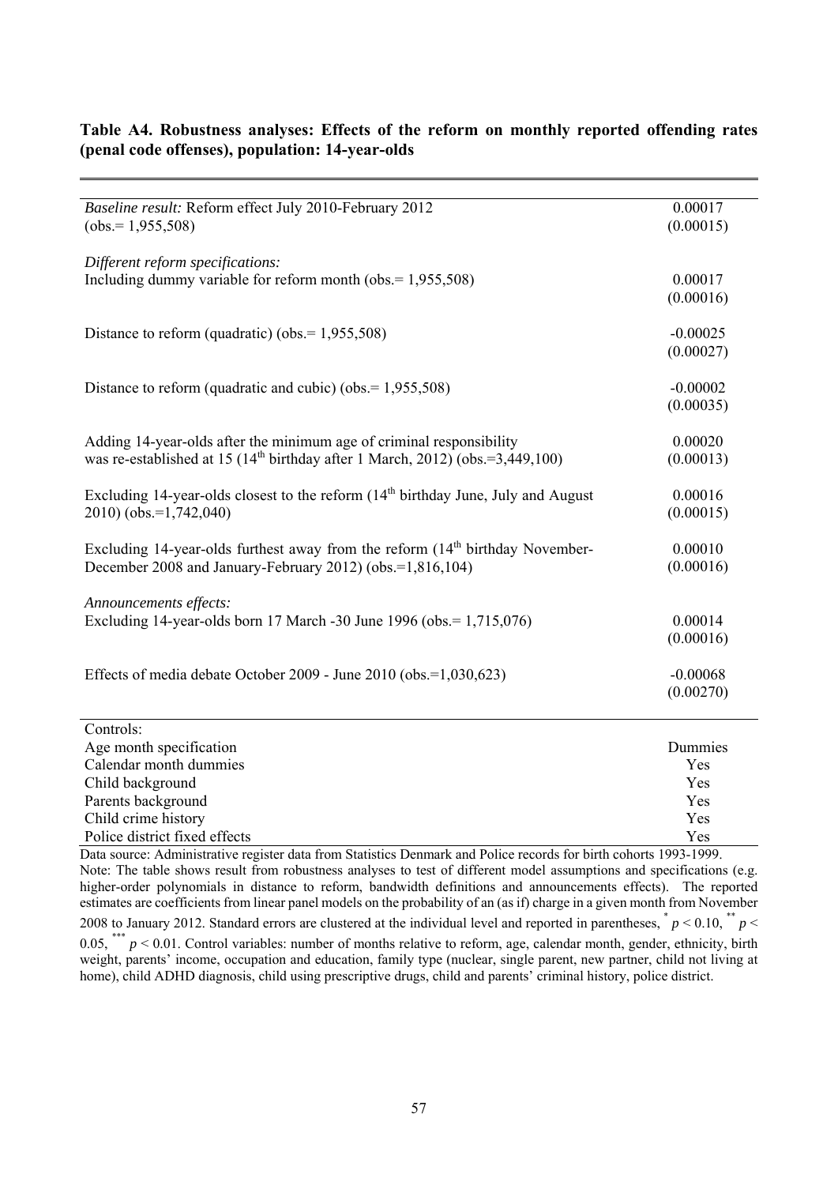**Table A4. Robustness analyses: Effects of the reform on monthly reported offending rates (penal code offenses), population: 14-year-olds**

| | |
|---|---|
| *Baseline result:* Reform effect July 2010-February 2012 (obs.= 1,955,508) | 0.00017 (0.00015) |
| *Different reform specifications:* | |
| Including dummy variable for reform month (obs.= 1,955,508) | 0.00017 (0.00016) |
| Distance to reform (quadratic) (obs.= 1,955,508) | -0.00025 (0.00027) |
| Distance to reform (quadratic and cubic) (obs.= 1,955,508) | -0.00002 (0.00035) |
| Adding 14-year-olds after the minimum age of criminal responsibility was re-established at 15 (14th birthday after 1 March, 2012) (obs.=3,449,100) | 0.00020 (0.00013) |
| Excluding 14-year-olds closest to the reform (14th birthday June, July and August 2010) (obs.=1,742,040) | 0.00016 (0.00015) |
| Excluding 14-year-olds furthest away from the reform (14th birthday November-December 2008 and January-February 2012) (obs.=1,816,104) | 0.00010 (0.00016) |
| *Announcements effects:* | |
| Excluding 14-year-olds born 17 March -30 June 1996 (obs.= 1,715,076) | 0.00014 (0.00016) |
| Effects of media debate October 2009 - June 2010 (obs.=1,030,623) | -0.00068 (0.00270) |
| Controls: | |
| Age month specification | Dummies |
| Calendar month dummies | Yes |
| Child background | Yes |
| Parents background | Yes |
| Child crime history | Yes |
| Police district fixed effects | Yes |

Data source: Administrative register data from Statistics Denmark and Police records for birth cohorts 1993-1999.
Note: The table shows result from robustness analyses to test of different model assumptions and specifications (e.g. higher-order polynomials in distance to reform, bandwidth definitions and announcements effects). The reported estimates are coefficients from linear panel models on the probability of an (as if) charge in a given month from November 2008 to January 2012. Standard errors are clustered at the individual level and reported in parentheses, * $p < 0.10$, ** $p < 0.05$, *** $p < 0.01$. Control variables: number of months relative to reform, age, calendar month, gender, ethnicity, birth weight, parents' income, occupation and education, family type (nuclear, single parent, new partner, child not living at home), child ADHD diagnosis, child using prescriptive drugs, child and parents' criminal history, police district.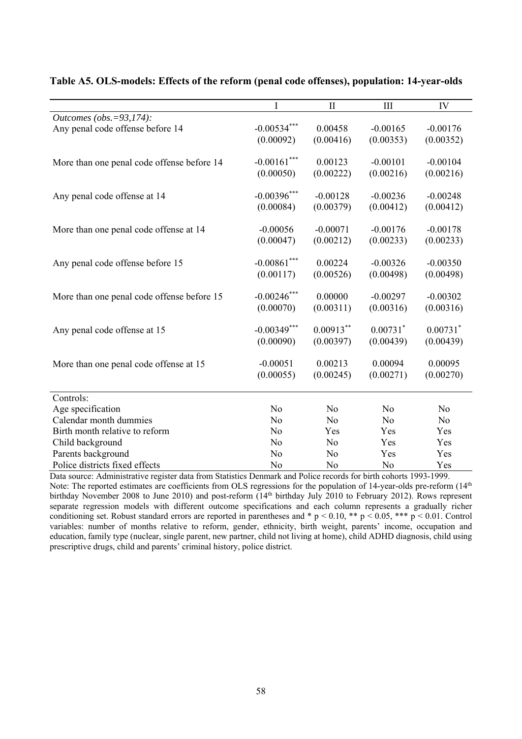**Table A5. OLS-models: Effects of the reform (penal code offenses), population: 14-year-olds**

| | I | II | III | IV |
|---|---|---|---|---|
| *Outcomes (obs.=93,174):* | | | | |
| Any penal code offense before 14 | -0.00534*** | 0.00458 | -0.00165 | -0.00176 |
| | (0.00092) | (0.00416) | (0.00353) | (0.00352) |
| More than one penal code offense before 14 | -0.00161*** | 0.00123 | -0.00101 | -0.00104 |
| | (0.00050) | (0.00222) | (0.00216) | (0.00216) |
| Any penal code offense at 14 | -0.00396*** | -0.00128 | -0.00236 | -0.00248 |
| | (0.00084) | (0.00379) | (0.00412) | (0.00412) |
| More than one penal code offense at 14 | -0.00056 | -0.00071 | -0.00176 | -0.00178 |
| | (0.00047) | (0.00212) | (0.00233) | (0.00233) |
| Any penal code offense before 15 | -0.00861*** | 0.00224 | -0.00326 | -0.00350 |
| | (0.00117) | (0.00526) | (0.00498) | (0.00498) |
| More than one penal code offense before 15 | -0.00246*** | 0.00000 | -0.00297 | -0.00302 |
| | (0.00070) | (0.00311) | (0.00316) | (0.00316) |
| Any penal code offense at 15 | -0.00349*** | 0.00913** | 0.00731* | 0.00731* |
| | (0.00090) | (0.00397) | (0.00439) | (0.00439) |
| More than one penal code offense at 15 | -0.00051 | 0.00213 | 0.00094 | 0.00095 |
| | (0.00055) | (0.00245) | (0.00271) | (0.00270) |
| Controls: | | | | |
| Age specification | No | No | No | No |
| Calendar month dummies | No | No | No | No |
| Birth month relative to reform | No | Yes | Yes | Yes |
| Child background | No | No | Yes | Yes |
| Parents background | No | No | Yes | Yes |
| Police districts fixed effects | No | No | No | Yes |

Data source: Administrative register data from Statistics Denmark and Police records for birth cohorts 1993-1999.
Note: The reported estimates are coefficients from OLS regressions for the population of 14-year-olds pre-reform (14th birthday November 2008 to June 2010) and post-reform (14th birthday July 2010 to February 2012). Rows represent separate regression models with different outcome specifications and each column represents a gradually richer conditioning set. Robust standard errors are reported in parentheses and * $p < 0.10$, ** $p < 0.05$, *** $p < 0.01$. Control variables: number of months relative to reform, gender, ethnicity, birth weight, parents' income, occupation and education, family type (nuclear, single parent, new partner, child not living at home), child ADHD diagnosis, child using prescriptive drugs, child and parents' criminal history, police district.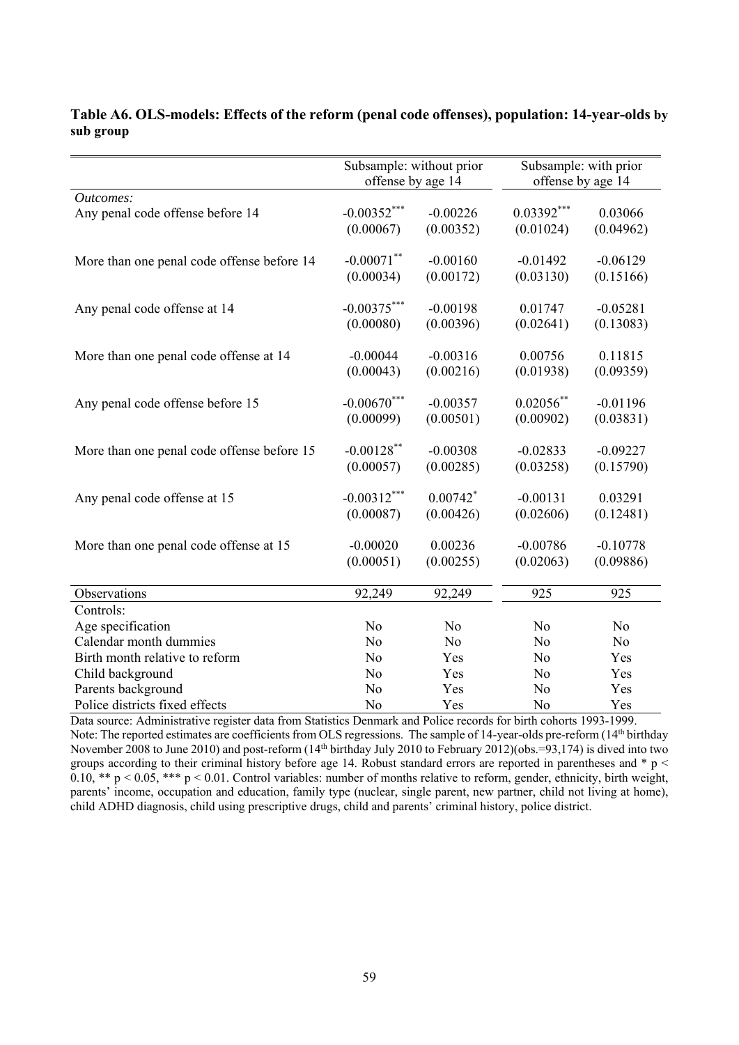**Table A6. OLS-models: Effects of the reform (penal code offenses), population: 14-year-olds by sub group**

| | Subsample: without prior offense by age 14 | | Subsample: with prior offense by age 14 | |
|---|---|---|---|---|
| *Outcomes:* | | | | |
| Any penal code offense before 14 | -0.00352*** | -0.00226 | 0.03392*** | 0.03066 |
| | (0.00067) | (0.00352) | (0.01024) | (0.04962) |
| More than one penal code offense before 14 | -0.00071** | -0.00160 | -0.01492 | -0.06129 |
| | (0.00034) | (0.00172) | (0.03130) | (0.15166) |
| Any penal code offense at 14 | -0.00375*** | -0.00198 | 0.01747 | -0.05281 |
| | (0.00080) | (0.00396) | (0.02641) | (0.13083) |
| More than one penal code offense at 14 | -0.00044 | -0.00316 | 0.00756 | 0.11815 |
| | (0.00043) | (0.00216) | (0.01938) | (0.09359) |
| Any penal code offense before 15 | -0.00670*** | -0.00357 | 0.02056** | -0.01196 |
| | (0.00099) | (0.00501) | (0.00902) | (0.03831) |
| More than one penal code offense before 15 | -0.00128** | -0.00308 | -0.02833 | -0.09227 |
| | (0.00057) | (0.00285) | (0.03258) | (0.15790) |
| Any penal code offense at 15 | -0.00312*** | 0.00742* | -0.00131 | 0.03291 |
| | (0.00087) | (0.00426) | (0.02606) | (0.12481) |
| More than one penal code offense at 15 | -0.00020 | 0.00236 | -0.00786 | -0.10778 |
| | (0.00051) | (0.00255) | (0.02063) | (0.09886) |
| Observations | 92,249 | 92,249 | 925 | 925 |
| Controls: | | | | |
| Age specification | No | No | No | No |
| Calendar month dummies | No | No | No | No |
| Birth month relative to reform | No | Yes | No | Yes |
| Child background | No | Yes | No | Yes |
| Parents background | No | Yes | No | Yes |
| Police districts fixed effects | No | Yes | No | Yes |

Data source: Administrative register data from Statistics Denmark and Police records for birth cohorts 1993-1999.
Note: The reported estimates are coefficients from OLS regressions. The sample of 14-year-olds pre-reform (14th birthday November 2008 to June 2010) and post-reform (14th birthday July 2010 to February 2012)(obs.=93,174) is dived into two groups according to their criminal history before age 14. Robust standard errors are reported in parentheses and * $p < 0.10$, ** $p < 0.05$, *** $p < 0.01$. Control variables: number of months relative to reform, gender, ethnicity, birth weight, parents' income, occupation and education, family type (nuclear, single parent, new partner, child not living at home), child ADHD diagnosis, child using prescriptive drugs, child and parents' criminal history, police district.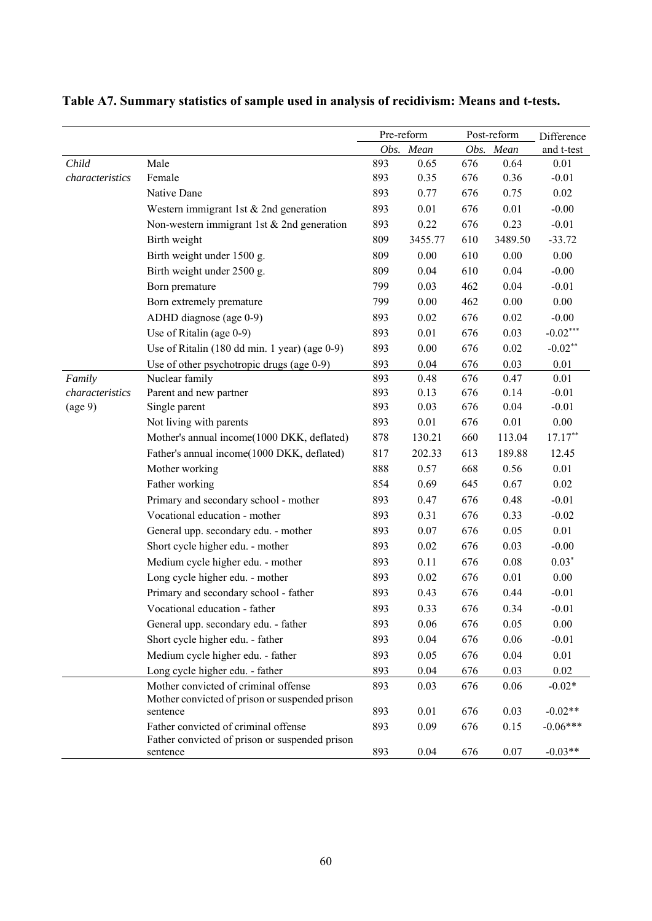**Table A7. Summary statistics of sample used in analysis of recidivism: Means and t-tests.**

| | | Pre-reform | | Post-reform | | Difference |
|---|---|---|---|---|---|---|
| | | *Obs.* | *Mean* | *Obs.* | *Mean* | and t-test |
| *Child characteristics* | Male | 893 | 0.65 | 676 | 0.64 | 0.01 |
| | Female | 893 | 0.35 | 676 | 0.36 | -0.01 |
| | Native Dane | 893 | 0.77 | 676 | 0.75 | 0.02 |
| | Western immigrant 1st & 2nd generation | 893 | 0.01 | 676 | 0.01 | -0.00 |
| | Non-western immigrant 1st & 2nd generation | 893 | 0.22 | 676 | 0.23 | -0.01 |
| | Birth weight | 809 | 3455.77 | 610 | 3489.50 | -33.72 |
| | Birth weight under 1500 g. | 809 | 0.00 | 610 | 0.00 | 0.00 |
| | Birth weight under 2500 g. | 809 | 0.04 | 610 | 0.04 | -0.00 |
| | Born premature | 799 | 0.03 | 462 | 0.04 | -0.01 |
| | Born extremely premature | 799 | 0.00 | 462 | 0.00 | 0.00 |
| | ADHD diagnose (age 0-9) | 893 | 0.02 | 676 | 0.02 | -0.00 |
| | Use of Ritalin (age 0-9) | 893 | 0.01 | 676 | 0.03 | -0.02*** |
| | Use of Ritalin (180 dd min. 1 year) (age 0-9) | 893 | 0.00 | 676 | 0.02 | -0.02** |
| | Use of other psychotropic drugs (age 0-9) | 893 | 0.04 | 676 | 0.03 | 0.01 |
| *Family characteristics* (age 9) | Nuclear family | 893 | 0.48 | 676 | 0.47 | 0.01 |
| | Parent and new partner | 893 | 0.13 | 676 | 0.14 | -0.01 |
| | Single parent | 893 | 0.03 | 676 | 0.04 | -0.01 |
| | Not living with parents | 893 | 0.01 | 676 | 0.01 | 0.00 |
| | Mother's annual income(1000 DKK, deflated) | 878 | 130.21 | 660 | 113.04 | 17.17** |
| | Father's annual income(1000 DKK, deflated) | 817 | 202.33 | 613 | 189.88 | 12.45 |
| | Mother working | 888 | 0.57 | 668 | 0.56 | 0.01 |
| | Father working | 854 | 0.69 | 645 | 0.67 | 0.02 |
| | Primary and secondary school - mother | 893 | 0.47 | 676 | 0.48 | -0.01 |
| | Vocational education - mother | 893 | 0.31 | 676 | 0.33 | -0.02 |
| | General upp. secondary edu. - mother | 893 | 0.07 | 676 | 0.05 | 0.01 |
| | Short cycle higher edu. - mother | 893 | 0.02 | 676 | 0.03 | -0.00 |
| | Medium cycle higher edu. - mother | 893 | 0.11 | 676 | 0.08 | 0.03* |
| | Long cycle higher edu. - mother | 893 | 0.02 | 676 | 0.01 | 0.00 |
| | Primary and secondary school - father | 893 | 0.43 | 676 | 0.44 | -0.01 |
| | Vocational education - father | 893 | 0.33 | 676 | 0.34 | -0.01 |
| | General upp. secondary edu. - father | 893 | 0.06 | 676 | 0.05 | 0.00 |
| | Short cycle higher edu. - father | 893 | 0.04 | 676 | 0.06 | -0.01 |
| | Medium cycle higher edu. - father | 893 | 0.05 | 676 | 0.04 | 0.01 |
| | Long cycle higher edu. - father | 893 | 0.04 | 676 | 0.03 | 0.02 |
| | Mother convicted of criminal offense | 893 | 0.03 | 676 | 0.06 | -0.02* |
| | Mother convicted of prison or suspended prison sentence | 893 | 0.01 | 676 | 0.03 | -0.02** |
| | Father convicted of criminal offense | 893 | 0.09 | 676 | 0.15 | -0.06*** |
| | Father convicted of prison or suspended prison sentence | 893 | 0.04 | 676 | 0.07 | -0.03** |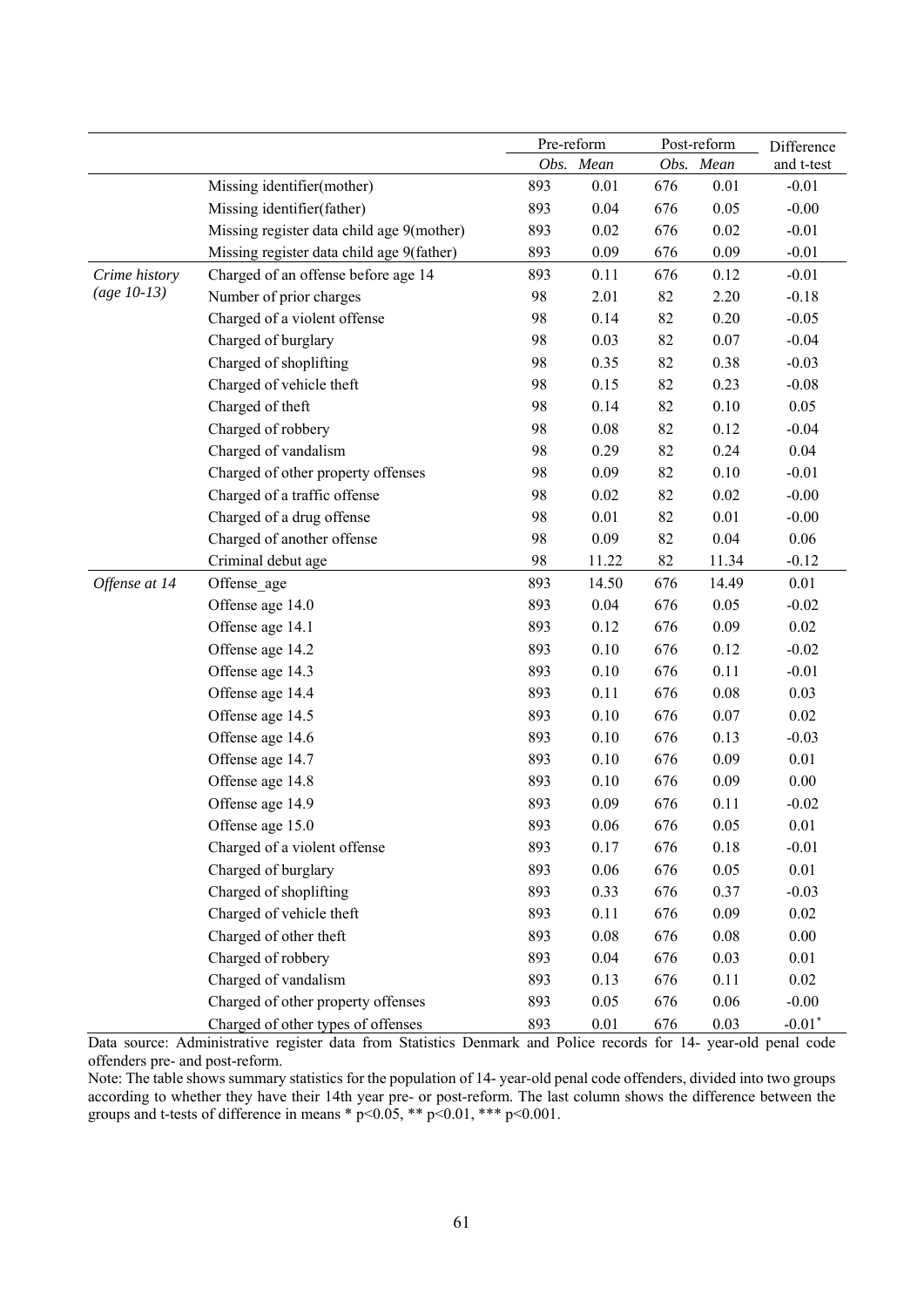| | | Pre-reform | | Post-reform | | Difference |
|---|---|---|---|---|---|---|
| | | *Obs.* | *Mean* | *Obs.* | *Mean* | and t-test |
| | Missing identifier(mother) | 893 | 0.01 | 676 | 0.01 | -0.01 |
| | Missing identifier(father) | 893 | 0.04 | 676 | 0.05 | -0.00 |
| | Missing register data child age 9(mother) | 893 | 0.02 | 676 | 0.02 | -0.01 |
| | Missing register data child age 9(father) | 893 | 0.09 | 676 | 0.09 | -0.01 |
| *Crime history (age 10-13)* | Charged of an offense before age 14 | 893 | 0.11 | 676 | 0.12 | -0.01 |
| | Number of prior charges | 98 | 2.01 | 82 | 2.20 | -0.18 |
| | Charged of a violent offense | 98 | 0.14 | 82 | 0.20 | -0.05 |
| | Charged of burglary | 98 | 0.03 | 82 | 0.07 | -0.04 |
| | Charged of shoplifting | 98 | 0.35 | 82 | 0.38 | -0.03 |
| | Charged of vehicle theft | 98 | 0.15 | 82 | 0.23 | -0.08 |
| | Charged of theft | 98 | 0.14 | 82 | 0.10 | 0.05 |
| | Charged of robbery | 98 | 0.08 | 82 | 0.12 | -0.04 |
| | Charged of vandalism | 98 | 0.29 | 82 | 0.24 | 0.04 |
| | Charged of other property offenses | 98 | 0.09 | 82 | 0.10 | -0.01 |
| | Charged of a traffic offense | 98 | 0.02 | 82 | 0.02 | -0.00 |
| | Charged of a drug offense | 98 | 0.01 | 82 | 0.01 | -0.00 |
| | Charged of another offense | 98 | 0.09 | 82 | 0.04 | 0.06 |
| | Criminal debut age | 98 | 11.22 | 82 | 11.34 | -0.12 |
| *Offense at 14* | Offense_age | 893 | 14.50 | 676 | 14.49 | 0.01 |
| | Offense age 14.0 | 893 | 0.04 | 676 | 0.05 | -0.02 |
| | Offense age 14.1 | 893 | 0.12 | 676 | 0.09 | 0.02 |
| | Offense age 14.2 | 893 | 0.10 | 676 | 0.12 | -0.02 |
| | Offense age 14.3 | 893 | 0.10 | 676 | 0.11 | -0.01 |
| | Offense age 14.4 | 893 | 0.11 | 676 | 0.08 | 0.03 |
| | Offense age 14.5 | 893 | 0.10 | 676 | 0.07 | 0.02 |
| | Offense age 14.6 | 893 | 0.10 | 676 | 0.13 | -0.03 |
| | Offense age 14.7 | 893 | 0.10 | 676 | 0.09 | 0.01 |
| | Offense age 14.8 | 893 | 0.10 | 676 | 0.09 | 0.00 |
| | Offense age 14.9 | 893 | 0.09 | 676 | 0.11 | -0.02 |
| | Offense age 15.0 | 893 | 0.06 | 676 | 0.05 | 0.01 |
| | Charged of a violent offense | 893 | 0.17 | 676 | 0.18 | -0.01 |
| | Charged of burglary | 893 | 0.06 | 676 | 0.05 | 0.01 |
| | Charged of shoplifting | 893 | 0.33 | 676 | 0.37 | -0.03 |
| | Charged of vehicle theft | 893 | 0.11 | 676 | 0.09 | 0.02 |
| | Charged of other theft | 893 | 0.08 | 676 | 0.08 | 0.00 |
| | Charged of robbery | 893 | 0.04 | 676 | 0.03 | 0.01 |
| | Charged of vandalism | 893 | 0.13 | 676 | 0.11 | 0.02 |
| | Charged of other property offenses | 893 | 0.05 | 676 | 0.06 | -0.00 |
| | Charged of other types of offenses | 893 | 0.01 | 676 | 0.03 | -0.01* |

Data source: Administrative register data from Statistics Denmark and Police records for 14- year-old penal code offenders pre- and post-reform.

Note: The table shows summary statistics for the population of 14- year-old penal code offenders, divided into two groups according to whether they have their 14th year pre- or post-reform. The last column shows the difference between the groups and t-tests of difference in means * $p<0.05$, ** $p<0.01$, *** $p<0.001$.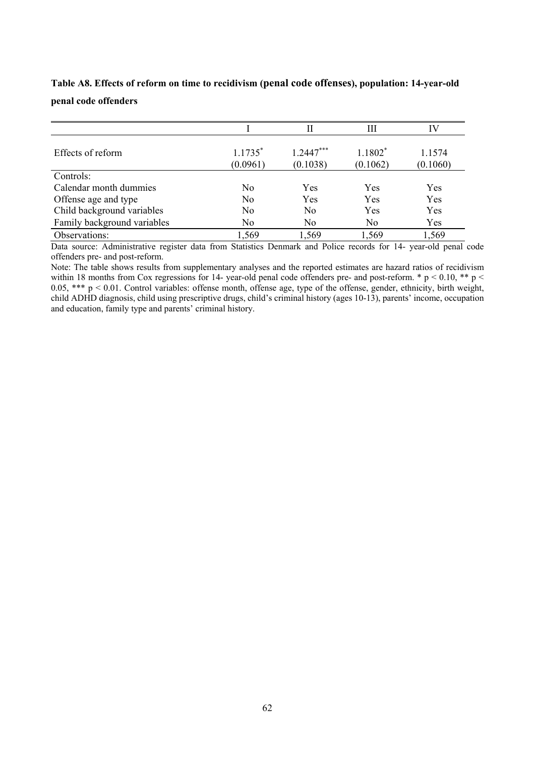**Table A8. Effects of reform on time to recidivism (penal code offenses), population: 14-year-old penal code offenders**

| | I | II | III | IV |
|---|---|---|---|---|
| Effects of reform | 1.1735* | 1.2447*** | 1.1802* | 1.1574 |
| | (0.0961) | (0.1038) | (0.1062) | (0.1060) |
| Controls: | | | | |
| Calendar month dummies | No | Yes | Yes | Yes |
| Offense age and type | No | Yes | Yes | Yes |
| Child background variables | No | No | Yes | Yes |
| Family background variables | No | No | No | Yes |
| Observations: | 1,569 | 1,569 | 1,569 | 1,569 |

Data source: Administrative register data from Statistics Denmark and Police records for 14- year-old penal code offenders pre- and post-reform.

Note: The table shows results from supplementary analyses and the reported estimates are hazard ratios of recidivism within 18 months from Cox regressions for 14- year-old penal code offenders pre- and post-reform. * $p < 0.10$, ** $p < 0.05$, *** $p < 0.01$. Control variables: offense month, offense age, type of the offense, gender, ethnicity, birth weight, child ADHD diagnosis, child using prescriptive drugs, child's criminal history (ages 10-13), parents' income, occupation and education, family type and parents' criminal history.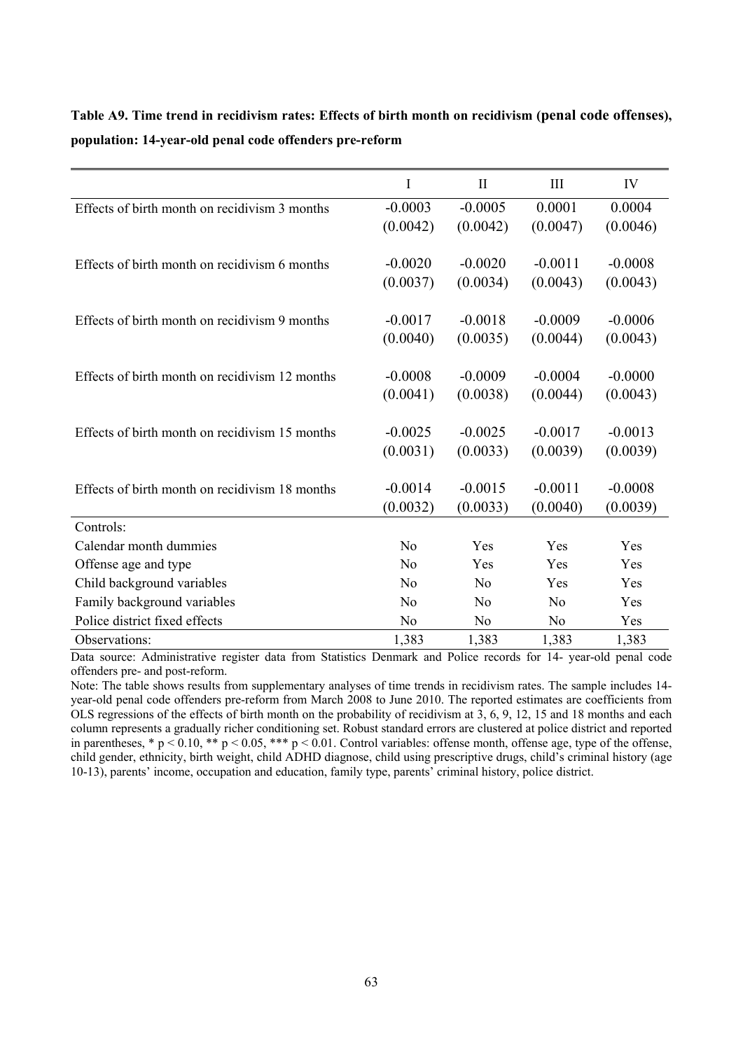**Table A9. Time trend in recidivism rates: Effects of birth month on recidivism (penal code offenses), population: 14-year-old penal code offenders pre-reform**

| | I | II | III | IV |
|---|---|---|---|---|
| Effects of birth month on recidivism 3 months | -0.0003 | -0.0005 | 0.0001 | 0.0004 |
| | (0.0042) | (0.0042) | (0.0047) | (0.0046) |
| Effects of birth month on recidivism 6 months | -0.0020 | -0.0020 | -0.0011 | -0.0008 |
| | (0.0037) | (0.0034) | (0.0043) | (0.0043) |
| Effects of birth month on recidivism 9 months | -0.0017 | -0.0018 | -0.0009 | -0.0006 |
| | (0.0040) | (0.0035) | (0.0044) | (0.0043) |
| Effects of birth month on recidivism 12 months | -0.0008 | -0.0009 | -0.0004 | -0.0000 |
| | (0.0041) | (0.0038) | (0.0044) | (0.0043) |
| Effects of birth month on recidivism 15 months | -0.0025 | -0.0025 | -0.0017 | -0.0013 |
| | (0.0031) | (0.0033) | (0.0039) | (0.0039) |
| Effects of birth month on recidivism 18 months | -0.0014 | -0.0015 | -0.0011 | -0.0008 |
| | (0.0032) | (0.0033) | (0.0040) | (0.0039) |
| Controls: | | | | |
| Calendar month dummies | No | Yes | Yes | Yes |
| Offense age and type | No | Yes | Yes | Yes |
| Child background variables | No | No | Yes | Yes |
| Family background variables | No | No | No | Yes |
| Police district fixed effects | No | No | No | Yes |
| Observations: | 1,383 | 1,383 | 1,383 | 1,383 |

Data source: Administrative register data from Statistics Denmark and Police records for 14- year-old penal code offenders pre- and post-reform.

Note: The table shows results from supplementary analyses of time trends in recidivism rates. The sample includes 14-year-old penal code offenders pre-reform from March 2008 to June 2010. The reported estimates are coefficients from OLS regressions of the effects of birth month on the probability of recidivism at 3, 6, 9, 12, 15 and 18 months and each column represents a gradually richer conditioning set. Robust standard errors are clustered at police district and reported in parentheses, * $p < 0.10$, ** $p < 0.05$, *** $p < 0.01$. Control variables: offense month, offense age, type of the offense, child gender, ethnicity, birth weight, child ADHD diagnose, child using prescriptive drugs, child's criminal history (age 10-13), parents' income, occupation and education, family type, parents' criminal history, police district.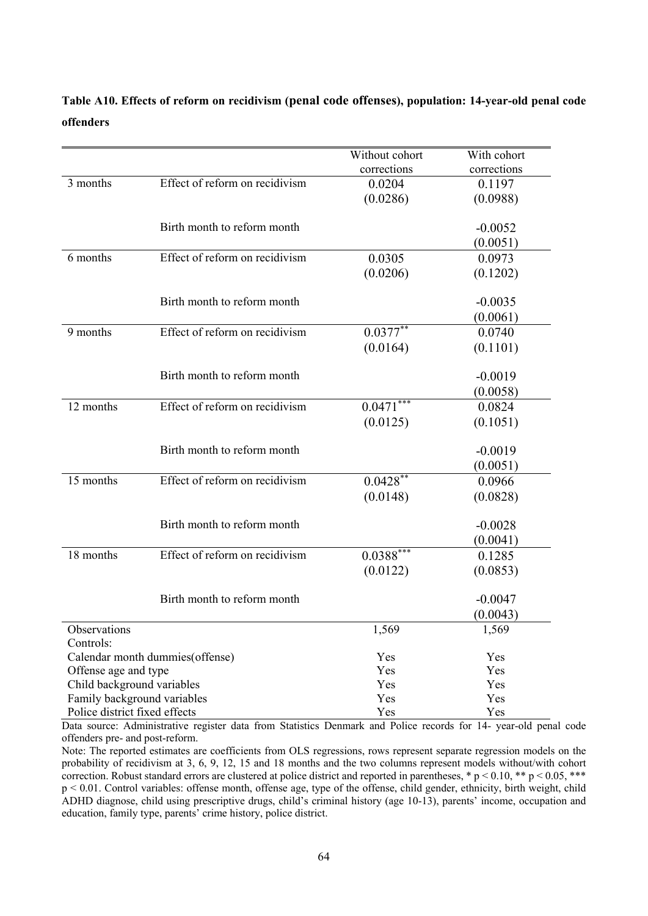**Table A10. Effects of reform on recidivism (penal code offenses), population: 14-year-old penal code offenders**

| | | Without cohort corrections | With cohort corrections |
|---|---|---|---|
| 3 months | Effect of reform on recidivism | 0.0204 | 0.1197 |
| | | (0.0286) | (0.0988) |
| | Birth month to reform month | | -0.0052 |
| | | | (0.0051) |
| 6 months | Effect of reform on recidivism | 0.0305 | 0.0973 |
| | | (0.0206) | (0.1202) |
| | Birth month to reform month | | -0.0035 |
| | | | (0.0061) |
| 9 months | Effect of reform on recidivism | 0.0377** | 0.0740 |
| | | (0.0164) | (0.1101) |
| | Birth month to reform month | | -0.0019 |
| | | | (0.0058) |
| 12 months | Effect of reform on recidivism | 0.0471*** | 0.0824 |
| | | (0.0125) | (0.1051) |
| | Birth month to reform month | | -0.0019 |
| | | | (0.0051) |
| 15 months | Effect of reform on recidivism | 0.0428** | 0.0966 |
| | | (0.0148) | (0.0828) |
| | Birth month to reform month | | -0.0028 |
| | | | (0.0041) |
| 18 months | Effect of reform on recidivism | 0.0388*** | 0.1285 |
| | | (0.0122) | (0.0853) |
| | Birth month to reform month | | -0.0047 |
| | | | (0.0043) |
| Observations | | 1,569 | 1,569 |
| Controls: | | | |
| Calendar month dummies(offense) | | Yes | Yes |
| Offense age and type | | Yes | Yes |
| Child background variables | | Yes | Yes |
| Family background variables | | Yes | Yes |
| Police district fixed effects | | Yes | Yes |

Data source: Administrative register data from Statistics Denmark and Police records for 14- year-old penal code offenders pre- and post-reform.

Note: The reported estimates are coefficients from OLS regressions, rows represent separate regression models on the probability of recidivism at 3, 6, 9, 12, 15 and 18 months and the two columns represent models without/with cohort correction. Robust standard errors are clustered at police district and reported in parentheses, * $p < 0.10$, ** $p < 0.05$, *** $p < 0.01$. Control variables: offense month, offense age, type of the offense, child gender, ethnicity, birth weight, child ADHD diagnose, child using prescriptive drugs, child's criminal history (age 10-13), parents' income, occupation and education, family type, parents' crime history, police district.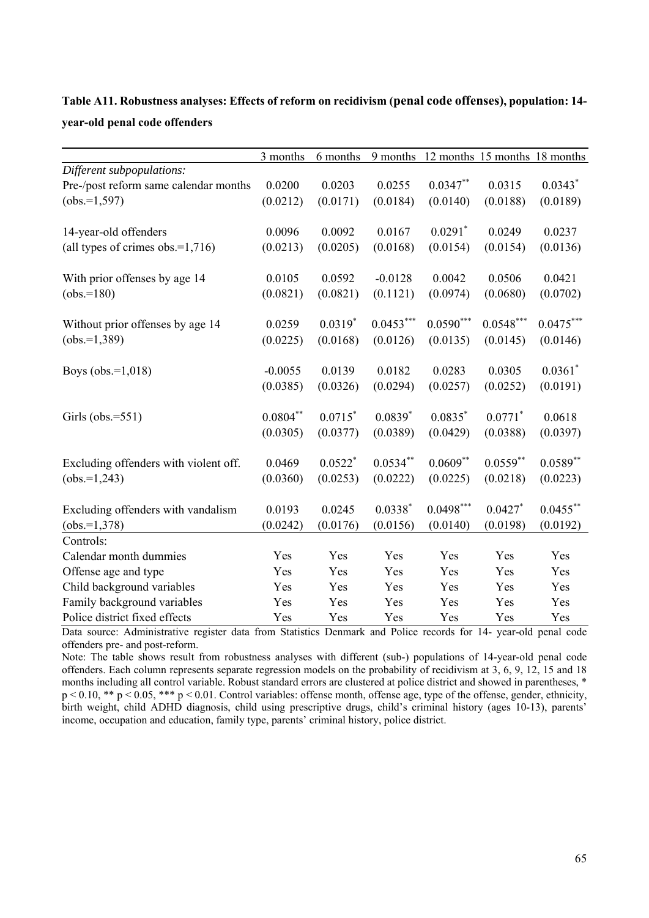**Table A11. Robustness analyses: Effects of reform on recidivism (penal code offenses), population: 14-year-old penal code offenders**

| | 3 months | 6 months | 9 months | 12 months | 15 months | 18 months |
|---|---|---|---|---|---|---|
| *Different subpopulations:* | | | | | | |
| Pre-/post reform same calendar months | 0.0200 | 0.0203 | 0.0255 | 0.0347** | 0.0315 | 0.0343* |
| (obs.=1,597) | (0.0212) | (0.0171) | (0.0184) | (0.0140) | (0.0188) | (0.0189) |
| 14-year-old offenders | 0.0096 | 0.0092 | 0.0167 | 0.0291* | 0.0249 | 0.0237 |
| (all types of crimes obs.=1,716) | (0.0213) | (0.0205) | (0.0168) | (0.0154) | (0.0154) | (0.0136) |
| With prior offenses by age 14 | 0.0105 | 0.0592 | -0.0128 | 0.0042 | 0.0506 | 0.0421 |
| (obs.=180) | (0.0821) | (0.0821) | (0.1121) | (0.0974) | (0.0680) | (0.0702) |
| Without prior offenses by age 14 | 0.0259 | 0.0319* | 0.0453*** | 0.0590*** | 0.0548*** | 0.0475*** |
| (obs.=1,389) | (0.0225) | (0.0168) | (0.0126) | (0.0135) | (0.0145) | (0.0146) |
| Boys (obs.=1,018) | -0.0055 | 0.0139 | 0.0182 | 0.0283 | 0.0305 | 0.0361* |
| | (0.0385) | (0.0326) | (0.0294) | (0.0257) | (0.0252) | (0.0191) |
| Girls (obs.=551) | 0.0804** | 0.0715* | 0.0839* | 0.0835* | 0.0771* | 0.0618 |
| | (0.0305) | (0.0377) | (0.0389) | (0.0429) | (0.0388) | (0.0397) |
| Excluding offenders with violent off. | 0.0469 | 0.0522* | 0.0534** | 0.0609** | 0.0559** | 0.0589** |
| (obs.=1,243) | (0.0360) | (0.0253) | (0.0222) | (0.0225) | (0.0218) | (0.0223) |
| Excluding offenders with vandalism | 0.0193 | 0.0245 | 0.0338* | 0.0498*** | 0.0427* | 0.0455** |
| (obs.=1,378) | (0.0242) | (0.0176) | (0.0156) | (0.0140) | (0.0198) | (0.0192) |
| Controls: | | | | | | |
| Calendar month dummies | Yes | Yes | Yes | Yes | Yes | Yes |
| Offense age and type | Yes | Yes | Yes | Yes | Yes | Yes |
| Child background variables | Yes | Yes | Yes | Yes | Yes | Yes |
| Family background variables | Yes | Yes | Yes | Yes | Yes | Yes |
| Police district fixed effects | Yes | Yes | Yes | Yes | Yes | Yes |

Data source: Administrative register data from Statistics Denmark and Police records for 14- year-old penal code offenders pre- and post-reform.

Note: The table shows result from robustness analyses with different (sub-) populations of 14-year-old penal code offenders. Each column represents separate regression models on the probability of recidivism at 3, 6, 9, 12, 15 and 18 months including all control variable. Robust standard errors are clustered at police district and showed in parentheses, * $p < 0.10$, ** $p < 0.05$, *** $p < 0.01$. Control variables: offense month, offense age, type of the offense, gender, ethnicity, birth weight, child ADHD diagnosis, child using prescriptive drugs, child's criminal history (ages 10-13), parents' income, occupation and education, family type, parents' criminal history, police district.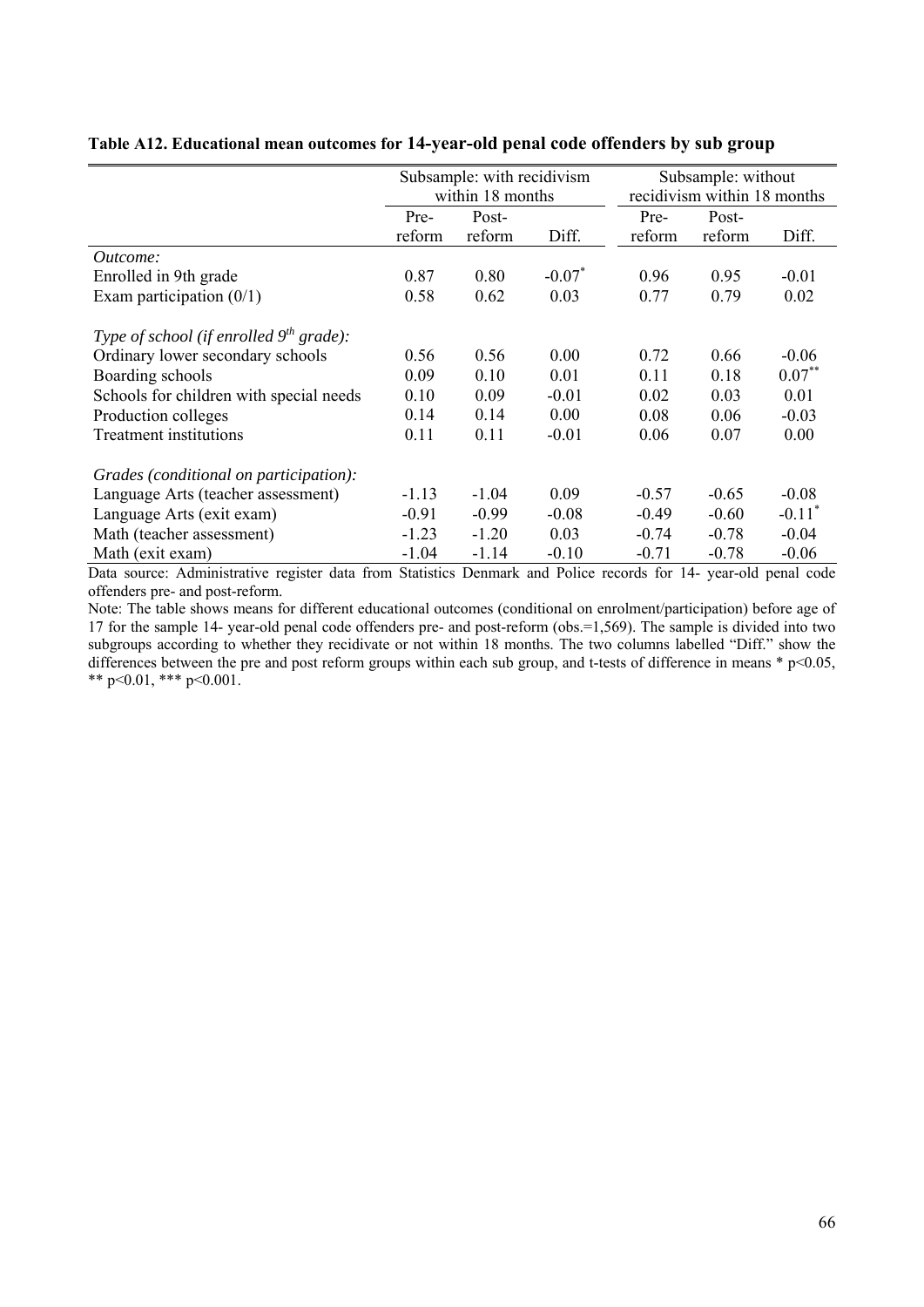**Table A12. Educational mean outcomes for 14-year-old penal code offenders by sub group**

| | Subsample: with recidivism within 18 months | | | Subsample: without recidivism within 18 months | | |
|---|---|---|---|---|---|---|
| | Pre-reform | Post-reform | Diff. | Pre-reform | Post-reform | Diff. |
| *Outcome:* | | | | | | |
| Enrolled in 9th grade | 0.87 | 0.80 | -0.07* | 0.96 | 0.95 | -0.01 |
| Exam participation (0/1) | 0.58 | 0.62 | 0.03 | 0.77 | 0.79 | 0.02 |
| *Type of school (if enrolled 9th grade):* | | | | | | |
| Ordinary lower secondary schools | 0.56 | 0.56 | 0.00 | 0.72 | 0.66 | -0.06 |
| Boarding schools | 0.09 | 0.10 | 0.01 | 0.11 | 0.18 | 0.07** |
| Schools for children with special needs | 0.10 | 0.09 | -0.01 | 0.02 | 0.03 | 0.01 |
| Production colleges | 0.14 | 0.14 | 0.00 | 0.08 | 0.06 | -0.03 |
| Treatment institutions | 0.11 | 0.11 | -0.01 | 0.06 | 0.07 | 0.00 |
| *Grades (conditional on participation):* | | | | | | |
| Language Arts (teacher assessment) | -1.13 | -1.04 | 0.09 | -0.57 | -0.65 | -0.08 |
| Language Arts (exit exam) | -0.91 | -0.99 | -0.08 | -0.49 | -0.60 | -0.11* |
| Math (teacher assessment) | -1.23 | -1.20 | 0.03 | -0.74 | -0.78 | -0.04 |
| Math (exit exam) | -1.04 | -1.14 | -0.10 | -0.71 | -0.78 | -0.06 |

Data source: Administrative register data from Statistics Denmark and Police records for 14- year-old penal code offenders pre- and post-reform.

Note: The table shows means for different educational outcomes (conditional on enrolment/participation) before age of 17 for the sample 14- year-old penal code offenders pre- and post-reform (obs.=1,569). The sample is divided into two subgroups according to whether they recidivate or not within 18 months. The two columns labelled "Diff." show the differences between the pre and post reform groups within each sub group, and t-tests of difference in means * $p<0.05$, ** $p<0.01$, *** $p<0.001$.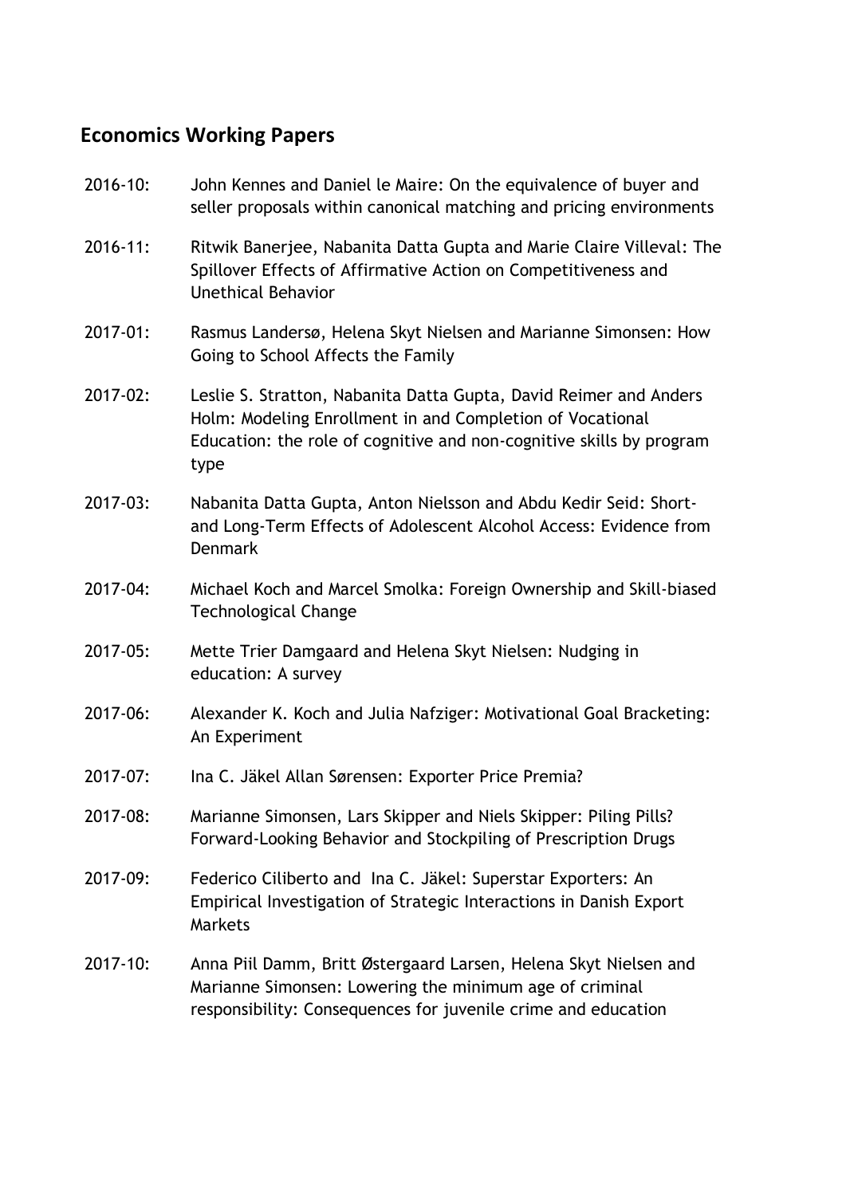## Economics Working Papers

2016-10: John Kennes and Daniel le Maire: On the equivalence of buyer and seller proposals within canonical matching and pricing environments

2016-11: Ritwik Banerjee, Nabanita Datta Gupta and Marie Claire Villeval: The Spillover Effects of Affirmative Action on Competitiveness and Unethical Behavior

2017-01: Rasmus Landersø, Helena Skyt Nielsen and Marianne Simonsen: How Going to School Affects the Family

2017-02: Leslie S. Stratton, Nabanita Datta Gupta, David Reimer and Anders Holm: Modeling Enrollment in and Completion of Vocational Education: the role of cognitive and non-cognitive skills by program type

2017-03: Nabanita Datta Gupta, Anton Nielsson and Abdu Kedir Seid: Short- and Long-Term Effects of Adolescent Alcohol Access: Evidence from Denmark

2017-04: Michael Koch and Marcel Smolka: Foreign Ownership and Skill-biased Technological Change

2017-05: Mette Trier Damgaard and Helena Skyt Nielsen: Nudging in education: A survey

2017-06: Alexander K. Koch and Julia Nafziger: Motivational Goal Bracketing: An Experiment

2017-07: Ina C. Jäkel Allan Sørensen: Exporter Price Premia?

2017-08: Marianne Simonsen, Lars Skipper and Niels Skipper: Piling Pills? Forward-Looking Behavior and Stockpiling of Prescription Drugs

2017-09: Federico Ciliberto and Ina C. Jäkel: Superstar Exporters: An Empirical Investigation of Strategic Interactions in Danish Export Markets

2017-10: Anna Piil Damm, Britt Østergaard Larsen, Helena Skyt Nielsen and Marianne Simonsen: Lowering the minimum age of criminal responsibility: Consequences for juvenile crime and education